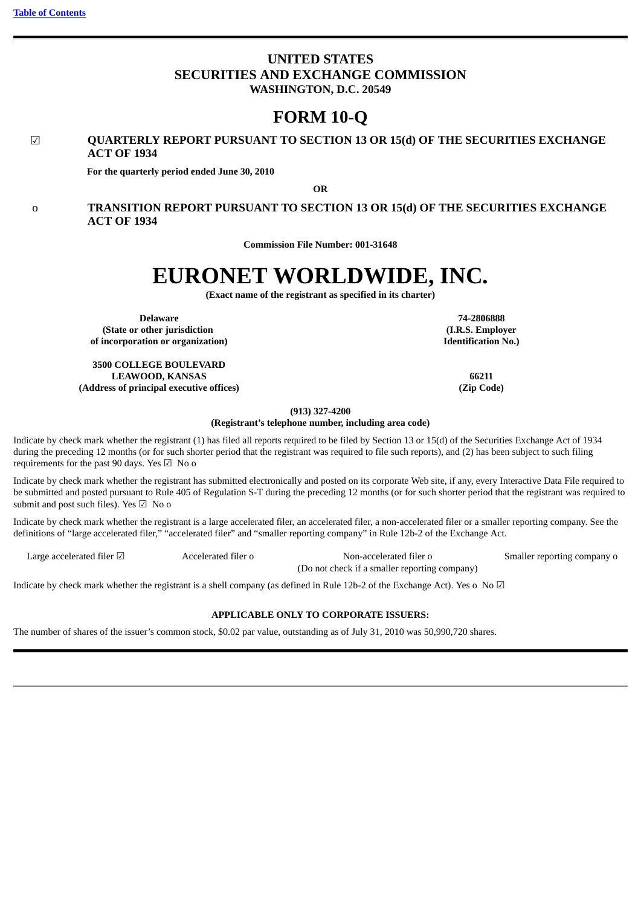[Table of Contents](#)

# UNITED STATES
# SECURITIES AND EXCHANGE COMMISSION
**WASHINGTON, D.C. 20549**

# FORM 10-Q

☑ **QUARTERLY REPORT PURSUANT TO SECTION 13 OR 15(d) OF THE SECURITIES EXCHANGE ACT OF 1934**

**For the quarterly period ended June 30, 2010**

**OR**

o **TRANSITION REPORT PURSUANT TO SECTION 13 OR 15(d) OF THE SECURITIES EXCHANGE ACT OF 1934**

**Commission File Number: 001-31648**

# EURONET WORLDWIDE, INC.
**(Exact name of the registrant as specified in its charter)**

| **Delaware**<br>**(State or other jurisdiction of incorporation or organization)** | **74-2806888**<br>**(I.R.S. Employer Identification No.)** |
|---|---|
| **3500 COLLEGE BOULEVARD**<br>**LEAWOOD, KANSAS**<br>**(Address of principal executive offices)** | **66211**<br>**(Zip Code)** |

**(913) 327-4200**
**(Registrant's telephone number, including area code)**

Indicate by check mark whether the registrant (1) has filed all reports required to be filed by Section 13 or 15(d) of the Securities Exchange Act of 1934 during the preceding 12 months (or for such shorter period that the registrant was required to file such reports), and (2) has been subject to such filing requirements for the past 90 days. Yes ☑ No o

Indicate by check mark whether the registrant has submitted electronically and posted on its corporate Web site, if any, every Interactive Data File required to be submitted and posted pursuant to Rule 405 of Regulation S-T during the preceding 12 months (or for such shorter period that the registrant was required to submit and post such files). Yes ☑ No o

Indicate by check mark whether the registrant is a large accelerated filer, an accelerated filer, a non-accelerated filer or a smaller reporting company. See the definitions of "large accelerated filer," "accelerated filer" and "smaller reporting company" in Rule 12b-2 of the Exchange Act.

| Large accelerated filer ☑ | Accelerated filer o | Non-accelerated filer o<br>(Do not check if a smaller reporting company) | Smaller reporting company o |
|---|---|---|---|

Indicate by check mark whether the registrant is a shell company (as defined in Rule 12b-2 of the Exchange Act). Yes o No ☑

**APPLICABLE ONLY TO CORPORATE ISSUERS:**

The number of shares of the issuer's common stock, $0.02 par value, outstanding as of July 31, 2010 was 50,990,720 shares.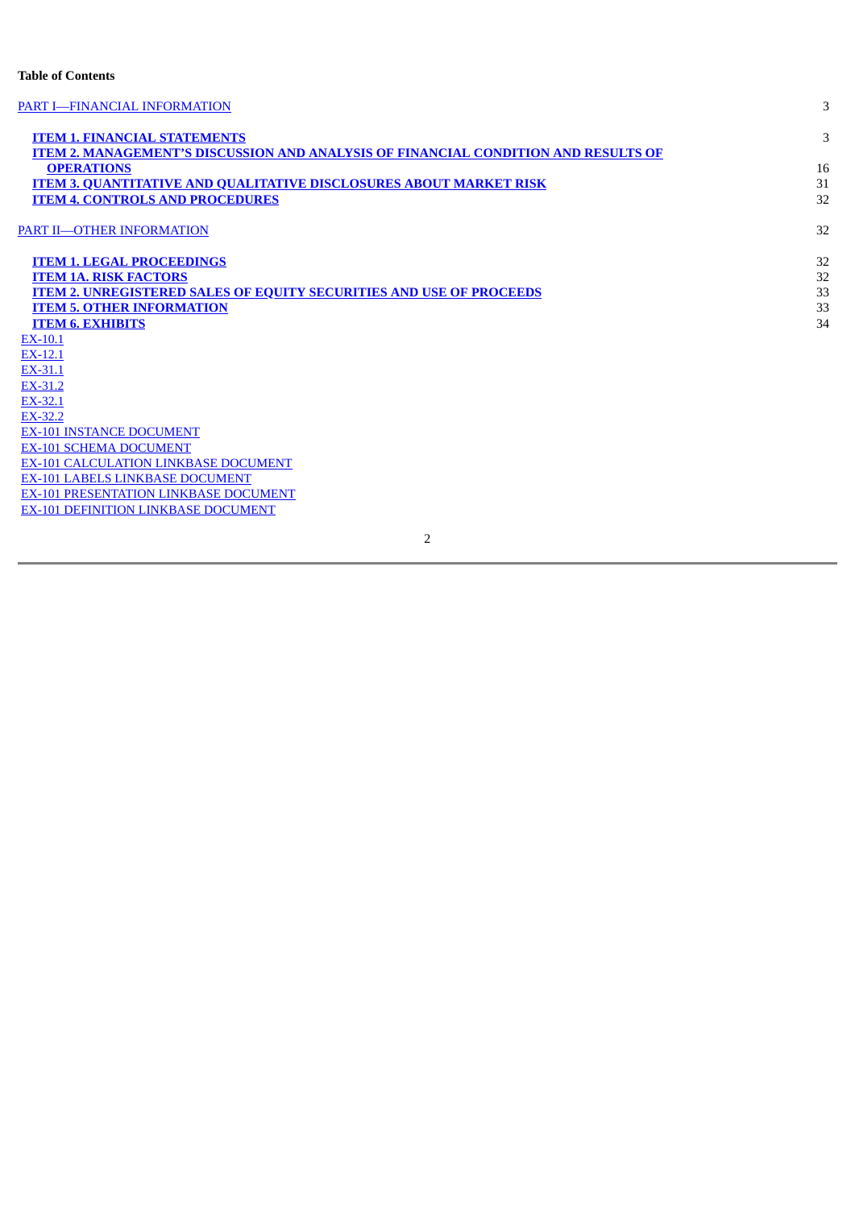**Table of Contents**

| | |
|---|---|
| PART I—FINANCIAL INFORMATION | 3 |
| **ITEM 1. FINANCIAL STATEMENTS** | 3 |
| **ITEM 2. MANAGEMENT'S DISCUSSION AND ANALYSIS OF FINANCIAL CONDITION AND RESULTS OF OPERATIONS** | 16 |
| **ITEM 3. QUANTITATIVE AND QUALITATIVE DISCLOSURES ABOUT MARKET RISK** | 31 |
| **ITEM 4. CONTROLS AND PROCEDURES** | 32 |
| PART II—OTHER INFORMATION | 32 |
| **ITEM 1. LEGAL PROCEEDINGS** | 32 |
| **ITEM 1A. RISK FACTORS** | 32 |
| **ITEM 2. UNREGISTERED SALES OF EQUITY SECURITIES AND USE OF PROCEEDS** | 33 |
| **ITEM 5. OTHER INFORMATION** | 33 |
| **ITEM 6. EXHIBITS** | 34 |

EX-10.1
EX-12.1
EX-31.1
EX-31.2
EX-32.1
EX-32.2
EX-101 INSTANCE DOCUMENT
EX-101 SCHEMA DOCUMENT
EX-101 CALCULATION LINKBASE DOCUMENT
EX-101 LABELS LINKBASE DOCUMENT
EX-101 PRESENTATION LINKBASE DOCUMENT
EX-101 DEFINITION LINKBASE DOCUMENT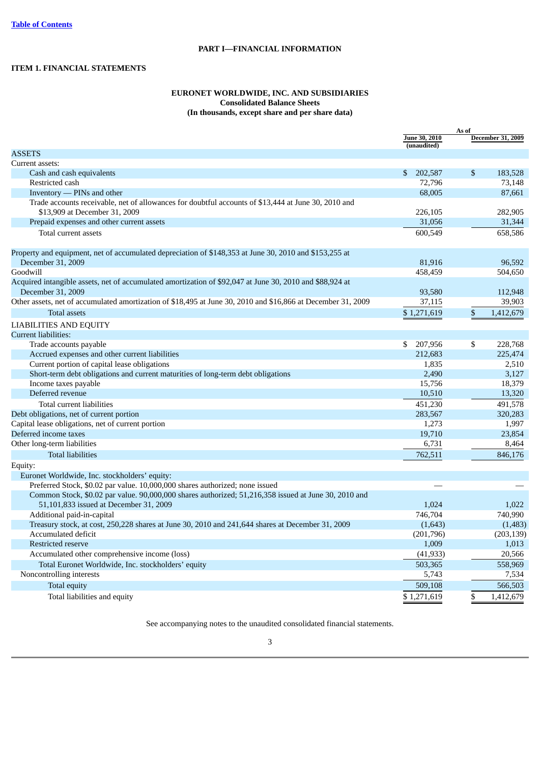[Table of Contents](#)

# PART I—FINANCIAL INFORMATION

## ITEM 1. FINANCIAL STATEMENTS

### EURONET WORLDWIDE, INC. AND SUBSIDIARIES
**Consolidated Balance Sheets**
**(In thousands, except share and per share data)**

| | As of | |
|---|---|---|
| | June 30, 2010 (unaudited) | December 31, 2009 |
| **ASSETS** | | |
| Current assets: | | |
| Cash and cash equivalents | $ 202,587 | $ 183,528 |
| Restricted cash | 72,796 | 73,148 |
| Inventory — PINs and other | 68,005 | 87,661 |
| Trade accounts receivable, net of allowances for doubtful accounts of $13,444 at June 30, 2010 and $13,909 at December 31, 2009 | 226,105 | 282,905 |
| Prepaid expenses and other current assets | 31,056 | 31,344 |
| Total current assets | 600,549 | 658,586 |
| Property and equipment, net of accumulated depreciation of $148,353 at June 30, 2010 and $153,255 at December 31, 2009 | 81,916 | 96,592 |
| Goodwill | 458,459 | 504,650 |
| Acquired intangible assets, net of accumulated amortization of $92,047 at June 30, 2010 and $88,924 at December 31, 2009 | 93,580 | 112,948 |
| Other assets, net of accumulated amortization of $18,495 at June 30, 2010 and $16,866 at December 31, 2009 | 37,115 | 39,903 |
| Total assets | $ 1,271,619 | $ 1,412,679 |
| **LIABILITIES AND EQUITY** | | |
| Current liabilities: | | |
| Trade accounts payable | $ 207,956 | $ 228,768 |
| Accrued expenses and other current liabilities | 212,683 | 225,474 |
| Current portion of capital lease obligations | 1,835 | 2,510 |
| Short-term debt obligations and current maturities of long-term debt obligations | 2,490 | 3,127 |
| Income taxes payable | 15,756 | 18,379 |
| Deferred revenue | 10,510 | 13,320 |
| Total current liabilities | 451,230 | 491,578 |
| Debt obligations, net of current portion | 283,567 | 320,283 |
| Capital lease obligations, net of current portion | 1,273 | 1,997 |
| Deferred income taxes | 19,710 | 23,854 |
| Other long-term liabilities | 6,731 | 8,464 |
| Total liabilities | 762,511 | 846,176 |
| Equity: | | |
| Euronet Worldwide, Inc. stockholders' equity: | | |
| Preferred Stock, $0.02 par value. 10,000,000 shares authorized; none issued | — | — |
| Common Stock, $0.02 par value. 90,000,000 shares authorized; 51,216,358 issued at June 30, 2010 and 51,101,833 issued at December 31, 2009 | 1,024 | 1,022 |
| Additional paid-in-capital | 746,704 | 740,990 |
| Treasury stock, at cost, 250,228 shares at June 30, 2010 and 241,644 shares at December 31, 2009 | (1,643) | (1,483) |
| Accumulated deficit | (201,796) | (203,139) |
| Restricted reserve | 1,009 | 1,013 |
| Accumulated other comprehensive income (loss) | (41,933) | 20,566 |
| Total Euronet Worldwide, Inc. stockholders' equity | 503,365 | 558,969 |
| Noncontrolling interests | 5,743 | 7,534 |
| Total equity | 509,108 | 566,503 |
| Total liabilities and equity | $ 1,271,619 | $ 1,412,679 |

See accompanying notes to the unaudited consolidated financial statements.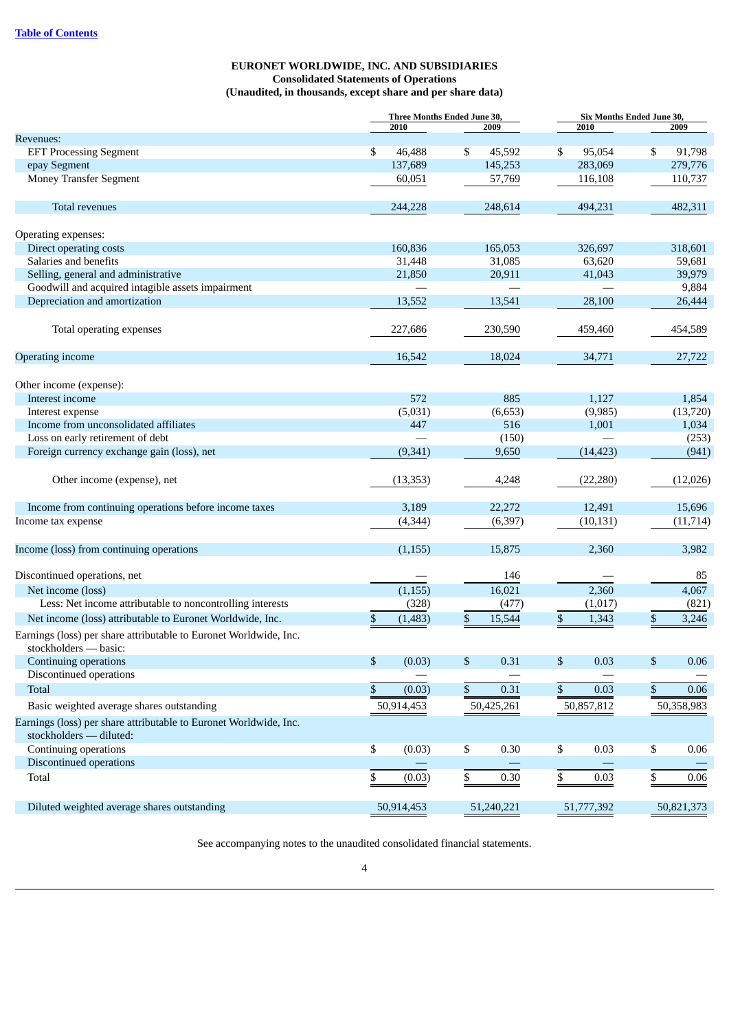[Table of Contents](#)

**EURONET WORLDWIDE, INC. AND SUBSIDIARIES**
**Consolidated Statements of Operations**
**(Unaudited, in thousands, except share and per share data)**

| | Three Months Ended June 30, | | Six Months Ended June 30, | |
|---|---|---|---|---|
| | 2010 | 2009 | 2010 | 2009 |
| Revenues: | | | | |
| EFT Processing Segment | $ 46,488 | $ 45,592 | $ 95,054 | $ 91,798 |
| epay Segment | 137,689 | 145,253 | 283,069 | 279,776 |
| Money Transfer Segment | 60,051 | 57,769 | 116,108 | 110,737 |
| Total revenues | 244,228 | 248,614 | 494,231 | 482,311 |
| Operating expenses: | | | | |
| Direct operating costs | 160,836 | 165,053 | 326,697 | 318,601 |
| Salaries and benefits | 31,448 | 31,085 | 63,620 | 59,681 |
| Selling, general and administrative | 21,850 | 20,911 | 41,043 | 39,979 |
| Goodwill and acquired intagible assets impairment | — | — | — | 9,884 |
| Depreciation and amortization | 13,552 | 13,541 | 28,100 | 26,444 |
| Total operating expenses | 227,686 | 230,590 | 459,460 | 454,589 |
| Operating income | 16,542 | 18,024 | 34,771 | 27,722 |
| Other income (expense): | | | | |
| Interest income | 572 | 885 | 1,127 | 1,854 |
| Interest expense | (5,031) | (6,653) | (9,985) | (13,720) |
| Income from unconsolidated affiliates | 447 | 516 | 1,001 | 1,034 |
| Loss on early retirement of debt | — | (150) | — | (253) |
| Foreign currency exchange gain (loss), net | (9,341) | 9,650 | (14,423) | (941) |
| Other income (expense), net | (13,353) | 4,248 | (22,280) | (12,026) |
| Income from continuing operations before income taxes | 3,189 | 22,272 | 12,491 | 15,696 |
| Income tax expense | (4,344) | (6,397) | (10,131) | (11,714) |
| Income (loss) from continuing operations | (1,155) | 15,875 | 2,360 | 3,982 |
| Discontinued operations, net | — | 146 | — | 85 |
| Net income (loss) | (1,155) | 16,021 | 2,360 | 4,067 |
| Less: Net income attributable to noncontrolling interests | (328) | (477) | (1,017) | (821) |
| Net income (loss) attributable to Euronet Worldwide, Inc. | $ (1,483) | $ 15,544 | $ 1,343 | $ 3,246 |
| Earnings (loss) per share attributable to Euronet Worldwide, Inc. stockholders — basic: | | | | |
| Continuing operations | $ (0.03) | $ 0.31 | $ 0.03 | $ 0.06 |
| Discontinued operations | — | — | — | — |
| Total | $ (0.03) | $ 0.31 | $ 0.03 | $ 0.06 |
| Basic weighted average shares outstanding | 50,914,453 | 50,425,261 | 50,857,812 | 50,358,983 |
| Earnings (loss) per share attributable to Euronet Worldwide, Inc. stockholders — diluted: | | | | |
| Continuing operations | $ (0.03) | $ 0.30 | $ 0.03 | $ 0.06 |
| Discontinued operations | — | — | — | — |
| Total | $ (0.03) | $ 0.30 | $ 0.03 | $ 0.06 |
| Diluted weighted average shares outstanding | 50,914,453 | 51,240,221 | 51,777,392 | 50,821,373 |

See accompanying notes to the unaudited consolidated financial statements.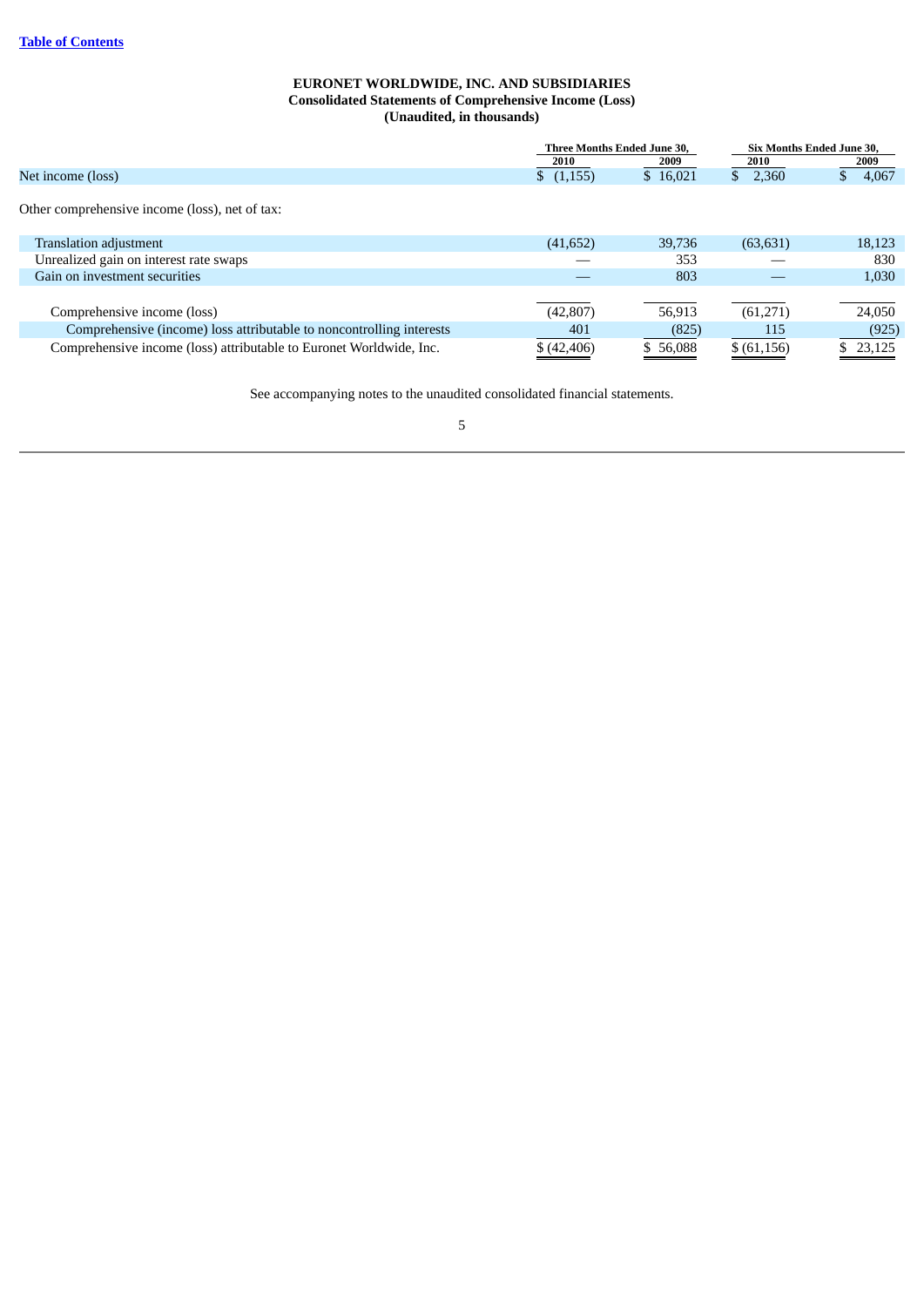**EURONET WORLDWIDE, INC. AND SUBSIDIARIES**
**Consolidated Statements of Comprehensive Income (Loss)**
**(Unaudited, in thousands)**

| | Three Months Ended June 30, | | Six Months Ended June 30, | |
|---|---|---|---|---|
| | 2010 | 2009 | 2010 | 2009 |
| Net income (loss) | $ (1,155) | $ 16,021 | $ 2,360 | $ 4,067 |
| Other comprehensive income (loss), net of tax: | | | | |
| Translation adjustment | (41,652) | 39,736 | (63,631) | 18,123 |
| Unrealized gain on interest rate swaps | — | 353 | — | 830 |
| Gain on investment securities | — | 803 | — | 1,030 |
| Comprehensive income (loss) | (42,807) | 56,913 | (61,271) | 24,050 |
| Comprehensive (income) loss attributable to noncontrolling interests | 401 | (825) | 115 | (925) |
| Comprehensive income (loss) attributable to Euronet Worldwide, Inc. | $ (42,406) | $ 56,088 | $ (61,156) | $ 23,125 |

See accompanying notes to the unaudited consolidated financial statements.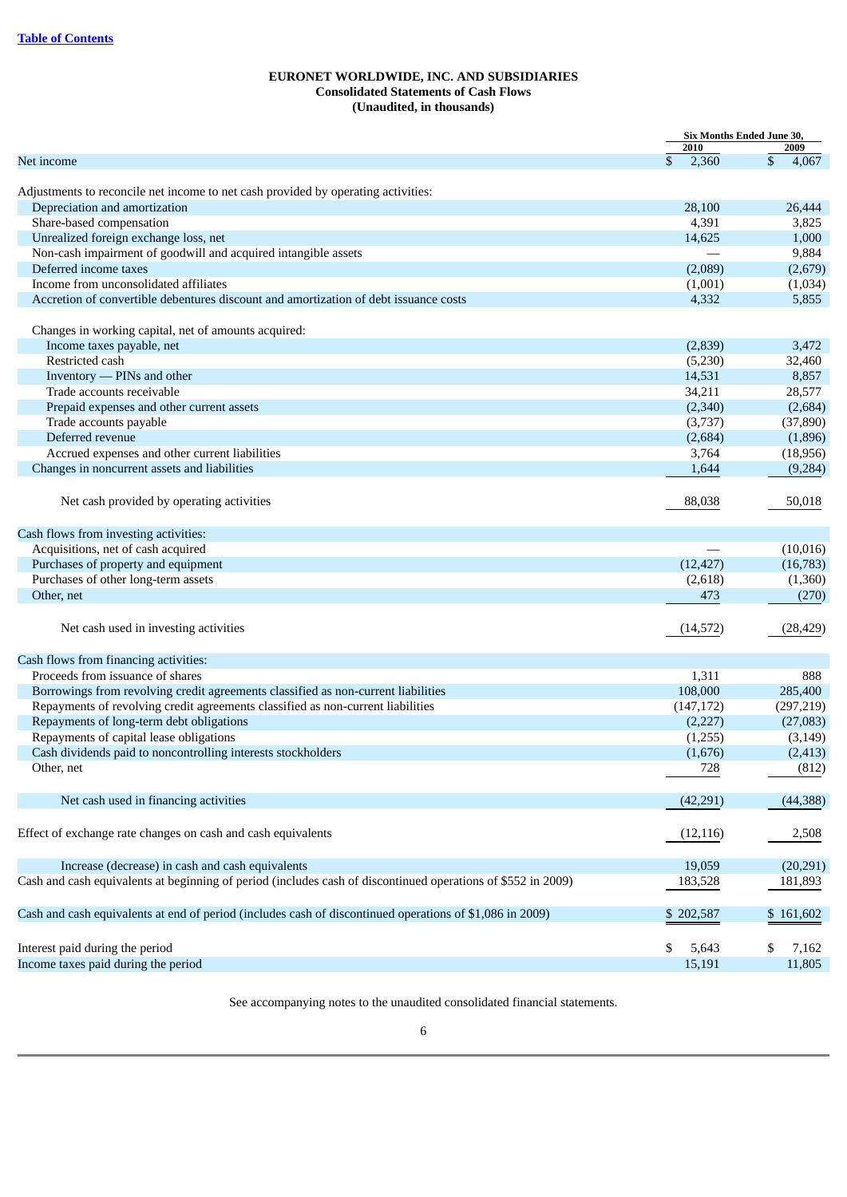**EURONET WORLDWIDE, INC. AND SUBSIDIARIES**
**Consolidated Statements of Cash Flows**
**(Unaudited, in thousands)**

| | Six Months Ended June 30, | |
|---|---|---|
| | 2010 | 2009 |
| Net income | $ 2,360 | $ 4,067 |
| Adjustments to reconcile net income to net cash provided by operating activities: | | |
| Depreciation and amortization | 28,100 | 26,444 |
| Share-based compensation | 4,391 | 3,825 |
| Unrealized foreign exchange loss, net | 14,625 | 1,000 |
| Non-cash impairment of goodwill and acquired intangible assets | — | 9,884 |
| Deferred income taxes | (2,089) | (2,679) |
| Income from unconsolidated affiliates | (1,001) | (1,034) |
| Accretion of convertible debentures discount and amortization of debt issuance costs | 4,332 | 5,855 |
| Changes in working capital, net of amounts acquired: | | |
| Income taxes payable, net | (2,839) | 3,472 |
| Restricted cash | (5,230) | 32,460 |
| Inventory — PINs and other | 14,531 | 8,857 |
| Trade accounts receivable | 34,211 | 28,577 |
| Prepaid expenses and other current assets | (2,340) | (2,684) |
| Trade accounts payable | (3,737) | (37,890) |
| Deferred revenue | (2,684) | (1,896) |
| Accrued expenses and other current liabilities | 3,764 | (18,956) |
| Changes in noncurrent assets and liabilities | 1,644 | (9,284) |
| Net cash provided by operating activities | 88,038 | 50,018 |
| Cash flows from investing activities: | | |
| Acquisitions, net of cash acquired | — | (10,016) |
| Purchases of property and equipment | (12,427) | (16,783) |
| Purchases of other long-term assets | (2,618) | (1,360) |
| Other, net | 473 | (270) |
| Net cash used in investing activities | (14,572) | (28,429) |
| Cash flows from financing activities: | | |
| Proceeds from issuance of shares | 1,311 | 888 |
| Borrowings from revolving credit agreements classified as non-current liabilities | 108,000 | 285,400 |
| Repayments of revolving credit agreements classified as non-current liabilities | (147,172) | (297,219) |
| Repayments of long-term debt obligations | (2,227) | (27,083) |
| Repayments of capital lease obligations | (1,255) | (3,149) |
| Cash dividends paid to noncontrolling interests stockholders | (1,676) | (2,413) |
| Other, net | 728 | (812) |
| Net cash used in financing activities | (42,291) | (44,388) |
| Effect of exchange rate changes on cash and cash equivalents | (12,116) | 2,508 |
| Increase (decrease) in cash and cash equivalents | 19,059 | (20,291) |
| Cash and cash equivalents at beginning of period (includes cash of discontinued operations of $552 in 2009) | 183,528 | 181,893 |
| Cash and cash equivalents at end of period (includes cash of discontinued operations of $1,086 in 2009) | $ 202,587 | $ 161,602 |
| Interest paid during the period | $ 5,643 | $ 7,162 |
| Income taxes paid during the period | 15,191 | 11,805 |

See accompanying notes to the unaudited consolidated financial statements.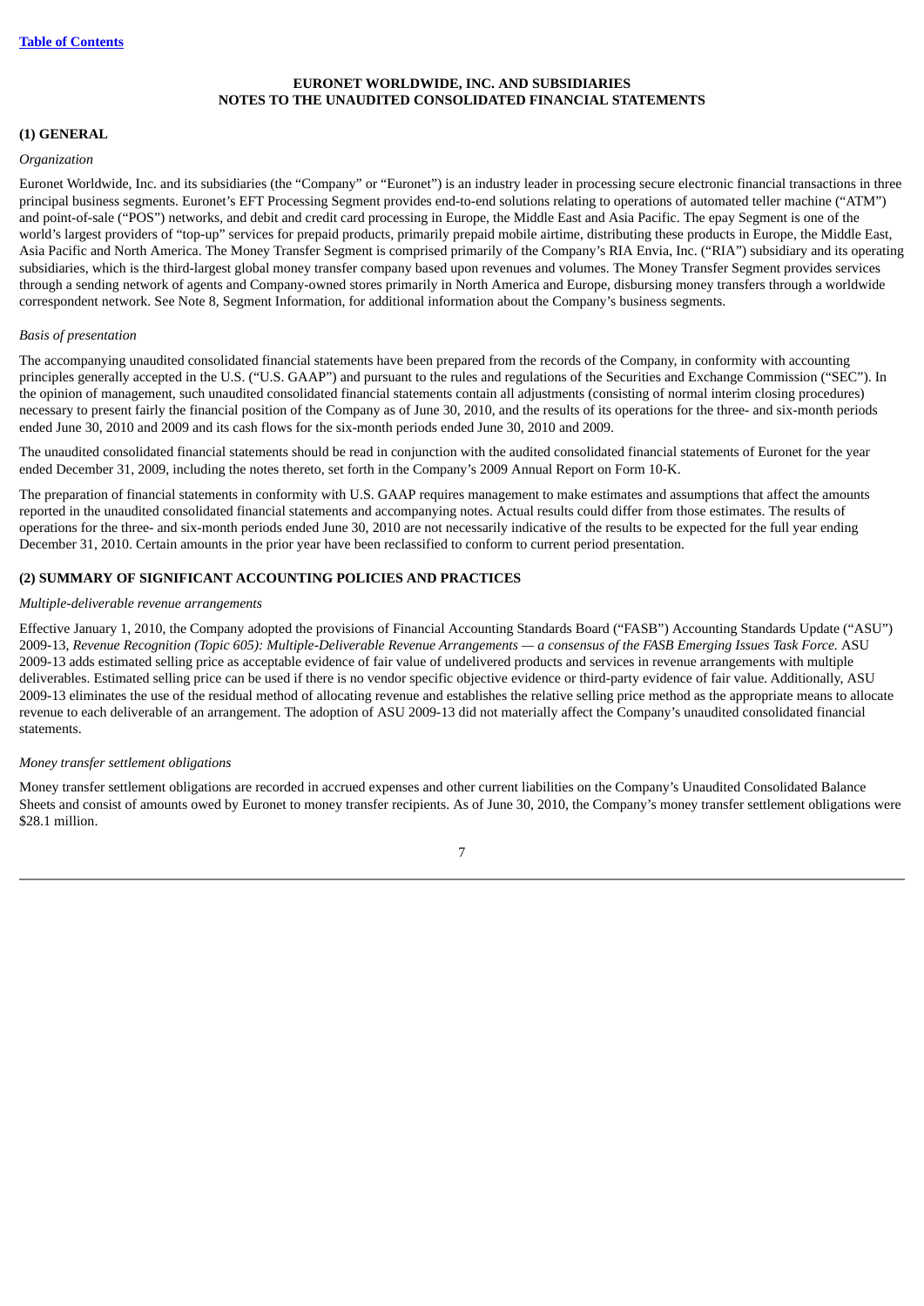# EURONET WORLDWIDE, INC. AND SUBSIDIARIES
# NOTES TO THE UNAUDITED CONSOLIDATED FINANCIAL STATEMENTS

## (1) GENERAL

*Organization*

Euronet Worldwide, Inc. and its subsidiaries (the "Company" or "Euronet") is an industry leader in processing secure electronic financial transactions in three principal business segments. Euronet's EFT Processing Segment provides end-to-end solutions relating to operations of automated teller machine ("ATM") and point-of-sale ("POS") networks, and debit and credit card processing in Europe, the Middle East and Asia Pacific. The epay Segment is one of the world's largest providers of "top-up" services for prepaid products, primarily prepaid mobile airtime, distributing these products in Europe, the Middle East, Asia Pacific and North America. The Money Transfer Segment is comprised primarily of the Company's RIA Envia, Inc. ("RIA") subsidiary and its operating subsidiaries, which is the third-largest global money transfer company based upon revenues and volumes. The Money Transfer Segment provides services through a sending network of agents and Company-owned stores primarily in North America and Europe, disbursing money transfers through a worldwide correspondent network. See Note 8, Segment Information, for additional information about the Company's business segments.

*Basis of presentation*

The accompanying unaudited consolidated financial statements have been prepared from the records of the Company, in conformity with accounting principles generally accepted in the U.S. ("U.S. GAAP") and pursuant to the rules and regulations of the Securities and Exchange Commission ("SEC"). In the opinion of management, such unaudited consolidated financial statements contain all adjustments (consisting of normal interim closing procedures) necessary to present fairly the financial position of the Company as of June 30, 2010, and the results of its operations for the three- and six-month periods ended June 30, 2010 and 2009 and its cash flows for the six-month periods ended June 30, 2010 and 2009.

The unaudited consolidated financial statements should be read in conjunction with the audited consolidated financial statements of Euronet for the year ended December 31, 2009, including the notes thereto, set forth in the Company's 2009 Annual Report on Form 10-K.

The preparation of financial statements in conformity with U.S. GAAP requires management to make estimates and assumptions that affect the amounts reported in the unaudited consolidated financial statements and accompanying notes. Actual results could differ from those estimates. The results of operations for the three- and six-month periods ended June 30, 2010 are not necessarily indicative of the results to be expected for the full year ending December 31, 2010. Certain amounts in the prior year have been reclassified to conform to current period presentation.

## (2) SUMMARY OF SIGNIFICANT ACCOUNTING POLICIES AND PRACTICES

*Multiple-deliverable revenue arrangements*

Effective January 1, 2010, the Company adopted the provisions of Financial Accounting Standards Board ("FASB") Accounting Standards Update ("ASU") 2009-13, *Revenue Recognition (Topic 605): Multiple-Deliverable Revenue Arrangements — a consensus of the FASB Emerging Issues Task Force.* ASU 2009-13 adds estimated selling price as acceptable evidence of fair value of undelivered products and services in revenue arrangements with multiple deliverables. Estimated selling price can be used if there is no vendor specific objective evidence or third-party evidence of fair value. Additionally, ASU 2009-13 eliminates the use of the residual method of allocating revenue and establishes the relative selling price method as the appropriate means to allocate revenue to each deliverable of an arrangement. The adoption of ASU 2009-13 did not materially affect the Company's unaudited consolidated financial statements.

*Money transfer settlement obligations*

Money transfer settlement obligations are recorded in accrued expenses and other current liabilities on the Company's Unaudited Consolidated Balance Sheets and consist of amounts owed by Euronet to money transfer recipients. As of June 30, 2010, the Company's money transfer settlement obligations were $28.1 million.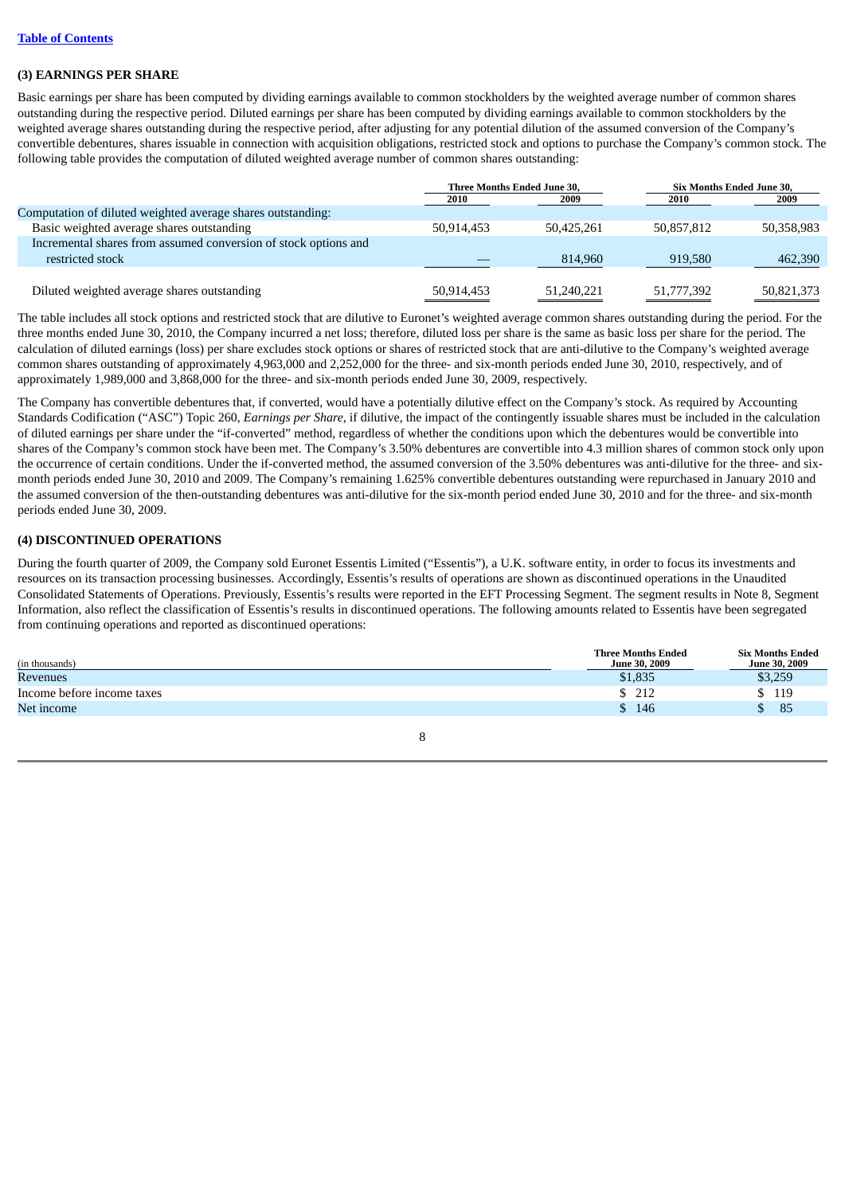### (3) EARNINGS PER SHARE

Basic earnings per share has been computed by dividing earnings available to common stockholders by the weighted average number of common shares outstanding during the respective period. Diluted earnings per share has been computed by dividing earnings available to common stockholders by the weighted average shares outstanding during the respective period, after adjusting for any potential dilution of the assumed conversion of the Company's convertible debentures, shares issuable in connection with acquisition obligations, restricted stock and options to purchase the Company's common stock. The following table provides the computation of diluted weighted average number of common shares outstanding:

| | Three Months Ended June 30, | | Six Months Ended June 30, | |
|---|---|---|---|---|
| | 2010 | 2009 | 2010 | 2009 |
| Computation of diluted weighted average shares outstanding: | | | | |
| Basic weighted average shares outstanding | 50,914,453 | 50,425,261 | 50,857,812 | 50,358,983 |
| Incremental shares from assumed conversion of stock options and restricted stock | — | 814,960 | 919,580 | 462,390 |
| Diluted weighted average shares outstanding | 50,914,453 | 51,240,221 | 51,777,392 | 50,821,373 |

The table includes all stock options and restricted stock that are dilutive to Euronet's weighted average common shares outstanding during the period. For the three months ended June 30, 2010, the Company incurred a net loss; therefore, diluted loss per share is the same as basic loss per share for the period. The calculation of diluted earnings (loss) per share excludes stock options or shares of restricted stock that are anti-dilutive to the Company's weighted average common shares outstanding of approximately 4,963,000 and 2,252,000 for the three- and six-month periods ended June 30, 2010, respectively, and of approximately 1,989,000 and 3,868,000 for the three- and six-month periods ended June 30, 2009, respectively.

The Company has convertible debentures that, if converted, would have a potentially dilutive effect on the Company's stock. As required by Accounting Standards Codification ("ASC") Topic 260, *Earnings per Share*, if dilutive, the impact of the contingently issuable shares must be included in the calculation of diluted earnings per share under the "if-converted" method, regardless of whether the conditions upon which the debentures would be convertible into shares of the Company's common stock have been met. The Company's 3.50% debentures are convertible into 4.3 million shares of common stock only upon the occurrence of certain conditions. Under the if-converted method, the assumed conversion of the 3.50% debentures was anti-dilutive for the three- and six-month periods ended June 30, 2010 and 2009. The Company's remaining 1.625% convertible debentures outstanding were repurchased in January 2010 and the assumed conversion of the then-outstanding debentures was anti-dilutive for the six-month period ended June 30, 2010 and for the three- and six-month periods ended June 30, 2009.

### (4) DISCONTINUED OPERATIONS

During the fourth quarter of 2009, the Company sold Euronet Essentis Limited ("Essentis"), a U.K. software entity, in order to focus its investments and resources on its transaction processing businesses. Accordingly, Essentis's results of operations are shown as discontinued operations in the Unaudited Consolidated Statements of Operations. Previously, Essentis's results were reported in the EFT Processing Segment. The segment results in Note 8, Segment Information, also reflect the classification of Essentis's results in discontinued operations. The following amounts related to Essentis have been segregated from continuing operations and reported as discontinued operations:

| (in thousands) | Three Months Ended June 30, 2009 | Six Months Ended June 30, 2009 |
|---|---|---|
| Revenues | $1,835 | $3,259 |
| Income before income taxes | $ 212 | $ 119 |
| Net income | $ 146 | $ 85 |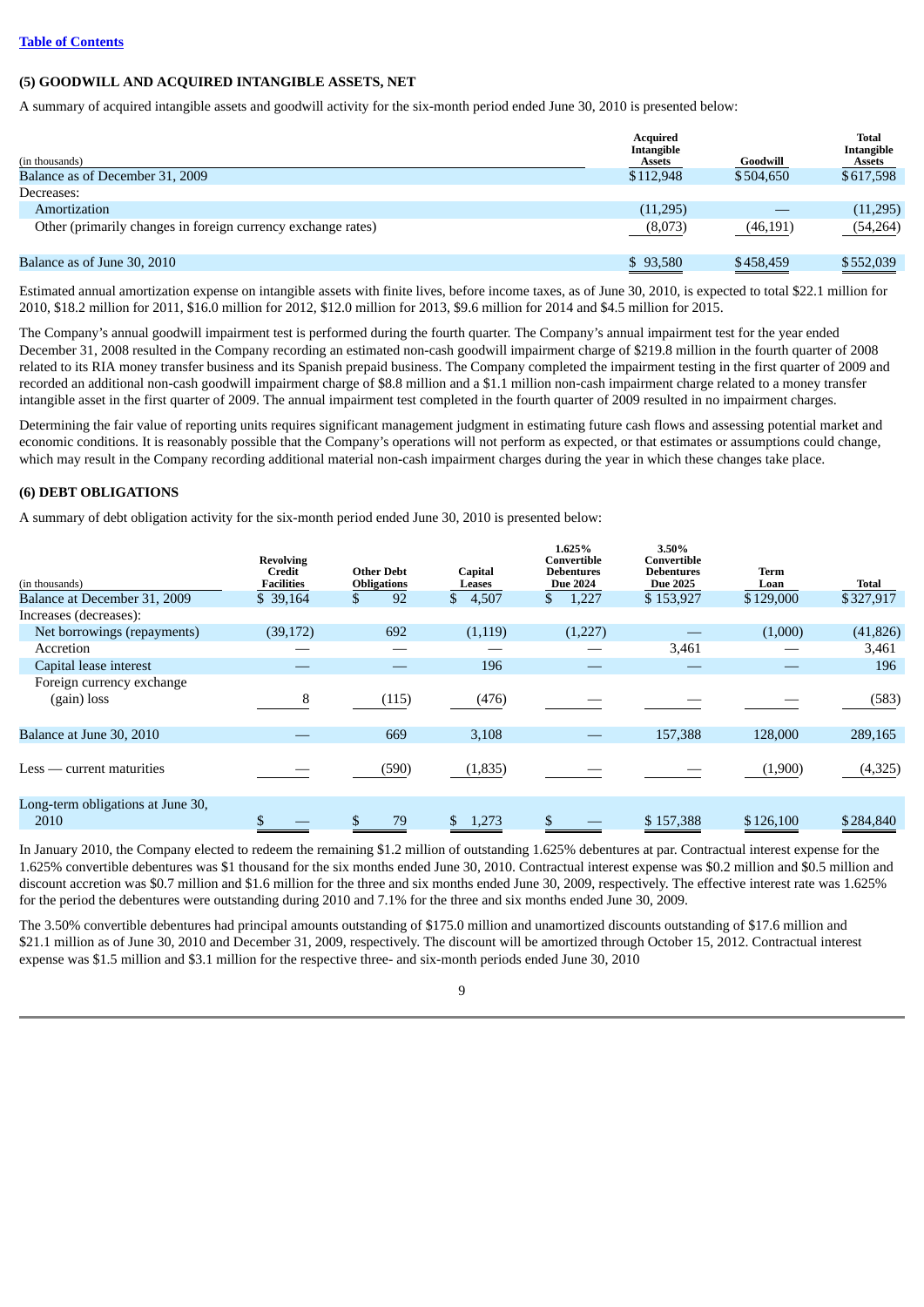[Table of Contents]

### (5) GOODWILL AND ACQUIRED INTANGIBLE ASSETS, NET

A summary of acquired intangible assets and goodwill activity for the six-month period ended June 30, 2010 is presented below:

| (in thousands) | Acquired Intangible Assets | Goodwill | Total Intangible Assets |
|---|---|---|---|
| Balance as of December 31, 2009 | $112,948 | $504,650 | $617,598 |
| Decreases: | | | |
| Amortization | (11,295) | — | (11,295) |
| Other (primarily changes in foreign currency exchange rates) | (8,073) | (46,191) | (54,264) |
| Balance as of June 30, 2010 | $ 93,580 | $458,459 | $552,039 |

Estimated annual amortization expense on intangible assets with finite lives, before income taxes, as of June 30, 2010, is expected to total $22.1 million for 2010, $18.2 million for 2011, $16.0 million for 2012, $12.0 million for 2013, $9.6 million for 2014 and $4.5 million for 2015.

The Company's annual goodwill impairment test is performed during the fourth quarter. The Company's annual impairment test for the year ended December 31, 2008 resulted in the Company recording an estimated non-cash goodwill impairment charge of $219.8 million in the fourth quarter of 2008 related to its RIA money transfer business and its Spanish prepaid business. The Company completed the impairment testing in the first quarter of 2009 and recorded an additional non-cash goodwill impairment charge of $8.8 million and a $1.1 million non-cash impairment charge related to a money transfer intangible asset in the first quarter of 2009. The annual impairment test completed in the fourth quarter of 2009 resulted in no impairment charges.

Determining the fair value of reporting units requires significant management judgment in estimating future cash flows and assessing potential market and economic conditions. It is reasonably possible that the Company's operations will not perform as expected, or that estimates or assumptions could change, which may result in the Company recording additional material non-cash impairment charges during the year in which these changes take place.

### (6) DEBT OBLIGATIONS

A summary of debt obligation activity for the six-month period ended June 30, 2010 is presented below:

| (in thousands) | Revolving Credit Facilities | Other Debt Obligations | Capital Leases | 1.625% Convertible Debentures Due 2024 | 3.50% Convertible Debentures Due 2025 | Term Loan | Total |
|---|---|---|---|---|---|---|---|
| Balance at December 31, 2009 | $ 39,164 | $ 92 | $ 4,507 | $ 1,227 | $ 153,927 | $ 129,000 | $ 327,917 |
| Increases (decreases): | | | | | | | |
| Net borrowings (repayments) | (39,172) | 692 | (1,119) | (1,227) | — | (1,000) | (41,826) |
| Accretion | — | — | — | — | 3,461 | — | 3,461 |
| Capital lease interest | — | — | 196 | — | — | — | 196 |
| Foreign currency exchange (gain) loss | 8 | (115) | (476) | — | — | — | (583) |
| Balance at June 30, 2010 | — | 669 | 3,108 | — | 157,388 | 128,000 | 289,165 |
| Less — current maturities | — | (590) | (1,835) | — | — | (1,900) | (4,325) |
| Long-term obligations at June 30, 2010 | $ — | $ 79 | $ 1,273 | $ — | $ 157,388 | $ 126,100 | $ 284,840 |

In January 2010, the Company elected to redeem the remaining $1.2 million of outstanding 1.625% debentures at par. Contractual interest expense for the 1.625% convertible debentures was $1 thousand for the six months ended June 30, 2010. Contractual interest expense was $0.2 million and $0.5 million and discount accretion was $0.7 million and $1.6 million for the three and six months ended June 30, 2009, respectively. The effective interest rate was 1.625% for the period the debentures were outstanding during 2010 and 7.1% for the three and six months ended June 30, 2009.

The 3.50% convertible debentures had principal amounts outstanding of $175.0 million and unamortized discounts outstanding of $17.6 million and $21.1 million as of June 30, 2010 and December 31, 2009, respectively. The discount will be amortized through October 15, 2012. Contractual interest expense was $1.5 million and $3.1 million for the respective three- and six-month periods ended June 30, 2010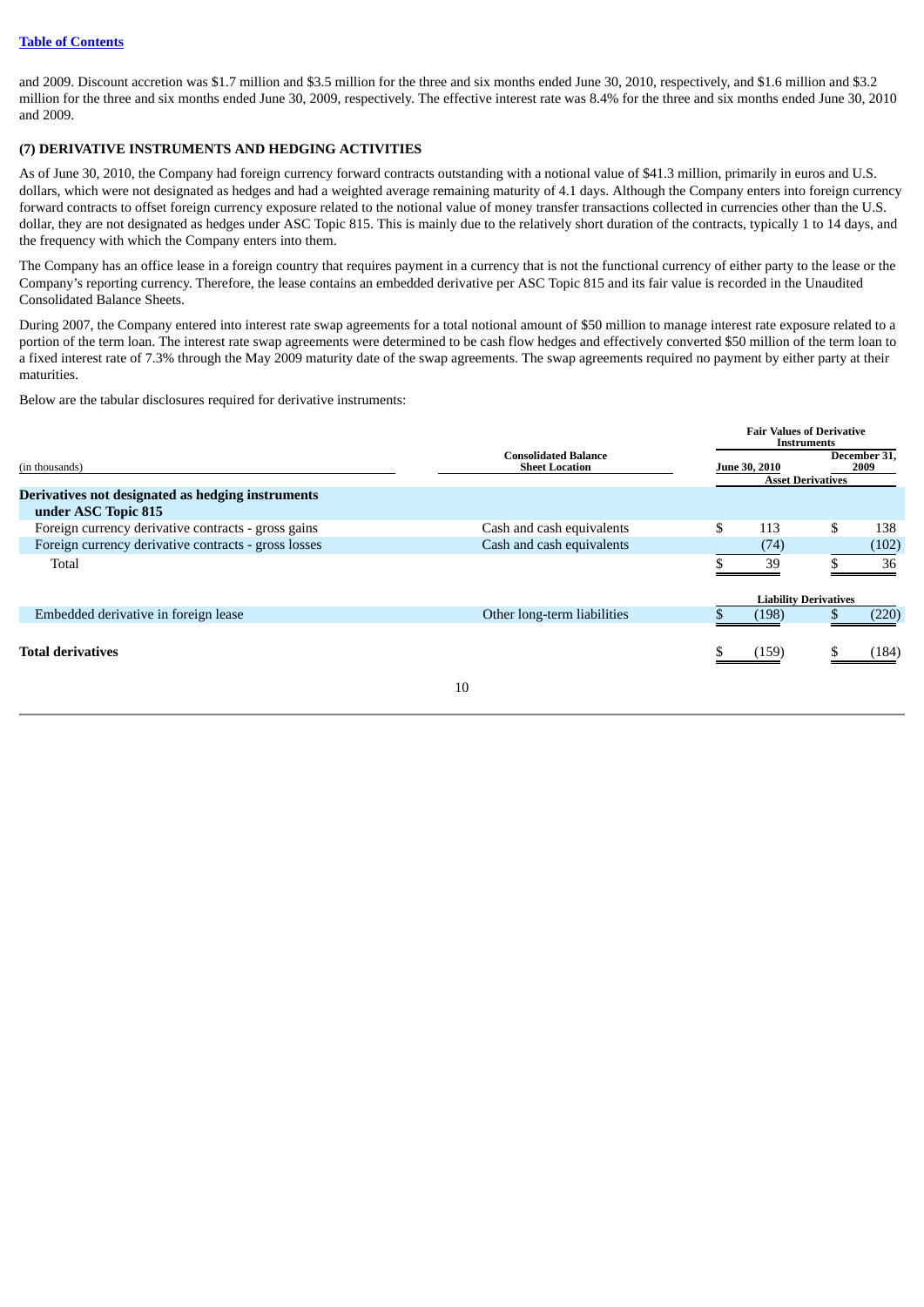and 2009. Discount accretion was $1.7 million and $3.5 million for the three and six months ended June 30, 2010, respectively, and $1.6 million and $3.2 million for the three and six months ended June 30, 2009, respectively. The effective interest rate was 8.4% for the three and six months ended June 30, 2010 and 2009.

## (7) DERIVATIVE INSTRUMENTS AND HEDGING ACTIVITIES

As of June 30, 2010, the Company had foreign currency forward contracts outstanding with a notional value of $41.3 million, primarily in euros and U.S. dollars, which were not designated as hedges and had a weighted average remaining maturity of 4.1 days. Although the Company enters into foreign currency forward contracts to offset foreign currency exposure related to the notional value of money transfer transactions collected in currencies other than the U.S. dollar, they are not designated as hedges under ASC Topic 815. This is mainly due to the relatively short duration of the contracts, typically 1 to 14 days, and the frequency with which the Company enters into them.

The Company has an office lease in a foreign country that requires payment in a currency that is not the functional currency of either party to the lease or the Company's reporting currency. Therefore, the lease contains an embedded derivative per ASC Topic 815 and its fair value is recorded in the Unaudited Consolidated Balance Sheets.

During 2007, the Company entered into interest rate swap agreements for a total notional amount of $50 million to manage interest rate exposure related to a portion of the term loan. The interest rate swap agreements were determined to be cash flow hedges and effectively converted $50 million of the term loan to a fixed interest rate of 7.3% through the May 2009 maturity date of the swap agreements. The swap agreements required no payment by either party at their maturities.

Below are the tabular disclosures required for derivative instruments:

| (in thousands) | Consolidated Balance Sheet Location | Fair Values of Derivative Instruments | |
|---|---|---|---|
| | | June 30, 2010 | December 31, 2009 |
| | | Asset Derivatives | |
| **Derivatives not designated as hedging instruments under ASC Topic 815** | | | |
| Foreign currency derivative contracts - gross gains | Cash and cash equivalents | $ 113 | $ 138 |
| Foreign currency derivative contracts - gross losses | Cash and cash equivalents | (74) | (102) |
| Total | | $ 39 | $ 36 |
| | | Liability Derivatives | |
| Embedded derivative in foreign lease | Other long-term liabilities | $ (198) | $ (220) |
| **Total derivatives** | | $ (159) | $ (184) |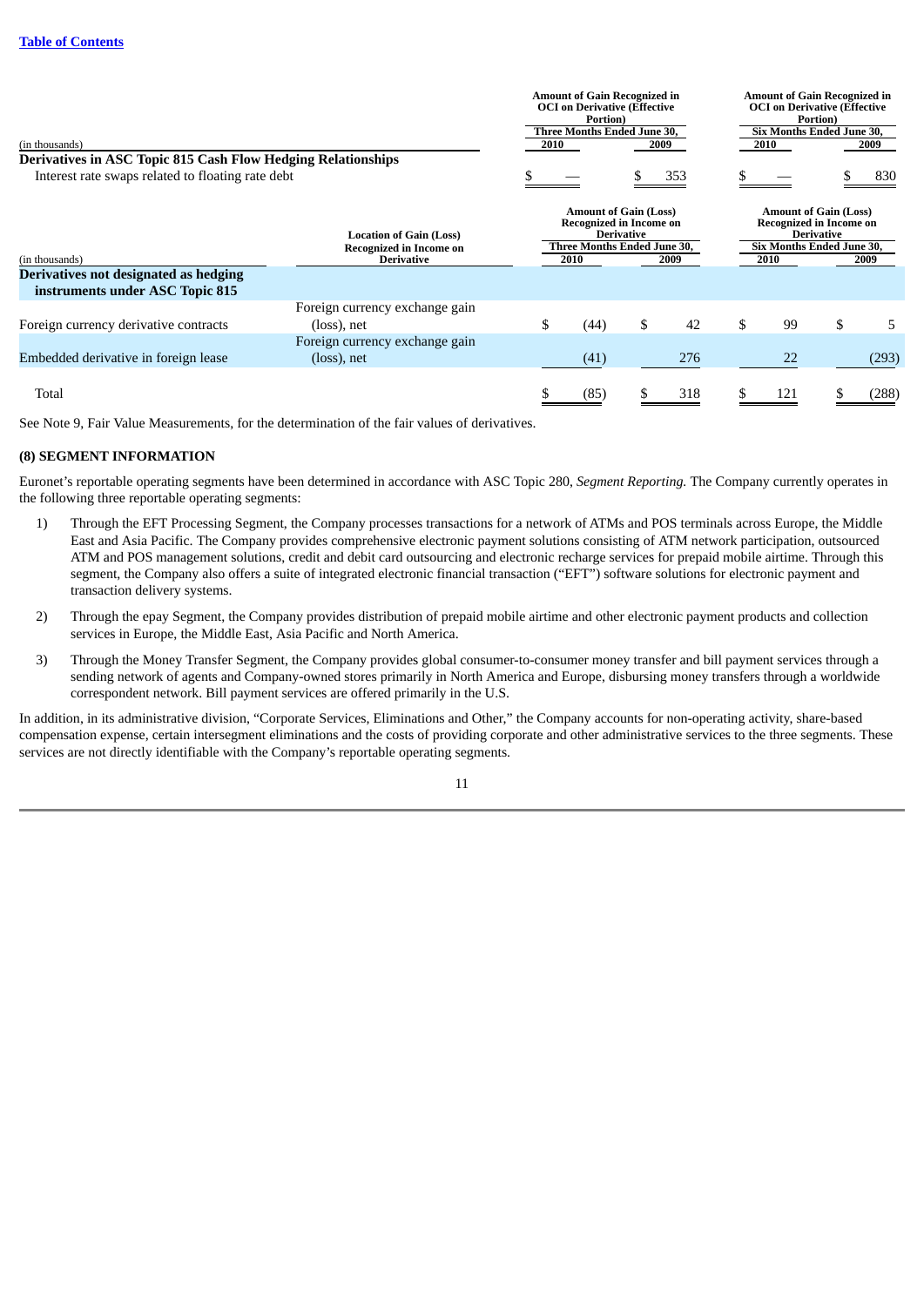| (in thousands) | Amount of Gain Recognized in OCI on Derivative (Effective Portion) | | Amount of Gain Recognized in OCI on Derivative (Effective Portion) | |
|---|---|---|---|---|
| | Three Months Ended June 30, | | Six Months Ended June 30, | |
| | 2010 | 2009 | 2010 | 2009 |
| **Derivatives in ASC Topic 815 Cash Flow Hedging Relationships** | | | | |
| Interest rate swaps related to floating rate debt | $ — | $ 353 | $ — | $ 830 |

| (in thousands) | Location of Gain (Loss) Recognized in Income on Derivative | Amount of Gain (Loss) Recognized in Income on Derivative | | Amount of Gain (Loss) Recognized in Income on Derivative | |
|---|---|---|---|---|---|
| | | Three Months Ended June 30, | | Six Months Ended June 30, | |
| | | 2010 | 2009 | 2010 | 2009 |
| **Derivatives not designated as hedging instruments under ASC Topic 815** | | | | | |
| Foreign currency derivative contracts | Foreign currency exchange gain (loss), net | $ (44) | $ 42 | $ 99 | $ 5 |
| Embedded derivative in foreign lease | Foreign currency exchange gain (loss), net | (41) | 276 | 22 | (293) |
| Total | | $ (85) | $ 318 | $ 121 | $ (288) |

See Note 9, Fair Value Measurements, for the determination of the fair values of derivatives.

**(8) SEGMENT INFORMATION**

Euronet's reportable operating segments have been determined in accordance with ASC Topic 280, *Segment Reporting.* The Company currently operates in the following three reportable operating segments:

1) Through the EFT Processing Segment, the Company processes transactions for a network of ATMs and POS terminals across Europe, the Middle East and Asia Pacific. The Company provides comprehensive electronic payment solutions consisting of ATM network participation, outsourced ATM and POS management solutions, credit and debit card outsourcing and electronic recharge services for prepaid mobile airtime. Through this segment, the Company also offers a suite of integrated electronic financial transaction ("EFT") software solutions for electronic payment and transaction delivery systems.

2) Through the epay Segment, the Company provides distribution of prepaid mobile airtime and other electronic payment products and collection services in Europe, the Middle East, Asia Pacific and North America.

3) Through the Money Transfer Segment, the Company provides global consumer-to-consumer money transfer and bill payment services through a sending network of agents and Company-owned stores primarily in North America and Europe, disbursing money transfers through a worldwide correspondent network. Bill payment services are offered primarily in the U.S.

In addition, in its administrative division, "Corporate Services, Eliminations and Other," the Company accounts for non-operating activity, share-based compensation expense, certain intersegment eliminations and the costs of providing corporate and other administrative services to the three segments. These services are not directly identifiable with the Company's reportable operating segments.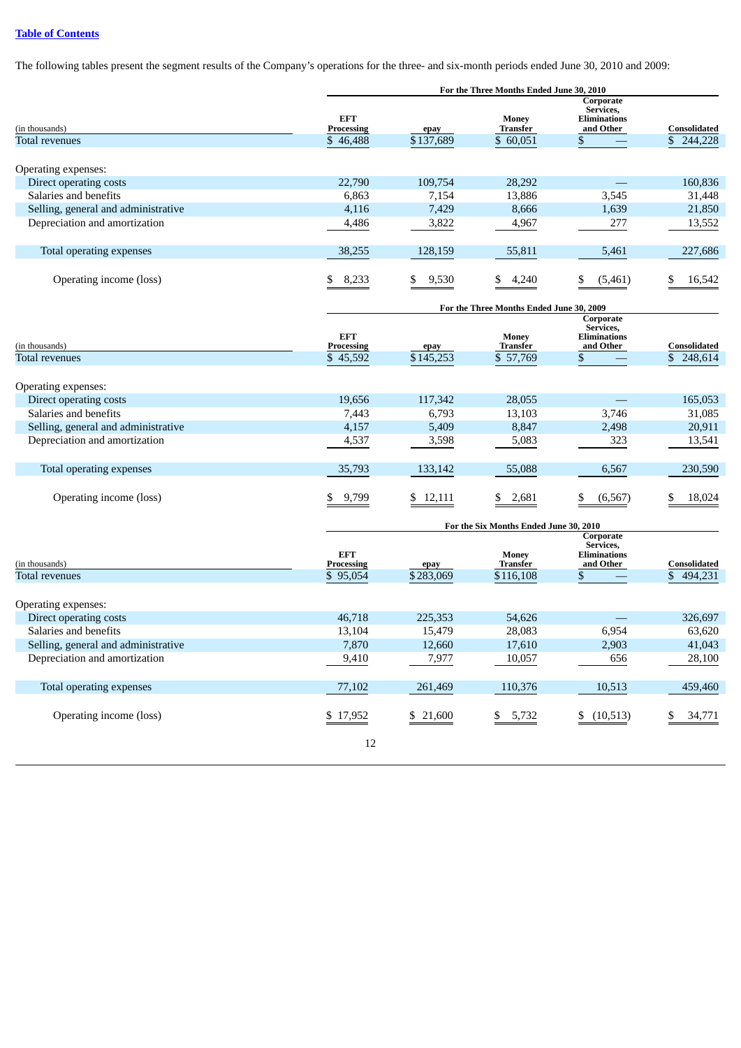[Table of Contents](#)

The following tables present the segment results of the Company's operations for the three- and six-month periods ended June 30, 2010 and 2009:

| | For the Three Months Ended June 30, 2010 | | | | |
|---|---|---|---|---|---|
| (in thousands) | EFT Processing | epay | Money Transfer | Corporate Services, Eliminations and Other | Consolidated |
| Total revenues | $ 46,488 | $137,689 | $ 60,051 | $ — | $ 244,228 |
| Operating expenses: | | | | | |
| Direct operating costs | 22,790 | 109,754 | 28,292 | — | 160,836 |
| Salaries and benefits | 6,863 | 7,154 | 13,886 | 3,545 | 31,448 |
| Selling, general and administrative | 4,116 | 7,429 | 8,666 | 1,639 | 21,850 |
| Depreciation and amortization | 4,486 | 3,822 | 4,967 | 277 | 13,552 |
| Total operating expenses | 38,255 | 128,159 | 55,811 | 5,461 | 227,686 |
| Operating income (loss) | $ 8,233 | $ 9,530 | $ 4,240 | $ (5,461) | $ 16,542 |

| | For the Three Months Ended June 30, 2009 | | | | |
|---|---|---|---|---|---|
| (in thousands) | EFT Processing | epay | Money Transfer | Corporate Services, Eliminations and Other | Consolidated |
| Total revenues | $ 45,592 | $145,253 | $ 57,769 | $ — | $ 248,614 |
| Operating expenses: | | | | | |
| Direct operating costs | 19,656 | 117,342 | 28,055 | — | 165,053 |
| Salaries and benefits | 7,443 | 6,793 | 13,103 | 3,746 | 31,085 |
| Selling, general and administrative | 4,157 | 5,409 | 8,847 | 2,498 | 20,911 |
| Depreciation and amortization | 4,537 | 3,598 | 5,083 | 323 | 13,541 |
| Total operating expenses | 35,793 | 133,142 | 55,088 | 6,567 | 230,590 |
| Operating income (loss) | $ 9,799 | $ 12,111 | $ 2,681 | $ (6,567) | $ 18,024 |

| | For the Six Months Ended June 30, 2010 | | | | |
|---|---|---|---|---|---|
| (in thousands) | EFT Processing | epay | Money Transfer | Corporate Services, Eliminations and Other | Consolidated |
| Total revenues | $ 95,054 | $283,069 | $116,108 | $ — | $ 494,231 |
| Operating expenses: | | | | | |
| Direct operating costs | 46,718 | 225,353 | 54,626 | — | 326,697 |
| Salaries and benefits | 13,104 | 15,479 | 28,083 | 6,954 | 63,620 |
| Selling, general and administrative | 7,870 | 12,660 | 17,610 | 2,903 | 41,043 |
| Depreciation and amortization | 9,410 | 7,977 | 10,057 | 656 | 28,100 |
| Total operating expenses | 77,102 | 261,469 | 110,376 | 10,513 | 459,460 |
| Operating income (loss) | $ 17,952 | $ 21,600 | $ 5,732 | $ (10,513) | $ 34,771 |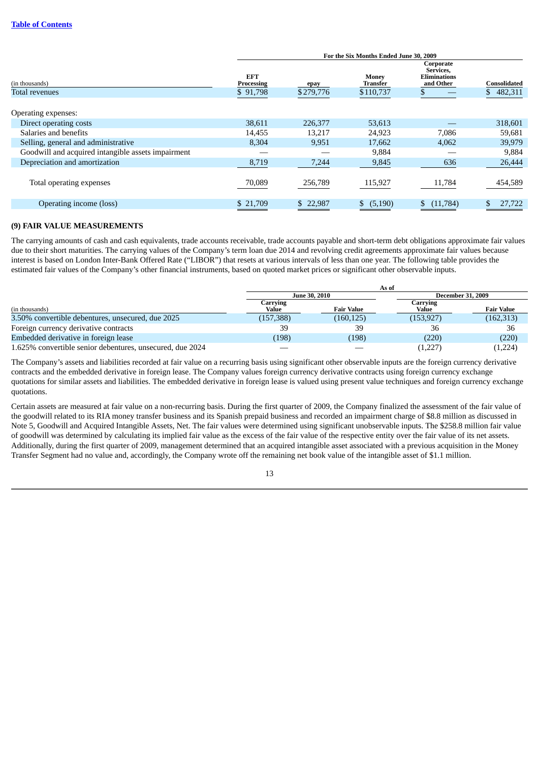| (in thousands) | For the Six Months Ended June 30, 2009 | | | | |
|---|---|---|---|---|---|
| | EFT Processing | epay | Money Transfer | Corporate Services, Eliminations and Other | Consolidated |
| Total revenues | $ 91,798 | $279,776 | $110,737 | $ — | $ 482,311 |
| Operating expenses: | | | | | |
| Direct operating costs | 38,611 | 226,377 | 53,613 | — | 318,601 |
| Salaries and benefits | 14,455 | 13,217 | 24,923 | 7,086 | 59,681 |
| Selling, general and administrative | 8,304 | 9,951 | 17,662 | 4,062 | 39,979 |
| Goodwill and acquired intangible assets impairment | — | — | 9,884 | — | 9,884 |
| Depreciation and amortization | 8,719 | 7,244 | 9,845 | 636 | 26,444 |
| Total operating expenses | 70,089 | 256,789 | 115,927 | 11,784 | 454,589 |
| Operating income (loss) | $ 21,709 | $ 22,987 | $ (5,190) | $ (11,784) | $ 27,722 |

**(9) FAIR VALUE MEASUREMENTS**

The carrying amounts of cash and cash equivalents, trade accounts receivable, trade accounts payable and short-term debt obligations approximate fair values due to their short maturities. The carrying values of the Company's term loan due 2014 and revolving credit agreements approximate fair values because interest is based on London Inter-Bank Offered Rate ("LIBOR") that resets at various intervals of less than one year. The following table provides the estimated fair values of the Company's other financial instruments, based on quoted market prices or significant other observable inputs.

| (in thousands) | As of June 30, 2010 | | As of December 31, 2009 | |
|---|---|---|---|---|
| | Carrying Value | Fair Value | Carrying Value | Fair Value |
| 3.50% convertible debentures, unsecured, due 2025 | (157,388) | (160,125) | (153,927) | (162,313) |
| Foreign currency derivative contracts | 39 | 39 | 36 | 36 |
| Embedded derivative in foreign lease | (198) | (198) | (220) | (220) |
| 1.625% convertible senior debentures, unsecured, due 2024 | — | — | (1,227) | (1,224) |

The Company's assets and liabilities recorded at fair value on a recurring basis using significant other observable inputs are the foreign currency derivative contracts and the embedded derivative in foreign lease. The Company values foreign currency derivative contracts using foreign currency exchange quotations for similar assets and liabilities. The embedded derivative in foreign lease is valued using present value techniques and foreign currency exchange quotations.

Certain assets are measured at fair value on a non-recurring basis. During the first quarter of 2009, the Company finalized the assessment of the fair value of the goodwill related to its RIA money transfer business and its Spanish prepaid business and recorded an impairment charge of $8.8 million as discussed in Note 5, Goodwill and Acquired Intangible Assets, Net. The fair values were determined using significant unobservable inputs. The $258.8 million fair value of goodwill was determined by calculating its implied fair value as the excess of the fair value of the respective entity over the fair value of its net assets. Additionally, during the first quarter of 2009, management determined that an acquired intangible asset associated with a previous acquisition in the Money Transfer Segment had no value and, accordingly, the Company wrote off the remaining net book value of the intangible asset of $1.1 million.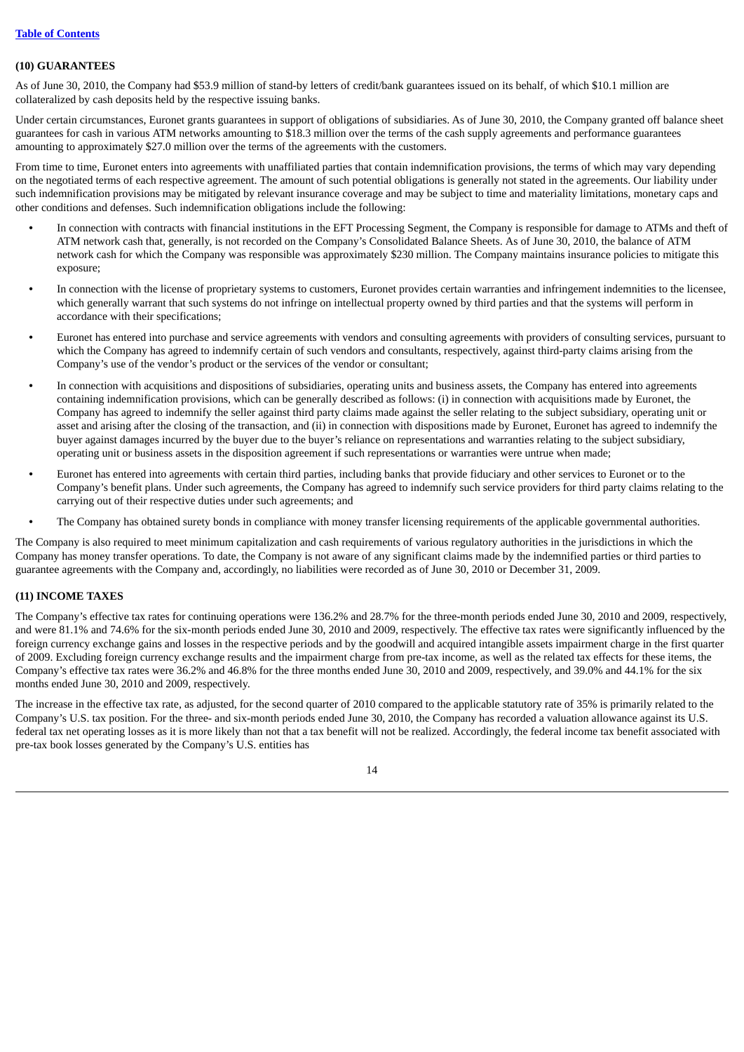## (10) GUARANTEES

As of June 30, 2010, the Company had $53.9 million of stand-by letters of credit/bank guarantees issued on its behalf, of which $10.1 million are collateralized by cash deposits held by the respective issuing banks.

Under certain circumstances, Euronet grants guarantees in support of obligations of subsidiaries. As of June 30, 2010, the Company granted off balance sheet guarantees for cash in various ATM networks amounting to $18.3 million over the terms of the cash supply agreements and performance guarantees amounting to approximately $27.0 million over the terms of the agreements with the customers.

From time to time, Euronet enters into agreements with unaffiliated parties that contain indemnification provisions, the terms of which may vary depending on the negotiated terms of each respective agreement. The amount of such potential obligations is generally not stated in the agreements. Our liability under such indemnification provisions may be mitigated by relevant insurance coverage and may be subject to time and materiality limitations, monetary caps and other conditions and defenses. Such indemnification obligations include the following:

- In connection with contracts with financial institutions in the EFT Processing Segment, the Company is responsible for damage to ATMs and theft of ATM network cash that, generally, is not recorded on the Company's Consolidated Balance Sheets. As of June 30, 2010, the balance of ATM network cash for which the Company was responsible was approximately $230 million. The Company maintains insurance policies to mitigate this exposure;
- In connection with the license of proprietary systems to customers, Euronet provides certain warranties and infringement indemnities to the licensee, which generally warrant that such systems do not infringe on intellectual property owned by third parties and that the systems will perform in accordance with their specifications;
- Euronet has entered into purchase and service agreements with vendors and consulting agreements with providers of consulting services, pursuant to which the Company has agreed to indemnify certain of such vendors and consultants, respectively, against third-party claims arising from the Company's use of the vendor's product or the services of the vendor or consultant;
- In connection with acquisitions and dispositions of subsidiaries, operating units and business assets, the Company has entered into agreements containing indemnification provisions, which can be generally described as follows: (i) in connection with acquisitions made by Euronet, the Company has agreed to indemnify the seller against third party claims made against the seller relating to the subject subsidiary, operating unit or asset and arising after the closing of the transaction, and (ii) in connection with dispositions made by Euronet, Euronet has agreed to indemnify the buyer against damages incurred by the buyer due to the buyer's reliance on representations and warranties relating to the subject subsidiary, operating unit or business assets in the disposition agreement if such representations or warranties were untrue when made;
- Euronet has entered into agreements with certain third parties, including banks that provide fiduciary and other services to Euronet or to the Company's benefit plans. Under such agreements, the Company has agreed to indemnify such service providers for third party claims relating to the carrying out of their respective duties under such agreements; and
- The Company has obtained surety bonds in compliance with money transfer licensing requirements of the applicable governmental authorities.

The Company is also required to meet minimum capitalization and cash requirements of various regulatory authorities in the jurisdictions in which the Company has money transfer operations. To date, the Company is not aware of any significant claims made by the indemnified parties or third parties to guarantee agreements with the Company and, accordingly, no liabilities were recorded as of June 30, 2010 or December 31, 2009.

## (11) INCOME TAXES

The Company's effective tax rates for continuing operations were 136.2% and 28.7% for the three-month periods ended June 30, 2010 and 2009, respectively, and were 81.1% and 74.6% for the six-month periods ended June 30, 2010 and 2009, respectively. The effective tax rates were significantly influenced by the foreign currency exchange gains and losses in the respective periods and by the goodwill and acquired intangible assets impairment charge in the first quarter of 2009. Excluding foreign currency exchange results and the impairment charge from pre-tax income, as well as the related tax effects for these items, the Company's effective tax rates were 36.2% and 46.8% for the three months ended June 30, 2010 and 2009, respectively, and 39.0% and 44.1% for the six months ended June 30, 2010 and 2009, respectively.

The increase in the effective tax rate, as adjusted, for the second quarter of 2010 compared to the applicable statutory rate of 35% is primarily related to the Company's U.S. tax position. For the three- and six-month periods ended June 30, 2010, the Company has recorded a valuation allowance against its U.S. federal tax net operating losses as it is more likely than not that a tax benefit will not be realized. Accordingly, the federal income tax benefit associated with pre-tax book losses generated by the Company's U.S. entities has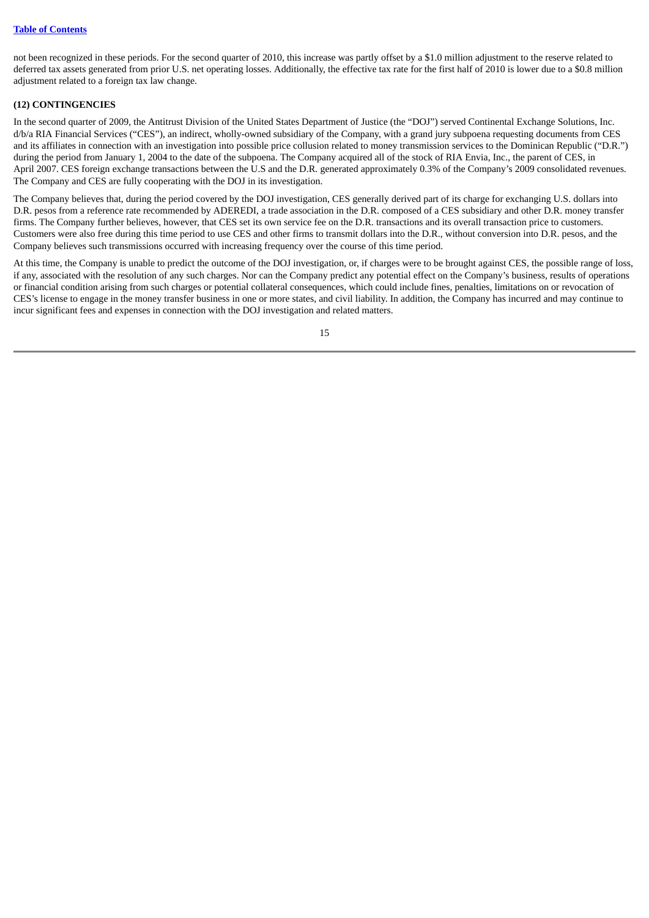not been recognized in these periods. For the second quarter of 2010, this increase was partly offset by a $1.0 million adjustment to the reserve related to deferred tax assets generated from prior U.S. net operating losses. Additionally, the effective tax rate for the first half of 2010 is lower due to a $0.8 million adjustment related to a foreign tax law change.

**(12) CONTINGENCIES**

In the second quarter of 2009, the Antitrust Division of the United States Department of Justice (the "DOJ") served Continental Exchange Solutions, Inc. d/b/a RIA Financial Services ("CES"), an indirect, wholly-owned subsidiary of the Company, with a grand jury subpoena requesting documents from CES and its affiliates in connection with an investigation into possible price collusion related to money transmission services to the Dominican Republic ("D.R.") during the period from January 1, 2004 to the date of the subpoena. The Company acquired all of the stock of RIA Envia, Inc., the parent of CES, in April 2007. CES foreign exchange transactions between the U.S and the D.R. generated approximately 0.3% of the Company's 2009 consolidated revenues. The Company and CES are fully cooperating with the DOJ in its investigation.

The Company believes that, during the period covered by the DOJ investigation, CES generally derived part of its charge for exchanging U.S. dollars into D.R. pesos from a reference rate recommended by ADEREDI, a trade association in the D.R. composed of a CES subsidiary and other D.R. money transfer firms. The Company further believes, however, that CES set its own service fee on the D.R. transactions and its overall transaction price to customers. Customers were also free during this time period to use CES and other firms to transmit dollars into the D.R., without conversion into D.R. pesos, and the Company believes such transmissions occurred with increasing frequency over the course of this time period.

At this time, the Company is unable to predict the outcome of the DOJ investigation, or, if charges were to be brought against CES, the possible range of loss, if any, associated with the resolution of any such charges. Nor can the Company predict any potential effect on the Company's business, results of operations or financial condition arising from such charges or potential collateral consequences, which could include fines, penalties, limitations on or revocation of CES's license to engage in the money transfer business in one or more states, and civil liability. In addition, the Company has incurred and may continue to incur significant fees and expenses in connection with the DOJ investigation and related matters.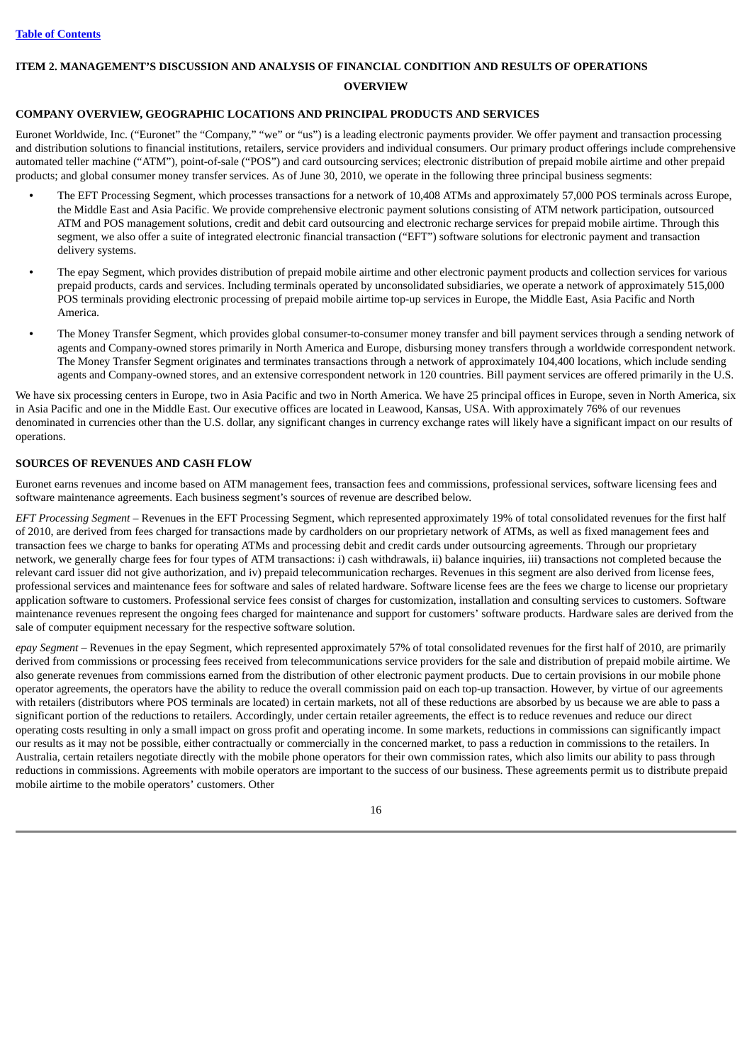[Table of Contents](#)

## ITEM 2. MANAGEMENT'S DISCUSSION AND ANALYSIS OF FINANCIAL CONDITION AND RESULTS OF OPERATIONS

### OVERVIEW

### COMPANY OVERVIEW, GEOGRAPHIC LOCATIONS AND PRINCIPAL PRODUCTS AND SERVICES

Euronet Worldwide, Inc. ("Euronet" the "Company," "we" or "us") is a leading electronic payments provider. We offer payment and transaction processing and distribution solutions to financial institutions, retailers, service providers and individual consumers. Our primary product offerings include comprehensive automated teller machine ("ATM"), point-of-sale ("POS") and card outsourcing services; electronic distribution of prepaid mobile airtime and other prepaid products; and global consumer money transfer services. As of June 30, 2010, we operate in the following three principal business segments:

- The EFT Processing Segment, which processes transactions for a network of 10,408 ATMs and approximately 57,000 POS terminals across Europe, the Middle East and Asia Pacific. We provide comprehensive electronic payment solutions consisting of ATM network participation, outsourced ATM and POS management solutions, credit and debit card outsourcing and electronic recharge services for prepaid mobile airtime. Through this segment, we also offer a suite of integrated electronic financial transaction ("EFT") software solutions for electronic payment and transaction delivery systems.
- The epay Segment, which provides distribution of prepaid mobile airtime and other electronic payment products and collection services for various prepaid products, cards and services. Including terminals operated by unconsolidated subsidiaries, we operate a network of approximately 515,000 POS terminals providing electronic processing of prepaid mobile airtime top-up services in Europe, the Middle East, Asia Pacific and North America.
- The Money Transfer Segment, which provides global consumer-to-consumer money transfer and bill payment services through a sending network of agents and Company-owned stores primarily in North America and Europe, disbursing money transfers through a worldwide correspondent network. The Money Transfer Segment originates and terminates transactions through a network of approximately 104,400 locations, which include sending agents and Company-owned stores, and an extensive correspondent network in 120 countries. Bill payment services are offered primarily in the U.S.

We have six processing centers in Europe, two in Asia Pacific and two in North America. We have 25 principal offices in Europe, seven in North America, six in Asia Pacific and one in the Middle East. Our executive offices are located in Leawood, Kansas, USA. With approximately 76% of our revenues denominated in currencies other than the U.S. dollar, any significant changes in currency exchange rates will likely have a significant impact on our results of operations.

### SOURCES OF REVENUES AND CASH FLOW

Euronet earns revenues and income based on ATM management fees, transaction fees and commissions, professional services, software licensing fees and software maintenance agreements. Each business segment's sources of revenue are described below.

*EFT Processing Segment* – Revenues in the EFT Processing Segment, which represented approximately 19% of total consolidated revenues for the first half of 2010, are derived from fees charged for transactions made by cardholders on our proprietary network of ATMs, as well as fixed management fees and transaction fees we charge to banks for operating ATMs and processing debit and credit cards under outsourcing agreements. Through our proprietary network, we generally charge fees for four types of ATM transactions: i) cash withdrawals, ii) balance inquiries, iii) transactions not completed because the relevant card issuer did not give authorization, and iv) prepaid telecommunication recharges. Revenues in this segment are also derived from license fees, professional services and maintenance fees for software and sales of related hardware. Software license fees are the fees we charge to license our proprietary application software to customers. Professional service fees consist of charges for customization, installation and consulting services to customers. Software maintenance revenues represent the ongoing fees charged for maintenance and support for customers' software products. Hardware sales are derived from the sale of computer equipment necessary for the respective software solution.

*epay Segment* – Revenues in the epay Segment, which represented approximately 57% of total consolidated revenues for the first half of 2010, are primarily derived from commissions or processing fees received from telecommunications service providers for the sale and distribution of prepaid mobile airtime. We also generate revenues from commissions earned from the distribution of other electronic payment products. Due to certain provisions in our mobile phone operator agreements, the operators have the ability to reduce the overall commission paid on each top-up transaction. However, by virtue of our agreements with retailers (distributors where POS terminals are located) in certain markets, not all of these reductions are absorbed by us because we are able to pass a significant portion of the reductions to retailers. Accordingly, under certain retailer agreements, the effect is to reduce revenues and reduce our direct operating costs resulting in only a small impact on gross profit and operating income. In some markets, reductions in commissions can significantly impact our results as it may not be possible, either contractually or commercially in the concerned market, to pass a reduction in commissions to the retailers. In Australia, certain retailers negotiate directly with the mobile phone operators for their own commission rates, which also limits our ability to pass through reductions in commissions. Agreements with mobile operators are important to the success of our business. These agreements permit us to distribute prepaid mobile airtime to the mobile operators' customers. Other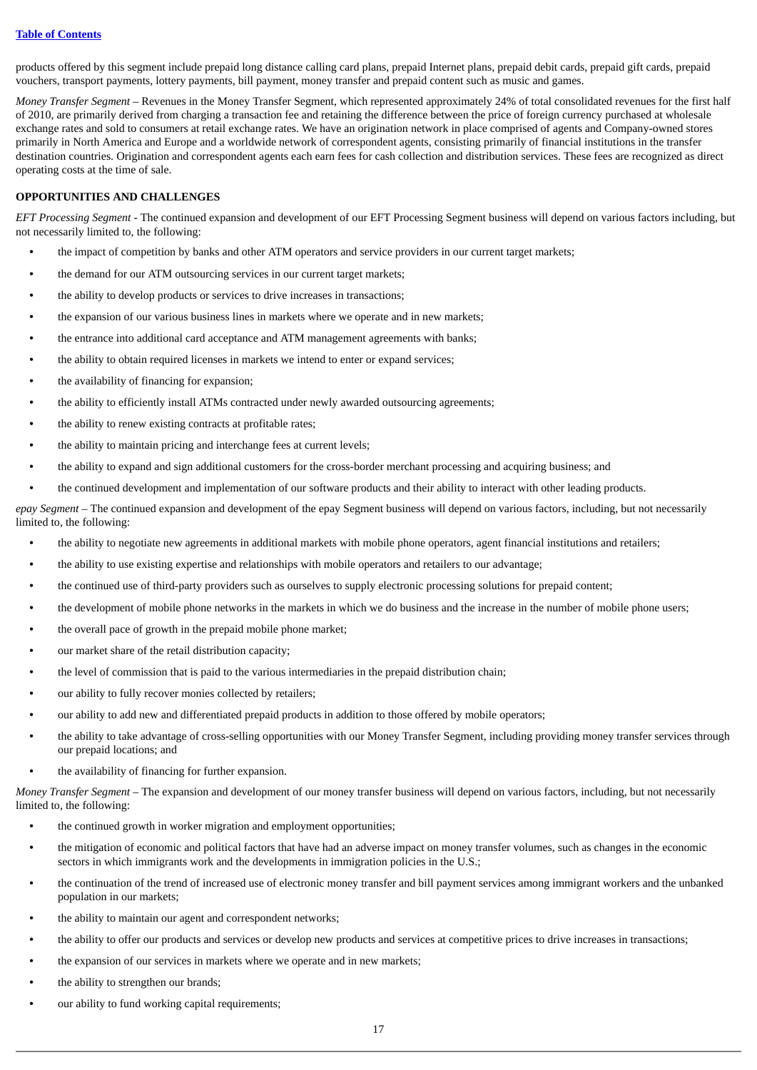products offered by this segment include prepaid long distance calling card plans, prepaid Internet plans, prepaid debit cards, prepaid gift cards, prepaid vouchers, transport payments, lottery payments, bill payment, money transfer and prepaid content such as music and games.

*Money Transfer Segment* – Revenues in the Money Transfer Segment, which represented approximately 24% of total consolidated revenues for the first half of 2010, are primarily derived from charging a transaction fee and retaining the difference between the price of foreign currency purchased at wholesale exchange rates and sold to consumers at retail exchange rates. We have an origination network in place comprised of agents and Company-owned stores primarily in North America and Europe and a worldwide network of correspondent agents, consisting primarily of financial institutions in the transfer destination countries. Origination and correspondent agents each earn fees for cash collection and distribution services. These fees are recognized as direct operating costs at the time of sale.

**OPPORTUNITIES AND CHALLENGES**

*EFT Processing Segment* - The continued expansion and development of our EFT Processing Segment business will depend on various factors including, but not necessarily limited to, the following:

- the impact of competition by banks and other ATM operators and service providers in our current target markets;
- the demand for our ATM outsourcing services in our current target markets;
- the ability to develop products or services to drive increases in transactions;
- the expansion of our various business lines in markets where we operate and in new markets;
- the entrance into additional card acceptance and ATM management agreements with banks;
- the ability to obtain required licenses in markets we intend to enter or expand services;
- the availability of financing for expansion;
- the ability to efficiently install ATMs contracted under newly awarded outsourcing agreements;
- the ability to renew existing contracts at profitable rates;
- the ability to maintain pricing and interchange fees at current levels;
- the ability to expand and sign additional customers for the cross-border merchant processing and acquiring business; and
- the continued development and implementation of our software products and their ability to interact with other leading products.

*epay Segment* – The continued expansion and development of the epay Segment business will depend on various factors, including, but not necessarily limited to, the following:

- the ability to negotiate new agreements in additional markets with mobile phone operators, agent financial institutions and retailers;
- the ability to use existing expertise and relationships with mobile operators and retailers to our advantage;
- the continued use of third-party providers such as ourselves to supply electronic processing solutions for prepaid content;
- the development of mobile phone networks in the markets in which we do business and the increase in the number of mobile phone users;
- the overall pace of growth in the prepaid mobile phone market;
- our market share of the retail distribution capacity;
- the level of commission that is paid to the various intermediaries in the prepaid distribution chain;
- our ability to fully recover monies collected by retailers;
- our ability to add new and differentiated prepaid products in addition to those offered by mobile operators;
- the ability to take advantage of cross-selling opportunities with our Money Transfer Segment, including providing money transfer services through our prepaid locations; and
- the availability of financing for further expansion.

*Money Transfer Segment* – The expansion and development of our money transfer business will depend on various factors, including, but not necessarily limited to, the following:

- the continued growth in worker migration and employment opportunities;
- the mitigation of economic and political factors that have had an adverse impact on money transfer volumes, such as changes in the economic sectors in which immigrants work and the developments in immigration policies in the U.S.;
- the continuation of the trend of increased use of electronic money transfer and bill payment services among immigrant workers and the unbanked population in our markets;
- the ability to maintain our agent and correspondent networks;
- the ability to offer our products and services or develop new products and services at competitive prices to drive increases in transactions;
- the expansion of our services in markets where we operate and in new markets;
- the ability to strengthen our brands;
- our ability to fund working capital requirements;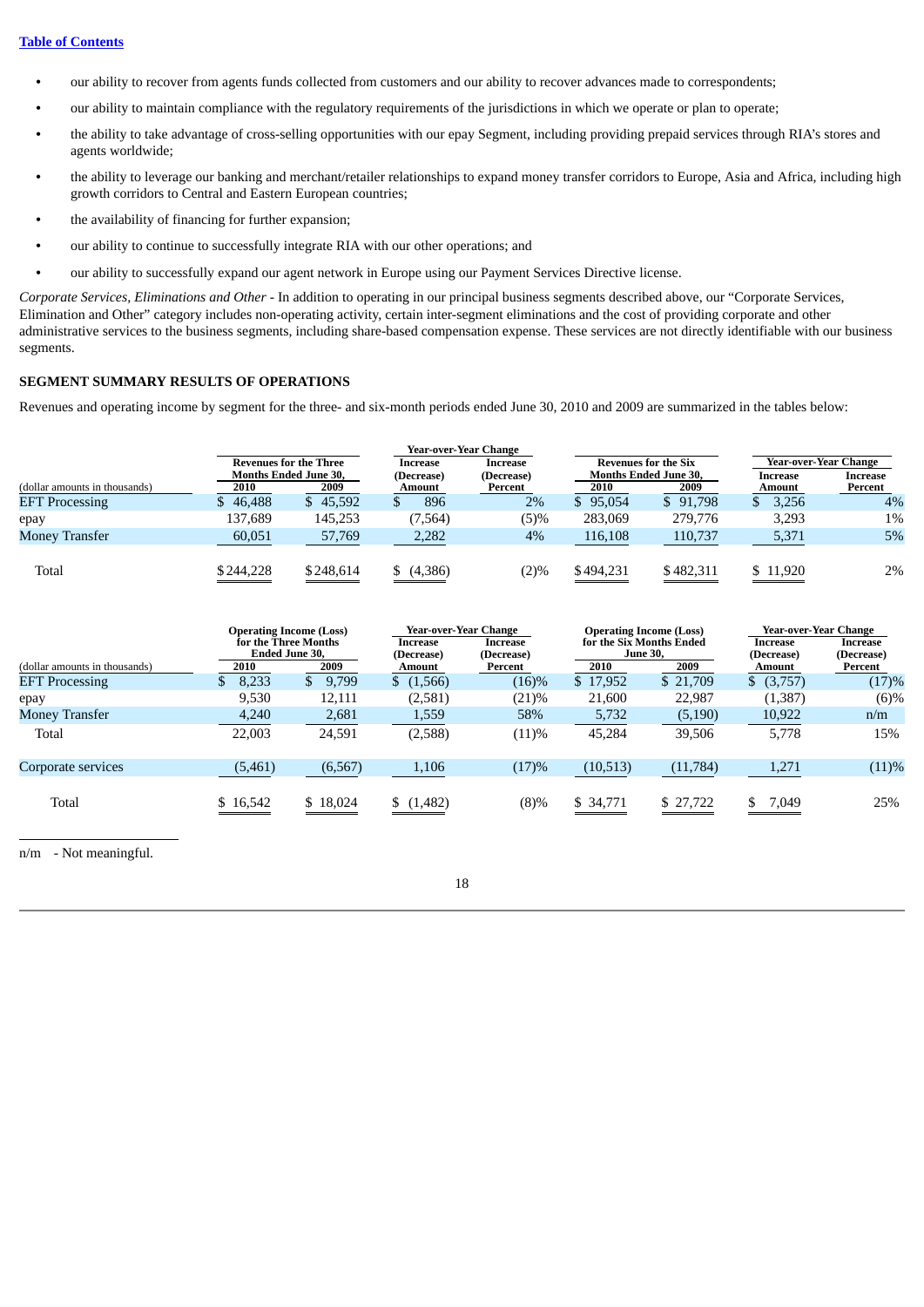- our ability to recover from agents funds collected from customers and our ability to recover advances made to correspondents;
- our ability to maintain compliance with the regulatory requirements of the jurisdictions in which we operate or plan to operate;
- the ability to take advantage of cross-selling opportunities with our epay Segment, including providing prepaid services through RIA's stores and agents worldwide;
- the ability to leverage our banking and merchant/retailer relationships to expand money transfer corridors to Europe, Asia and Africa, including high growth corridors to Central and Eastern European countries;
- the availability of financing for further expansion;
- our ability to continue to successfully integrate RIA with our other operations; and
- our ability to successfully expand our agent network in Europe using our Payment Services Directive license.

*Corporate Services, Eliminations and Other* - In addition to operating in our principal business segments described above, our "Corporate Services, Elimination and Other" category includes non-operating activity, certain inter-segment eliminations and the cost of providing corporate and other administrative services to the business segments, including share-based compensation expense. These services are not directly identifiable with our business segments.

**SEGMENT SUMMARY RESULTS OF OPERATIONS**

Revenues and operating income by segment for the three- and six-month periods ended June 30, 2010 and 2009 are summarized in the tables below:

| | Revenues for the Three Months Ended June 30, | | Year-over-Year Change | | Revenues for the Six Months Ended June 30, | | Year-over-Year Change | |
|---|---|---|---|---|---|---|---|---|
| (dollar amounts in thousands) | 2010 | 2009 | Increase (Decrease) Amount | Increase (Decrease) Percent | 2010 | 2009 | Increase Amount | Increase Percent |
| EFT Processing | $ 46,488 | $ 45,592 | $ 896 | 2% | $ 95,054 | $ 91,798 | $ 3,256 | 4% |
| epay | 137,689 | 145,253 | (7,564) | (5)% | 283,069 | 279,776 | 3,293 | 1% |
| Money Transfer | 60,051 | 57,769 | 2,282 | 4% | 116,108 | 110,737 | 5,371 | 5% |
| Total | $244,228 | $248,614 | $ (4,386) | (2)% | $494,231 | $482,311 | $ 11,920 | 2% |

| | Operating Income (Loss) for the Three Months Ended June 30, | | Year-over-Year Change | | Operating Income (Loss) for the Six Months Ended June 30, | | Year-over-Year Change | |
|---|---|---|---|---|---|---|---|---|
| (dollar amounts in thousands) | 2010 | 2009 | Increase (Decrease) Amount | Increase (Decrease) Percent | 2010 | 2009 | Increase (Decrease) Amount | Increase (Decrease) Percent |
| EFT Processing | $ 8,233 | $ 9,799 | $ (1,566) | (16)% | $ 17,952 | $ 21,709 | $ (3,757) | (17)% |
| epay | 9,530 | 12,111 | (2,581) | (21)% | 21,600 | 22,987 | (1,387) | (6)% |
| Money Transfer | 4,240 | 2,681 | 1,559 | 58% | 5,732 | (5,190) | 10,922 | n/m |
| Total | 22,003 | 24,591 | (2,588) | (11)% | 45,284 | 39,506 | 5,778 | 15% |
| Corporate services | (5,461) | (6,567) | 1,106 | (17)% | (10,513) | (11,784) | 1,271 | (11)% |
| Total | $ 16,542 | $ 18,024 | $ (1,482) | (8)% | $ 34,771 | $ 27,722 | $ 7,049 | 25% |

n/m - Not meaningful.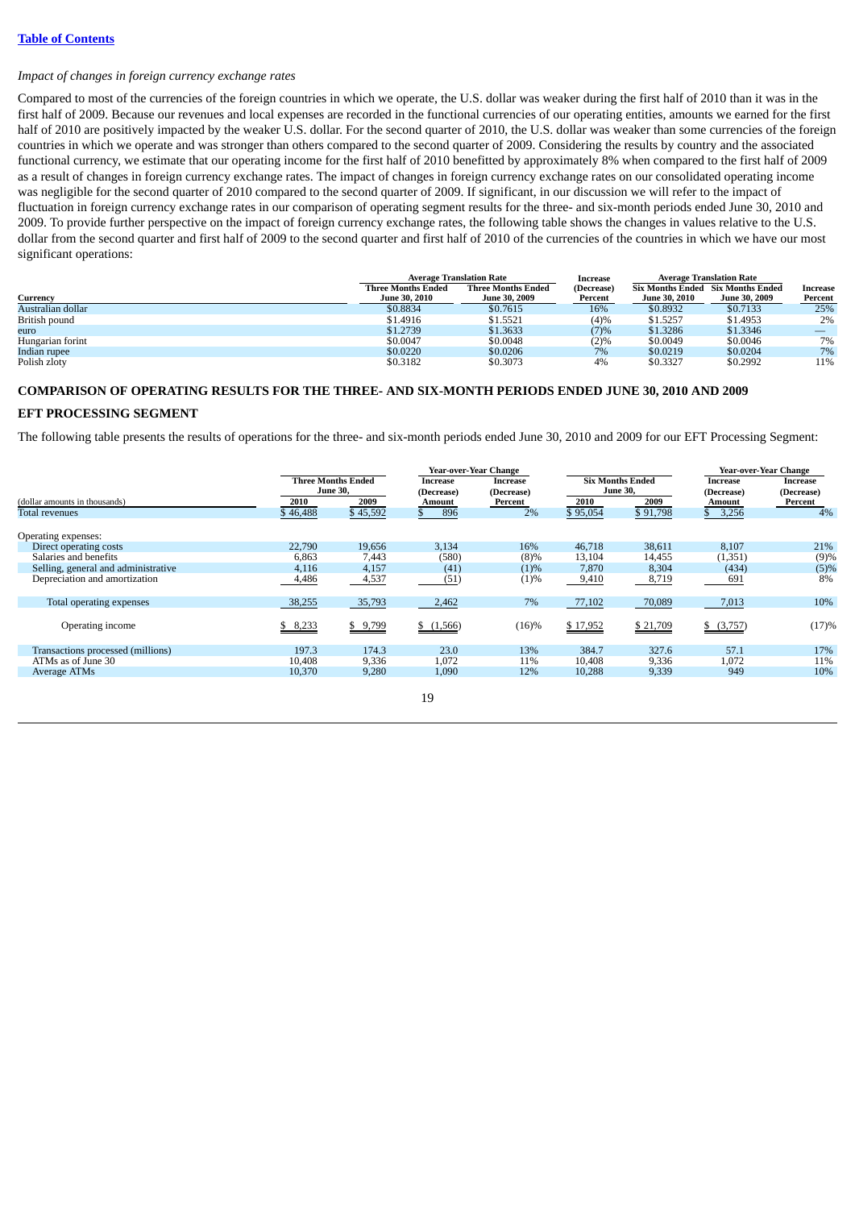*Impact of changes in foreign currency exchange rates*

Compared to most of the currencies of the foreign countries in which we operate, the U.S. dollar was weaker during the first half of 2010 than it was in the first half of 2009. Because our revenues and local expenses are recorded in the functional currencies of our operating entities, amounts we earned for the first half of 2010 are positively impacted by the weaker U.S. dollar. For the second quarter of 2010, the U.S. dollar was weaker than some currencies of the foreign countries in which we operate and was stronger than others compared to the second quarter of 2009. Considering the results by country and the associated functional currency, we estimate that our operating income for the first half of 2010 benefitted by approximately 8% when compared to the first half of 2009 as a result of changes in foreign currency exchange rates. The impact of changes in foreign currency exchange rates on our consolidated operating income was negligible for the second quarter of 2010 compared to the second quarter of 2009. If significant, in our discussion we will refer to the impact of fluctuation in foreign currency exchange rates in our comparison of operating segment results for the three- and six-month periods ended June 30, 2010 and 2009. To provide further perspective on the impact of foreign currency exchange rates, the following table shows the changes in values relative to the U.S. dollar from the second quarter and first half of 2009 to the second quarter and first half of 2010 of the currencies of the countries in which we have our most significant operations:

| Currency | Average Translation Rate | | Increase (Decrease) Percent | Average Translation Rate | | Increase Percent |
|---|---|---|---|---|---|---|
| | Three Months Ended June 30, 2010 | Three Months Ended June 30, 2009 | | Six Months Ended June 30, 2010 | Six Months Ended June 30, 2009 | |
| Australian dollar | $0.8834 | $0.7615 | 16% | $0.8932 | $0.7133 | 25% |
| British pound | $1.4916 | $1.5521 | (4)% | $1.5257 | $1.4953 | 2% |
| euro | $1.2739 | $1.3633 | (7)% | $1.3286 | $1.3346 | — |
| Hungarian forint | $0.0047 | $0.0048 | (2)% | $0.0049 | $0.0046 | 7% |
| Indian rupee | $0.0220 | $0.0206 | 7% | $0.0219 | $0.0204 | 7% |
| Polish zloty | $0.3182 | $0.3073 | 4% | $0.3327 | $0.2992 | 11% |

## COMPARISON OF OPERATING RESULTS FOR THE THREE- AND SIX-MONTH PERIODS ENDED JUNE 30, 2010 AND 2009

### EFT PROCESSING SEGMENT

The following table presents the results of operations for the three- and six-month periods ended June 30, 2010 and 2009 for our EFT Processing Segment:

| (dollar amounts in thousands) | Three Months Ended June 30, 2010 | Three Months Ended June 30, 2009 | Year-over-Year Change Increase (Decrease) Amount | Year-over-Year Change Increase (Decrease) Percent | Six Months Ended June 30, 2010 | Six Months Ended June 30, 2009 | Year-over-Year Change Increase (Decrease) Amount | Year-over-Year Change Increase (Decrease) Percent |
|---|---|---|---|---|---|---|---|---|
| Total revenues | $ 46,488 | $ 45,592 | $ 896 | 2% | $ 95,054 | $ 91,798 | $ 3,256 | 4% |
| Operating expenses: | | | | | | | | |
| Direct operating costs | 22,790 | 19,656 | 3,134 | 16% | 46,718 | 38,611 | 8,107 | 21% |
| Salaries and benefits | 6,863 | 7,443 | (580) | (8)% | 13,104 | 14,455 | (1,351) | (9)% |
| Selling, general and administrative | 4,116 | 4,157 | (41) | (1)% | 7,870 | 8,304 | (434) | (5)% |
| Depreciation and amortization | 4,486 | 4,537 | (51) | (1)% | 9,410 | 8,719 | 691 | 8% |
| Total operating expenses | 38,255 | 35,793 | 2,462 | 7% | 77,102 | 70,089 | 7,013 | 10% |
| Operating income | $ 8,233 | $ 9,799 | $ (1,566) | (16)% | $ 17,952 | $ 21,709 | $ (3,757) | (17)% |
| Transactions processed (millions) | 197.3 | 174.3 | 23.0 | 13% | 384.7 | 327.6 | 57.1 | 17% |
| ATMs as of June 30 | 10,408 | 9,336 | 1,072 | 11% | 10,408 | 9,336 | 1,072 | 11% |
| Average ATMs | 10,370 | 9,280 | 1,090 | 12% | 10,288 | 9,339 | 949 | 10% |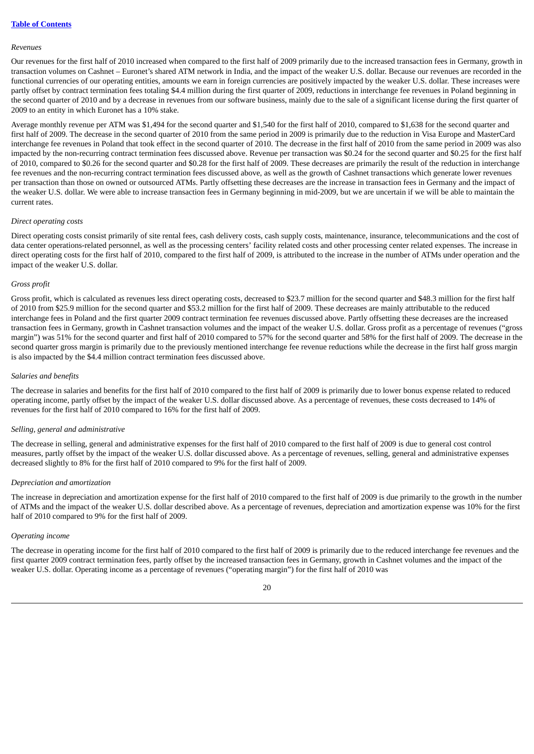*Revenues*

Our revenues for the first half of 2010 increased when compared to the first half of 2009 primarily due to the increased transaction fees in Germany, growth in transaction volumes on Cashnet – Euronet's shared ATM network in India, and the impact of the weaker U.S. dollar. Because our revenues are recorded in the functional currencies of our operating entities, amounts we earn in foreign currencies are positively impacted by the weaker U.S. dollar. These increases were partly offset by contract termination fees totaling $4.4 million during the first quarter of 2009, reductions in interchange fee revenues in Poland beginning in the second quarter of 2010 and by a decrease in revenues from our software business, mainly due to the sale of a significant license during the first quarter of 2009 to an entity in which Euronet has a 10% stake.

Average monthly revenue per ATM was $1,494 for the second quarter and $1,540 for the first half of 2010, compared to $1,638 for the second quarter and first half of 2009. The decrease in the second quarter of 2010 from the same period in 2009 is primarily due to the reduction in Visa Europe and MasterCard interchange fee revenues in Poland that took effect in the second quarter of 2010. The decrease in the first half of 2010 from the same period in 2009 was also impacted by the non-recurring contract termination fees discussed above. Revenue per transaction was $0.24 for the second quarter and $0.25 for the first half of 2010, compared to $0.26 for the second quarter and $0.28 for the first half of 2009. These decreases are primarily the result of the reduction in interchange fee revenues and the non-recurring contract termination fees discussed above, as well as the growth of Cashnet transactions which generate lower revenues per transaction than those on owned or outsourced ATMs. Partly offsetting these decreases are the increase in transaction fees in Germany and the impact of the weaker U.S. dollar. We were able to increase transaction fees in Germany beginning in mid-2009, but we are uncertain if we will be able to maintain the current rates.

*Direct operating costs*

Direct operating costs consist primarily of site rental fees, cash delivery costs, cash supply costs, maintenance, insurance, telecommunications and the cost of data center operations-related personnel, as well as the processing centers' facility related costs and other processing center related expenses. The increase in direct operating costs for the first half of 2010, compared to the first half of 2009, is attributed to the increase in the number of ATMs under operation and the impact of the weaker U.S. dollar.

*Gross profit*

Gross profit, which is calculated as revenues less direct operating costs, decreased to $23.7 million for the second quarter and $48.3 million for the first half of 2010 from $25.9 million for the second quarter and $53.2 million for the first half of 2009. These decreases are mainly attributable to the reduced interchange fees in Poland and the first quarter 2009 contract termination fee revenues discussed above. Partly offsetting these decreases are the increased transaction fees in Germany, growth in Cashnet transaction volumes and the impact of the weaker U.S. dollar. Gross profit as a percentage of revenues ("gross margin") was 51% for the second quarter and first half of 2010 compared to 57% for the second quarter and 58% for the first half of 2009. The decrease in the second quarter gross margin is primarily due to the previously mentioned interchange fee revenue reductions while the decrease in the first half gross margin is also impacted by the $4.4 million contract termination fees discussed above.

*Salaries and benefits*

The decrease in salaries and benefits for the first half of 2010 compared to the first half of 2009 is primarily due to lower bonus expense related to reduced operating income, partly offset by the impact of the weaker U.S. dollar discussed above. As a percentage of revenues, these costs decreased to 14% of revenues for the first half of 2010 compared to 16% for the first half of 2009.

*Selling, general and administrative*

The decrease in selling, general and administrative expenses for the first half of 2010 compared to the first half of 2009 is due to general cost control measures, partly offset by the impact of the weaker U.S. dollar discussed above. As a percentage of revenues, selling, general and administrative expenses decreased slightly to 8% for the first half of 2010 compared to 9% for the first half of 2009.

*Depreciation and amortization*

The increase in depreciation and amortization expense for the first half of 2010 compared to the first half of 2009 is due primarily to the growth in the number of ATMs and the impact of the weaker U.S. dollar described above. As a percentage of revenues, depreciation and amortization expense was 10% for the first half of 2010 compared to 9% for the first half of 2009.

*Operating income*

The decrease in operating income for the first half of 2010 compared to the first half of 2009 is primarily due to the reduced interchange fee revenues and the first quarter 2009 contract termination fees, partly offset by the increased transaction fees in Germany, growth in Cashnet volumes and the impact of the weaker U.S. dollar. Operating income as a percentage of revenues ("operating margin") for the first half of 2010 was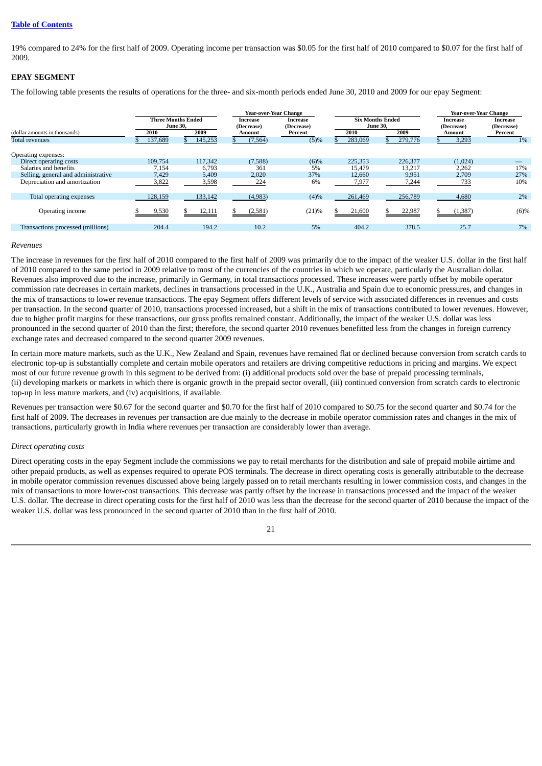19% compared to 24% for the first half of 2009. Operating income per transaction was $0.05 for the first half of 2010 compared to $0.07 for the first half of 2009.

**EPAY SEGMENT**

The following table presents the results of operations for the three- and six-month periods ended June 30, 2010 and 2009 for our epay Segment:

| (dollar amounts in thousands) | Three Months Ended June 30, 2010 | Three Months Ended June 30, 2009 | Year-over-Year Change Increase (Decrease) Amount | Year-over-Year Change Increase (Decrease) Percent | Six Months Ended June 30, 2010 | Six Months Ended June 30, 2009 | Year-over-Year Change Increase (Decrease) Amount | Year-over-Year Change Increase (Decrease) Percent |
|---|---|---|---|---|---|---|---|---|
| Total revenues | $ 137,689 | $ 145,253 | $ (7,564) | (5)% | $ 283,069 | $ 279,776 | $ 3,293 | 1% |
| Operating expenses: | | | | | | | | |
| Direct operating costs | 109,754 | 117,342 | (7,588) | (6)% | 225,353 | 226,377 | (1,024) | — |
| Salaries and benefits | 7,154 | 6,793 | 361 | 5% | 15,479 | 13,217 | 2,262 | 17% |
| Selling, general and administrative | 7,429 | 5,409 | 2,020 | 37% | 12,660 | 9,951 | 2,709 | 27% |
| Depreciation and amortization | 3,822 | 3,598 | 224 | 6% | 7,977 | 7,244 | 733 | 10% |
| Total operating expenses | 128,159 | 133,142 | (4,983) | (4)% | 261,469 | 256,789 | 4,680 | 2% |
| Operating income | $ 9,530 | $ 12,111 | $ (2,581) | (21)% | $ 21,600 | $ 22,987 | $ (1,387) | (6)% |
| Transactions processed (millions) | 204.4 | 194.2 | 10.2 | 5% | 404.2 | 378.5 | 25.7 | 7% |

*Revenues*

The increase in revenues for the first half of 2010 compared to the first half of 2009 was primarily due to the impact of the weaker U.S. dollar in the first half of 2010 compared to the same period in 2009 relative to most of the currencies of the countries in which we operate, particularly the Australian dollar. Revenues also improved due to the increase, primarily in Germany, in total transactions processed. These increases were partly offset by mobile operator commission rate decreases in certain markets, declines in transactions processed in the U.K., Australia and Spain due to economic pressures, and changes in the mix of transactions to lower revenue transactions. The epay Segment offers different levels of service with associated differences in revenues and costs per transaction. In the second quarter of 2010, transactions processed increased, but a shift in the mix of transactions contributed to lower revenues. However, due to higher profit margins for these transactions, our gross profits remained constant. Additionally, the impact of the weaker U.S. dollar was less pronounced in the second quarter of 2010 than the first; therefore, the second quarter 2010 revenues benefitted less from the changes in foreign currency exchange rates and decreased compared to the second quarter 2009 revenues.

In certain more mature markets, such as the U.K., New Zealand and Spain, revenues have remained flat or declined because conversion from scratch cards to electronic top-up is substantially complete and certain mobile operators and retailers are driving competitive reductions in pricing and margins. We expect most of our future revenue growth in this segment to be derived from: (i) additional products sold over the base of prepaid processing terminals, (ii) developing markets or markets in which there is organic growth in the prepaid sector overall, (iii) continued conversion from scratch cards to electronic top-up in less mature markets, and (iv) acquisitions, if available.

Revenues per transaction were $0.67 for the second quarter and $0.70 for the first half of 2010 compared to $0.75 for the second quarter and $0.74 for the first half of 2009. The decreases in revenues per transaction are due mainly to the decrease in mobile operator commission rates and changes in the mix of transactions, particularly growth in India where revenues per transaction are considerably lower than average.

*Direct operating costs*

Direct operating costs in the epay Segment include the commissions we pay to retail merchants for the distribution and sale of prepaid mobile airtime and other prepaid products, as well as expenses required to operate POS terminals. The decrease in direct operating costs is generally attributable to the decrease in mobile operator commission revenues discussed above being largely passed on to retail merchants resulting in lower commission costs, and changes in the mix of transactions to more lower-cost transactions. This decrease was partly offset by the increase in transactions processed and the impact of the weaker U.S. dollar. The decrease in direct operating costs for the first half of 2010 was less than the decrease for the second quarter of 2010 because the impact of the weaker U.S. dollar was less pronounced in the second quarter of 2010 than in the first half of 2010.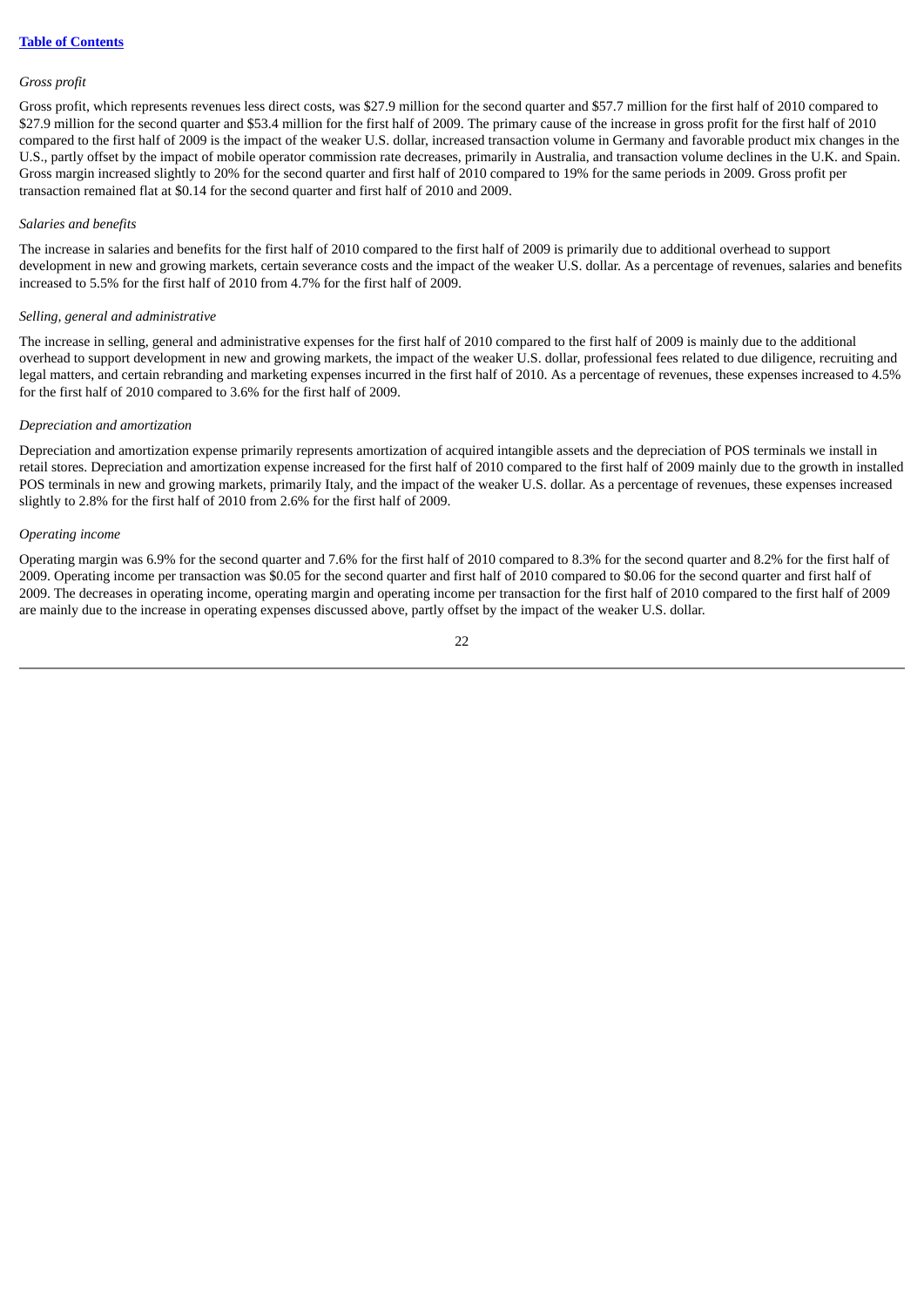*Gross profit*

Gross profit, which represents revenues less direct costs, was $27.9 million for the second quarter and $57.7 million for the first half of 2010 compared to $27.9 million for the second quarter and $53.4 million for the first half of 2009. The primary cause of the increase in gross profit for the first half of 2010 compared to the first half of 2009 is the impact of the weaker U.S. dollar, increased transaction volume in Germany and favorable product mix changes in the U.S., partly offset by the impact of mobile operator commission rate decreases, primarily in Australia, and transaction volume declines in the U.K. and Spain. Gross margin increased slightly to 20% for the second quarter and first half of 2010 compared to 19% for the same periods in 2009. Gross profit per transaction remained flat at $0.14 for the second quarter and first half of 2010 and 2009.

*Salaries and benefits*

The increase in salaries and benefits for the first half of 2010 compared to the first half of 2009 is primarily due to additional overhead to support development in new and growing markets, certain severance costs and the impact of the weaker U.S. dollar. As a percentage of revenues, salaries and benefits increased to 5.5% for the first half of 2010 from 4.7% for the first half of 2009.

*Selling, general and administrative*

The increase in selling, general and administrative expenses for the first half of 2010 compared to the first half of 2009 is mainly due to the additional overhead to support development in new and growing markets, the impact of the weaker U.S. dollar, professional fees related to due diligence, recruiting and legal matters, and certain rebranding and marketing expenses incurred in the first half of 2010. As a percentage of revenues, these expenses increased to 4.5% for the first half of 2010 compared to 3.6% for the first half of 2009.

*Depreciation and amortization*

Depreciation and amortization expense primarily represents amortization of acquired intangible assets and the depreciation of POS terminals we install in retail stores. Depreciation and amortization expense increased for the first half of 2010 compared to the first half of 2009 mainly due to the growth in installed POS terminals in new and growing markets, primarily Italy, and the impact of the weaker U.S. dollar. As a percentage of revenues, these expenses increased slightly to 2.8% for the first half of 2010 from 2.6% for the first half of 2009.

*Operating income*

Operating margin was 6.9% for the second quarter and 7.6% for the first half of 2010 compared to 8.3% for the second quarter and 8.2% for the first half of 2009. Operating income per transaction was $0.05 for the second quarter and first half of 2010 compared to $0.06 for the second quarter and first half of 2009. The decreases in operating income, operating margin and operating income per transaction for the first half of 2010 compared to the first half of 2009 are mainly due to the increase in operating expenses discussed above, partly offset by the impact of the weaker U.S. dollar.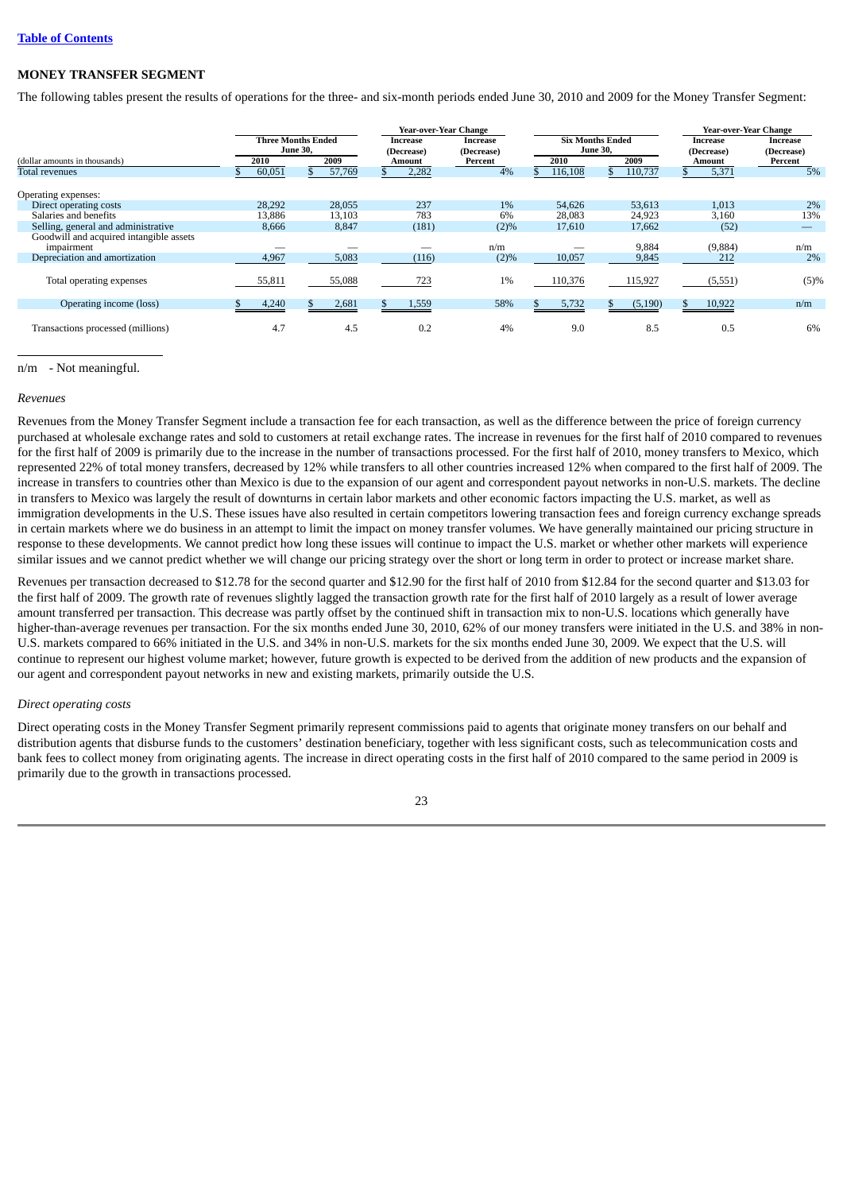## MONEY TRANSFER SEGMENT

The following tables present the results of operations for the three- and six-month periods ended June 30, 2010 and 2009 for the Money Transfer Segment:

| (dollar amounts in thousands) | Three Months Ended June 30, 2010 | Three Months Ended June 30, 2009 | Year-over-Year Change Increase (Decrease) Amount | Year-over-Year Change Increase (Decrease) Percent | Six Months Ended June 30, 2010 | Six Months Ended June 30, 2009 | Year-over-Year Change Increase (Decrease) Amount | Year-over-Year Change Increase (Decrease) Percent |
|---|---|---|---|---|---|---|---|---|
| Total revenues | $ 60,051 | $ 57,769 | $ 2,282 | 4% | $ 116,108 | $ 110,737 | $ 5,371 | 5% |
| Operating expenses: | | | | | | | | |
| Direct operating costs | 28,292 | 28,055 | 237 | 1% | 54,626 | 53,613 | 1,013 | 2% |
| Salaries and benefits | 13,886 | 13,103 | 783 | 6% | 28,083 | 24,923 | 3,160 | 13% |
| Selling, general and administrative | 8,666 | 8,847 | (181) | (2)% | 17,610 | 17,662 | (52) | — |
| Goodwill and acquired intangible assets impairment | — | — | — | n/m | — | 9,884 | (9,884) | n/m |
| Depreciation and amortization | 4,967 | 5,083 | (116) | (2)% | 10,057 | 9,845 | 212 | 2% |
| Total operating expenses | 55,811 | 55,088 | 723 | 1% | 110,376 | 115,927 | (5,551) | (5)% |
| Operating income (loss) | $ 4,240 | $ 2,681 | $ 1,559 | 58% | $ 5,732 | $ (5,190) | $ 10,922 | n/m |
| Transactions processed (millions) | 4.7 | 4.5 | 0.2 | 4% | 9.0 | 8.5 | 0.5 | 6% |

n/m - Not meaningful.

*Revenues*

Revenues from the Money Transfer Segment include a transaction fee for each transaction, as well as the difference between the price of foreign currency purchased at wholesale exchange rates and sold to customers at retail exchange rates. The increase in revenues for the first half of 2010 compared to revenues for the first half of 2009 is primarily due to the increase in the number of transactions processed. For the first half of 2010, money transfers to Mexico, which represented 22% of total money transfers, decreased by 12% while transfers to all other countries increased 12% when compared to the first half of 2009. The increase in transfers to countries other than Mexico is due to the expansion of our agent and correspondent payout networks in non-U.S. markets. The decline in transfers to Mexico was largely the result of downturns in certain labor markets and other economic factors impacting the U.S. market, as well as immigration developments in the U.S. These issues have also resulted in certain competitors lowering transaction fees and foreign currency exchange spreads in certain markets where we do business in an attempt to limit the impact on money transfer volumes. We have generally maintained our pricing structure in response to these developments. We cannot predict how long these issues will continue to impact the U.S. market or whether other markets will experience similar issues and we cannot predict whether we will change our pricing strategy over the short or long term in order to protect or increase market share.

Revenues per transaction decreased to $12.78 for the second quarter and $12.90 for the first half of 2010 from $12.84 for the second quarter and $13.03 for the first half of 2009. The growth rate of revenues slightly lagged the transaction growth rate for the first half of 2010 largely as a result of lower average amount transferred per transaction. This decrease was partly offset by the continued shift in transaction mix to non-U.S. locations which generally have higher-than-average revenues per transaction. For the six months ended June 30, 2010, 62% of our money transfers were initiated in the U.S. and 38% in non-U.S. markets compared to 66% initiated in the U.S. and 34% in non-U.S. markets for the six months ended June 30, 2009. We expect that the U.S. will continue to represent our highest volume market; however, future growth is expected to be derived from the addition of new products and the expansion of our agent and correspondent payout networks in new and existing markets, primarily outside the U.S.

*Direct operating costs*

Direct operating costs in the Money Transfer Segment primarily represent commissions paid to agents that originate money transfers on our behalf and distribution agents that disburse funds to the customers' destination beneficiary, together with less significant costs, such as telecommunication costs and bank fees to collect money from originating agents. The increase in direct operating costs in the first half of 2010 compared to the same period in 2009 is primarily due to the growth in transactions processed.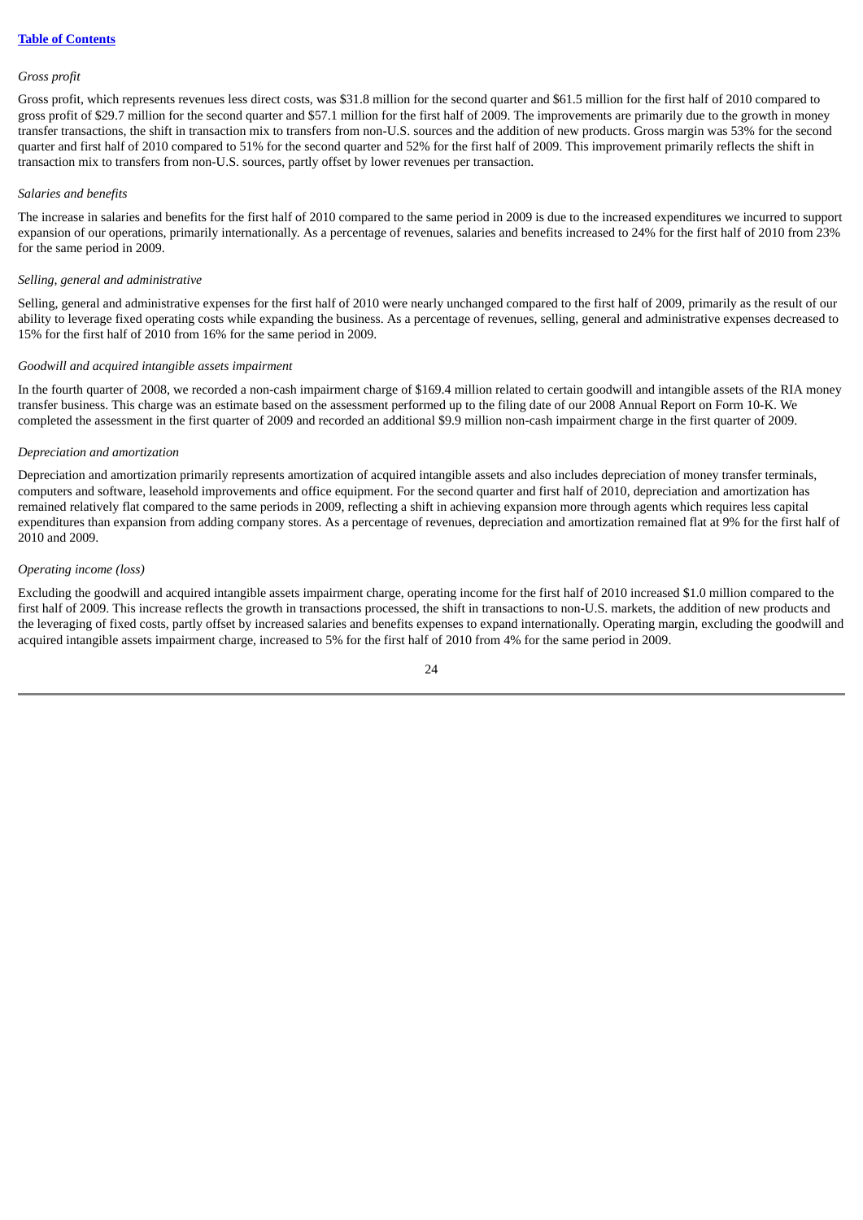*Gross profit*

Gross profit, which represents revenues less direct costs, was $31.8 million for the second quarter and $61.5 million for the first half of 2010 compared to gross profit of $29.7 million for the second quarter and $57.1 million for the first half of 2009. The improvements are primarily due to the growth in money transfer transactions, the shift in transaction mix to transfers from non-U.S. sources and the addition of new products. Gross margin was 53% for the second quarter and first half of 2010 compared to 51% for the second quarter and 52% for the first half of 2009. This improvement primarily reflects the shift in transaction mix to transfers from non-U.S. sources, partly offset by lower revenues per transaction.

*Salaries and benefits*

The increase in salaries and benefits for the first half of 2010 compared to the same period in 2009 is due to the increased expenditures we incurred to support expansion of our operations, primarily internationally. As a percentage of revenues, salaries and benefits increased to 24% for the first half of 2010 from 23% for the same period in 2009.

*Selling, general and administrative*

Selling, general and administrative expenses for the first half of 2010 were nearly unchanged compared to the first half of 2009, primarily as the result of our ability to leverage fixed operating costs while expanding the business. As a percentage of revenues, selling, general and administrative expenses decreased to 15% for the first half of 2010 from 16% for the same period in 2009.

*Goodwill and acquired intangible assets impairment*

In the fourth quarter of 2008, we recorded a non-cash impairment charge of $169.4 million related to certain goodwill and intangible assets of the RIA money transfer business. This charge was an estimate based on the assessment performed up to the filing date of our 2008 Annual Report on Form 10-K. We completed the assessment in the first quarter of 2009 and recorded an additional $9.9 million non-cash impairment charge in the first quarter of 2009.

*Depreciation and amortization*

Depreciation and amortization primarily represents amortization of acquired intangible assets and also includes depreciation of money transfer terminals, computers and software, leasehold improvements and office equipment. For the second quarter and first half of 2010, depreciation and amortization has remained relatively flat compared to the same periods in 2009, reflecting a shift in achieving expansion more through agents which requires less capital expenditures than expansion from adding company stores. As a percentage of revenues, depreciation and amortization remained flat at 9% for the first half of 2010 and 2009.

*Operating income (loss)*

Excluding the goodwill and acquired intangible assets impairment charge, operating income for the first half of 2010 increased $1.0 million compared to the first half of 2009. This increase reflects the growth in transactions processed, the shift in transactions to non-U.S. markets, the addition of new products and the leveraging of fixed costs, partly offset by increased salaries and benefits expenses to expand internationally. Operating margin, excluding the goodwill and acquired intangible assets impairment charge, increased to 5% for the first half of 2010 from 4% for the same period in 2009.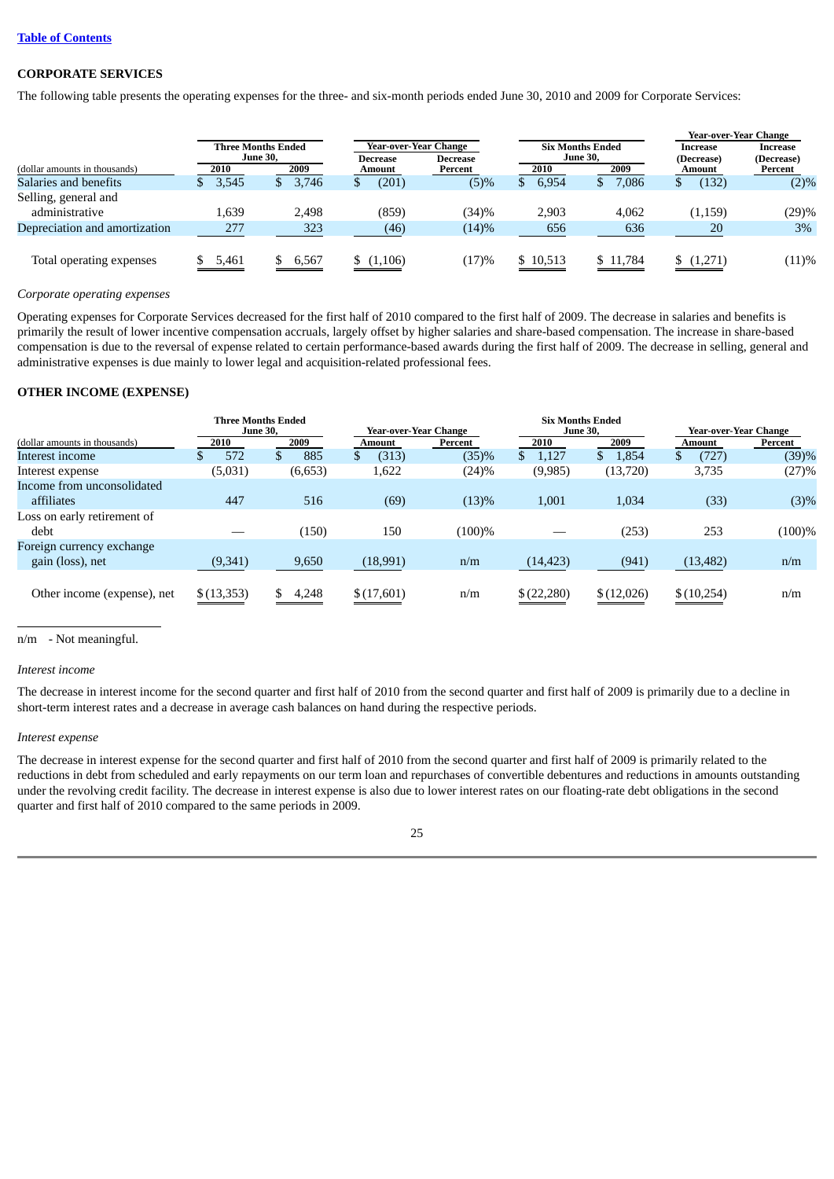[Table of Contents](#)

## CORPORATE SERVICES

The following table presents the operating expenses for the three- and six-month periods ended June 30, 2010 and 2009 for Corporate Services:

| (dollar amounts in thousands) | Three Months Ended June 30, 2010 | Three Months Ended June 30, 2009 | Year-over-Year Change Decrease Amount | Year-over-Year Change Decrease Percent | Six Months Ended June 30, 2010 | Six Months Ended June 30, 2009 | Year-over-Year Change Increase (Decrease) Amount | Year-over-Year Change Increase (Decrease) Percent |
|---|---|---|---|---|---|---|---|---|
| Salaries and benefits | $ 3,545 | $ 3,746 | $ (201) | (5)% | $ 6,954 | $ 7,086 | $ (132) | (2)% |
| Selling, general and administrative | 1,639 | 2,498 | (859) | (34)% | 2,903 | 4,062 | (1,159) | (29)% |
| Depreciation and amortization | 277 | 323 | (46) | (14)% | 656 | 636 | 20 | 3% |
| Total operating expenses | $ 5,461 | $ 6,567 | $ (1,106) | (17)% | $ 10,513 | $ 11,784 | $ (1,271) | (11)% |

*Corporate operating expenses*

Operating expenses for Corporate Services decreased for the first half of 2010 compared to the first half of 2009. The decrease in salaries and benefits is primarily the result of lower incentive compensation accruals, largely offset by higher salaries and share-based compensation. The increase in share-based compensation is due to the reversal of expense related to certain performance-based awards during the first half of 2009. The decrease in selling, general and administrative expenses is due mainly to lower legal and acquisition-related professional fees.

## OTHER INCOME (EXPENSE)

| (dollar amounts in thousands) | Three Months Ended June 30, 2010 | Three Months Ended June 30, 2009 | Year-over-Year Change Amount | Year-over-Year Change Percent | Six Months Ended June 30, 2010 | Six Months Ended June 30, 2009 | Year-over-Year Change Amount | Year-over-Year Change Percent |
|---|---|---|---|---|---|---|---|---|
| Interest income | $ 572 | $ 885 | $ (313) | (35)% | $ 1,127 | $ 1,854 | $ (727) | (39)% |
| Interest expense | (5,031) | (6,653) | 1,622 | (24)% | (9,985) | (13,720) | 3,735 | (27)% |
| Income from unconsolidated affiliates | 447 | 516 | (69) | (13)% | 1,001 | 1,034 | (33) | (3)% |
| Loss on early retirement of debt | — | (150) | 150 | (100)% | — | (253) | 253 | (100)% |
| Foreign currency exchange gain (loss), net | (9,341) | 9,650 | (18,991) | n/m | (14,423) | (941) | (13,482) | n/m |
| Other income (expense), net | $ (13,353) | $ 4,248 | $ (17,601) | n/m | $ (22,280) | $ (12,026) | $ (10,254) | n/m |

n/m - Not meaningful.

*Interest income*

The decrease in interest income for the second quarter and first half of 2010 from the second quarter and first half of 2009 is primarily due to a decline in short-term interest rates and a decrease in average cash balances on hand during the respective periods.

*Interest expense*

The decrease in interest expense for the second quarter and first half of 2010 from the second quarter and first half of 2009 is primarily related to the reductions in debt from scheduled and early repayments on our term loan and repurchases of convertible debentures and reductions in amounts outstanding under the revolving credit facility. The decrease in interest expense is also due to lower interest rates on our floating-rate debt obligations in the second quarter and first half of 2010 compared to the same periods in 2009.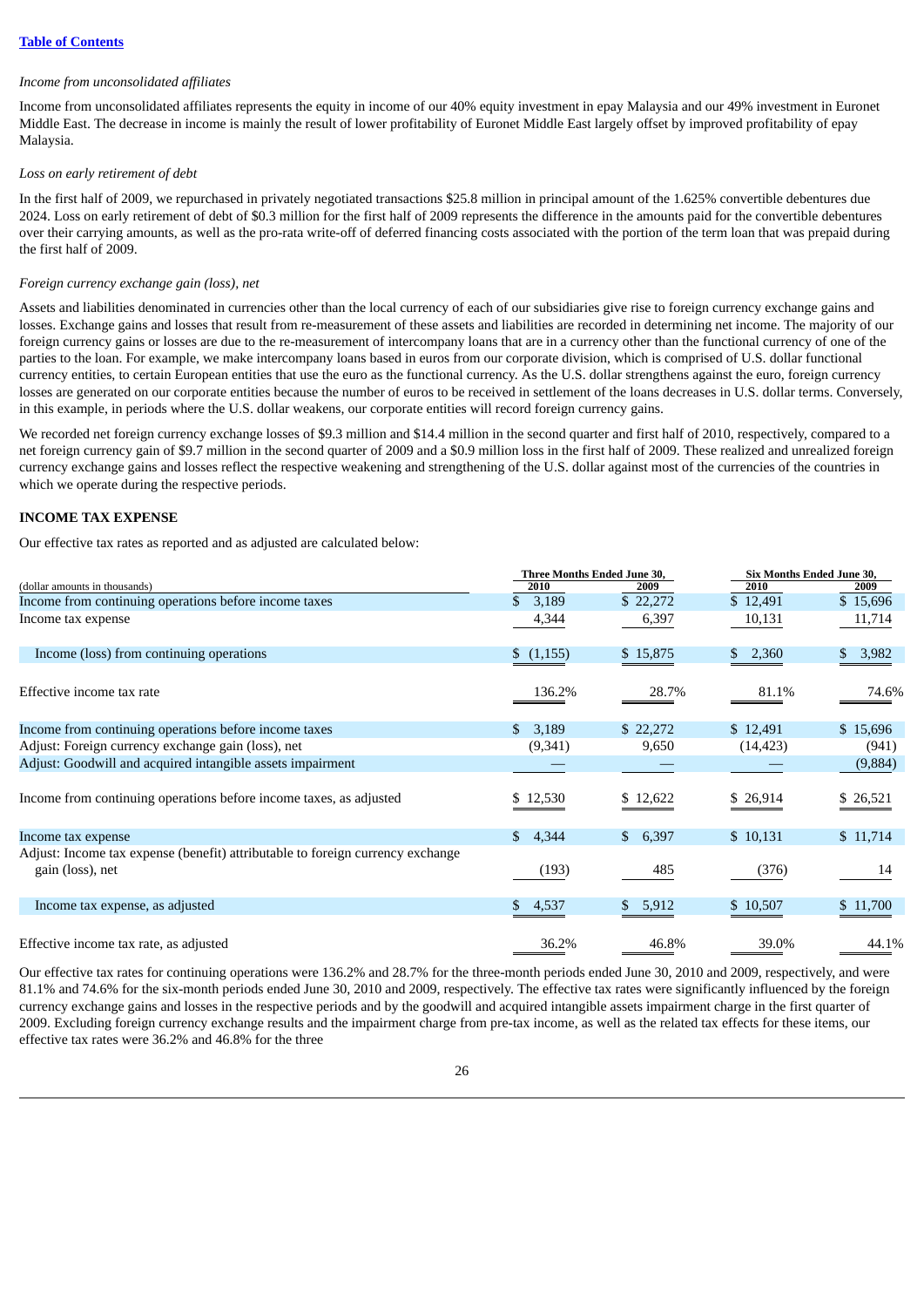*Income from unconsolidated affiliates*

Income from unconsolidated affiliates represents the equity in income of our 40% equity investment in epay Malaysia and our 49% investment in Euronet Middle East. The decrease in income is mainly the result of lower profitability of Euronet Middle East largely offset by improved profitability of epay Malaysia.

*Loss on early retirement of debt*

In the first half of 2009, we repurchased in privately negotiated transactions $25.8 million in principal amount of the 1.625% convertible debentures due 2024. Loss on early retirement of debt of $0.3 million for the first half of 2009 represents the difference in the amounts paid for the convertible debentures over their carrying amounts, as well as the pro-rata write-off of deferred financing costs associated with the portion of the term loan that was prepaid during the first half of 2009.

*Foreign currency exchange gain (loss), net*

Assets and liabilities denominated in currencies other than the local currency of each of our subsidiaries give rise to foreign currency exchange gains and losses. Exchange gains and losses that result from re-measurement of these assets and liabilities are recorded in determining net income. The majority of our foreign currency gains or losses are due to the re-measurement of intercompany loans that are in a currency other than the functional currency of one of the parties to the loan. For example, we make intercompany loans based in euros from our corporate division, which is comprised of U.S. dollar functional currency entities, to certain European entities that use the euro as the functional currency. As the U.S. dollar strengthens against the euro, foreign currency losses are generated on our corporate entities because the number of euros to be received in settlement of the loans decreases in U.S. dollar terms. Conversely, in this example, in periods where the U.S. dollar weakens, our corporate entities will record foreign currency gains.

We recorded net foreign currency exchange losses of $9.3 million and $14.4 million in the second quarter and first half of 2010, respectively, compared to a net foreign currency gain of $9.7 million in the second quarter of 2009 and a $0.9 million loss in the first half of 2009. These realized and unrealized foreign currency exchange gains and losses reflect the respective weakening and strengthening of the U.S. dollar against most of the currencies of the countries in which we operate during the respective periods.

## INCOME TAX EXPENSE

Our effective tax rates as reported and as adjusted are calculated below:

| (dollar amounts in thousands) | Three Months Ended June 30, 2010 | Three Months Ended June 30, 2009 | Six Months Ended June 30, 2010 | Six Months Ended June 30, 2009 |
|---|---|---|---|---|
| Income from continuing operations before income taxes | $ 3,189 | $ 22,272 | $ 12,491 | $ 15,696 |
| Income tax expense | 4,344 | 6,397 | 10,131 | 11,714 |
| Income (loss) from continuing operations | $ (1,155) | $ 15,875 | $ 2,360 | $ 3,982 |
| Effective income tax rate | 136.2% | 28.7% | 81.1% | 74.6% |
| Income from continuing operations before income taxes | $ 3,189 | $ 22,272 | $ 12,491 | $ 15,696 |
| Adjust: Foreign currency exchange gain (loss), net | (9,341) | 9,650 | (14,423) | (941) |
| Adjust: Goodwill and acquired intangible assets impairment | — | — | — | (9,884) |
| Income from continuing operations before income taxes, as adjusted | $ 12,530 | $ 12,622 | $ 26,914 | $ 26,521 |
| Income tax expense | $ 4,344 | $ 6,397 | $ 10,131 | $ 11,714 |
| Adjust: Income tax expense (benefit) attributable to foreign currency exchange gain (loss), net | (193) | 485 | (376) | 14 |
| Income tax expense, as adjusted | $ 4,537 | $ 5,912 | $ 10,507 | $ 11,700 |
| Effective income tax rate, as adjusted | 36.2% | 46.8% | 39.0% | 44.1% |

Our effective tax rates for continuing operations were 136.2% and 28.7% for the three-month periods ended June 30, 2010 and 2009, respectively, and were 81.1% and 74.6% for the six-month periods ended June 30, 2010 and 2009, respectively. The effective tax rates were significantly influenced by the foreign currency exchange gains and losses in the respective periods and by the goodwill and acquired intangible assets impairment charge in the first quarter of 2009. Excluding foreign currency exchange results and the impairment charge from pre-tax income, as well as the related tax effects for these items, our effective tax rates were 36.2% and 46.8% for the three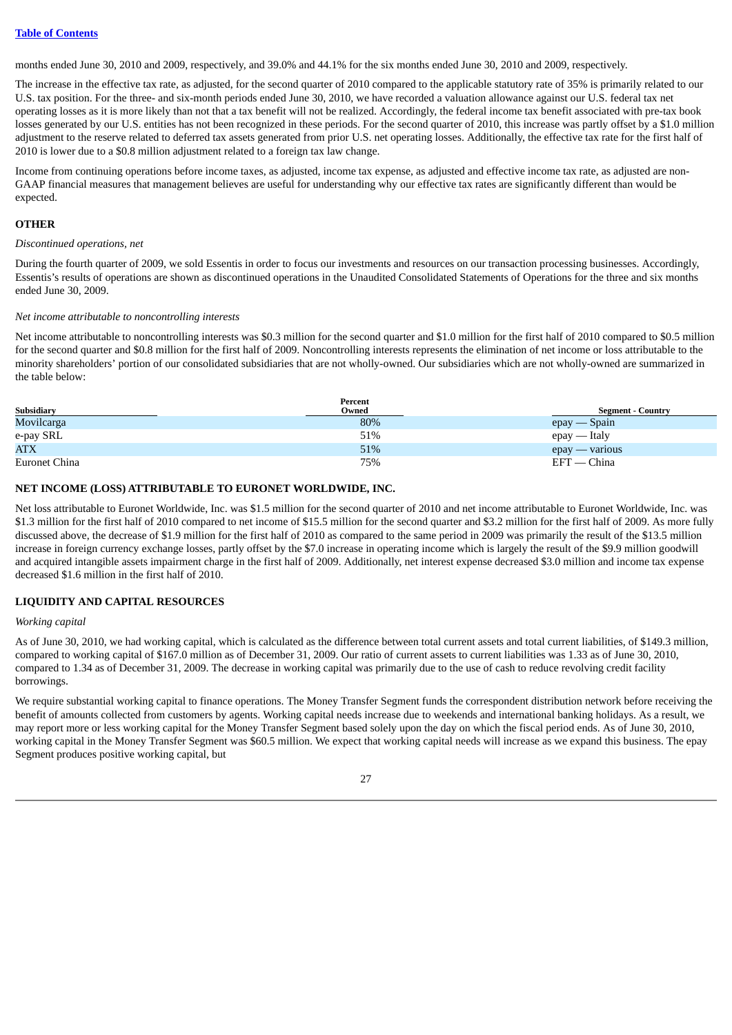months ended June 30, 2010 and 2009, respectively, and 39.0% and 44.1% for the six months ended June 30, 2010 and 2009, respectively.

The increase in the effective tax rate, as adjusted, for the second quarter of 2010 compared to the applicable statutory rate of 35% is primarily related to our U.S. tax position. For the three- and six-month periods ended June 30, 2010, we have recorded a valuation allowance against our U.S. federal tax net operating losses as it is more likely than not that a tax benefit will not be realized. Accordingly, the federal income tax benefit associated with pre-tax book losses generated by our U.S. entities has not been recognized in these periods. For the second quarter of 2010, this increase was partly offset by a $1.0 million adjustment to the reserve related to deferred tax assets generated from prior U.S. net operating losses. Additionally, the effective tax rate for the first half of 2010 is lower due to a $0.8 million adjustment related to a foreign tax law change.

Income from continuing operations before income taxes, as adjusted, income tax expense, as adjusted and effective income tax rate, as adjusted are non-GAAP financial measures that management believes are useful for understanding why our effective tax rates are significantly different than would be expected.

## OTHER

*Discontinued operations, net*

During the fourth quarter of 2009, we sold Essentis in order to focus our investments and resources on our transaction processing businesses. Accordingly, Essentis's results of operations are shown as discontinued operations in the Unaudited Consolidated Statements of Operations for the three and six months ended June 30, 2009.

*Net income attributable to noncontrolling interests*

Net income attributable to noncontrolling interests was $0.3 million for the second quarter and $1.0 million for the first half of 2010 compared to $0.5 million for the second quarter and $0.8 million for the first half of 2009. Noncontrolling interests represents the elimination of net income or loss attributable to the minority shareholders' portion of our consolidated subsidiaries that are not wholly-owned. Our subsidiaries which are not wholly-owned are summarized in the table below:

| Subsidiary | Percent Owned | Segment - Country |
|---|---|---|
| Movilcarga | 80% | epay — Spain |
| e-pay SRL | 51% | epay — Italy |
| ATX | 51% | epay — various |
| Euronet China | 75% | EFT — China |

## NET INCOME (LOSS) ATTRIBUTABLE TO EURONET WORLDWIDE, INC.

Net loss attributable to Euronet Worldwide, Inc. was $1.5 million for the second quarter of 2010 and net income attributable to Euronet Worldwide, Inc. was $1.3 million for the first half of 2010 compared to net income of $15.5 million for the second quarter and $3.2 million for the first half of 2009. As more fully discussed above, the decrease of $1.9 million for the first half of 2010 as compared to the same period in 2009 was primarily the result of the $13.5 million increase in foreign currency exchange losses, partly offset by the $7.0 increase in operating income which is largely the result of the $9.9 million goodwill and acquired intangible assets impairment charge in the first half of 2009. Additionally, net interest expense decreased $3.0 million and income tax expense decreased $1.6 million in the first half of 2010.

## LIQUIDITY AND CAPITAL RESOURCES

*Working capital*

As of June 30, 2010, we had working capital, which is calculated as the difference between total current assets and total current liabilities, of $149.3 million, compared to working capital of $167.0 million as of December 31, 2009. Our ratio of current assets to current liabilities was 1.33 as of June 30, 2010, compared to 1.34 as of December 31, 2009. The decrease in working capital was primarily due to the use of cash to reduce revolving credit facility borrowings.

We require substantial working capital to finance operations. The Money Transfer Segment funds the correspondent distribution network before receiving the benefit of amounts collected from customers by agents. Working capital needs increase due to weekends and international banking holidays. As a result, we may report more or less working capital for the Money Transfer Segment based solely upon the day on which the fiscal period ends. As of June 30, 2010, working capital in the Money Transfer Segment was $60.5 million. We expect that working capital needs will increase as we expand this business. The epay Segment produces positive working capital, but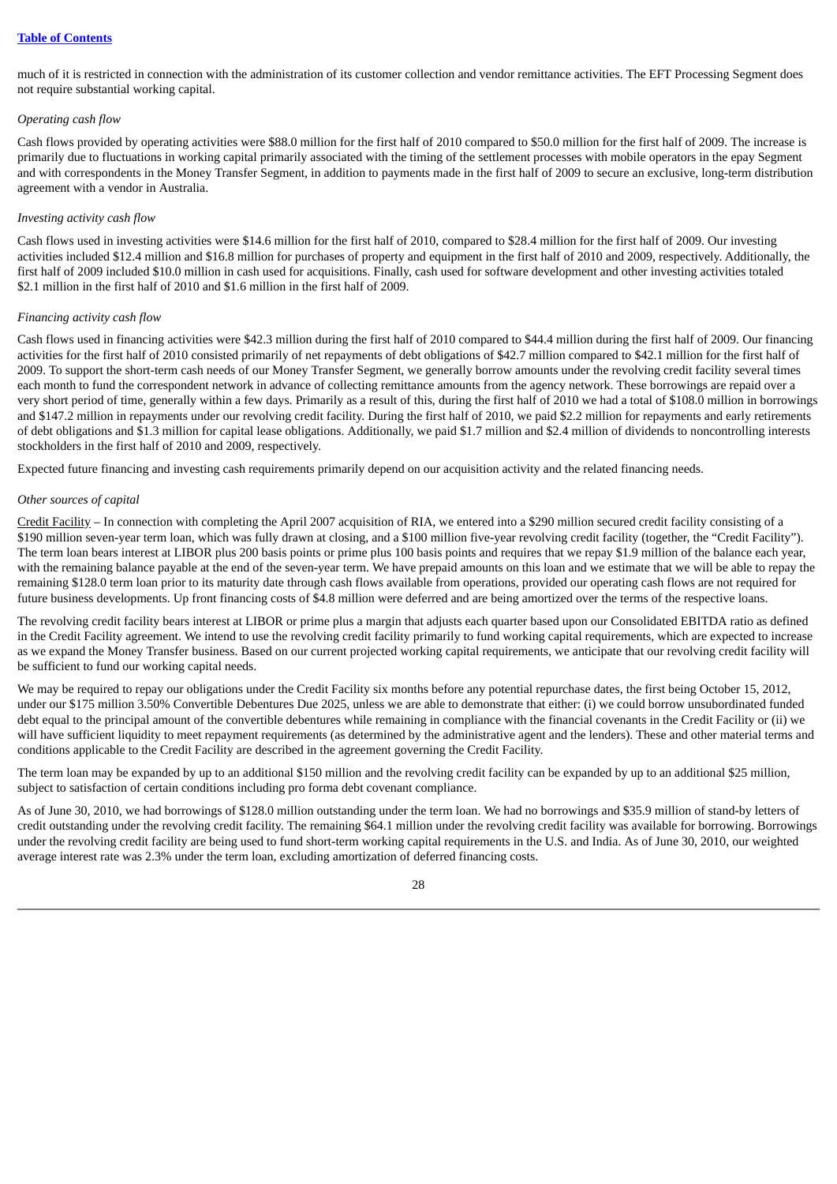much of it is restricted in connection with the administration of its customer collection and vendor remittance activities. The EFT Processing Segment does not require substantial working capital.

*Operating cash flow*

Cash flows provided by operating activities were $88.0 million for the first half of 2010 compared to $50.0 million for the first half of 2009. The increase is primarily due to fluctuations in working capital primarily associated with the timing of the settlement processes with mobile operators in the epay Segment and with correspondents in the Money Transfer Segment, in addition to payments made in the first half of 2009 to secure an exclusive, long-term distribution agreement with a vendor in Australia.

*Investing activity cash flow*

Cash flows used in investing activities were $14.6 million for the first half of 2010, compared to $28.4 million for the first half of 2009. Our investing activities included $12.4 million and $16.8 million for purchases of property and equipment in the first half of 2010 and 2009, respectively. Additionally, the first half of 2009 included $10.0 million in cash used for acquisitions. Finally, cash used for software development and other investing activities totaled $2.1 million in the first half of 2010 and $1.6 million in the first half of 2009.

*Financing activity cash flow*

Cash flows used in financing activities were $42.3 million during the first half of 2010 compared to $44.4 million during the first half of 2009. Our financing activities for the first half of 2010 consisted primarily of net repayments of debt obligations of $42.7 million compared to $42.1 million for the first half of 2009. To support the short-term cash needs of our Money Transfer Segment, we generally borrow amounts under the revolving credit facility several times each month to fund the correspondent network in advance of collecting remittance amounts from the agency network. These borrowings are repaid over a very short period of time, generally within a few days. Primarily as a result of this, during the first half of 2010 we had a total of $108.0 million in borrowings and $147.2 million in repayments under our revolving credit facility. During the first half of 2010, we paid $2.2 million for repayments and early retirements of debt obligations and $1.3 million for capital lease obligations. Additionally, we paid $1.7 million and $2.4 million of dividends to noncontrolling interests stockholders in the first half of 2010 and 2009, respectively.

Expected future financing and investing cash requirements primarily depend on our acquisition activity and the related financing needs.

*Other sources of capital*

Credit Facility – In connection with completing the April 2007 acquisition of RIA, we entered into a $290 million secured credit facility consisting of a $190 million seven-year term loan, which was fully drawn at closing, and a $100 million five-year revolving credit facility (together, the "Credit Facility"). The term loan bears interest at LIBOR plus 200 basis points or prime plus 100 basis points and requires that we repay $1.9 million of the balance each year, with the remaining balance payable at the end of the seven-year term. We have prepaid amounts on this loan and we estimate that we will be able to repay the remaining $128.0 term loan prior to its maturity date through cash flows available from operations, provided our operating cash flows are not required for future business developments. Up front financing costs of $4.8 million were deferred and are being amortized over the terms of the respective loans.

The revolving credit facility bears interest at LIBOR or prime plus a margin that adjusts each quarter based upon our Consolidated EBITDA ratio as defined in the Credit Facility agreement. We intend to use the revolving credit facility primarily to fund working capital requirements, which are expected to increase as we expand the Money Transfer business. Based on our current projected working capital requirements, we anticipate that our revolving credit facility will be sufficient to fund our working capital needs.

We may be required to repay our obligations under the Credit Facility six months before any potential repurchase dates, the first being October 15, 2012, under our $175 million 3.50% Convertible Debentures Due 2025, unless we are able to demonstrate that either: (i) we could borrow unsubordinated funded debt equal to the principal amount of the convertible debentures while remaining in compliance with the financial covenants in the Credit Facility or (ii) we will have sufficient liquidity to meet repayment requirements (as determined by the administrative agent and the lenders). These and other material terms and conditions applicable to the Credit Facility are described in the agreement governing the Credit Facility.

The term loan may be expanded by up to an additional $150 million and the revolving credit facility can be expanded by up to an additional $25 million, subject to satisfaction of certain conditions including pro forma debt covenant compliance.

As of June 30, 2010, we had borrowings of $128.0 million outstanding under the term loan. We had no borrowings and $35.9 million of stand-by letters of credit outstanding under the revolving credit facility. The remaining $64.1 million under the revolving credit facility was available for borrowing. Borrowings under the revolving credit facility are being used to fund short-term working capital requirements in the U.S. and India. As of June 30, 2010, our weighted average interest rate was 2.3% under the term loan, excluding amortization of deferred financing costs.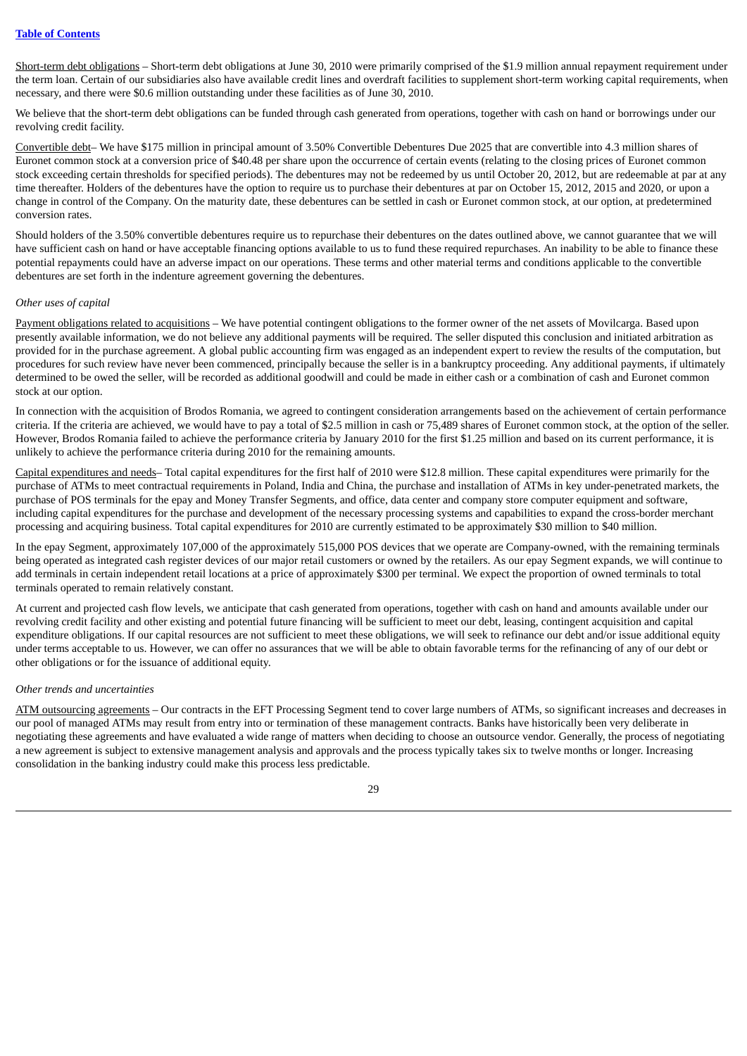Short-term debt obligations – Short-term debt obligations at June 30, 2010 were primarily comprised of the $1.9 million annual repayment requirement under the term loan. Certain of our subsidiaries also have available credit lines and overdraft facilities to supplement short-term working capital requirements, when necessary, and there were $0.6 million outstanding under these facilities as of June 30, 2010.

We believe that the short-term debt obligations can be funded through cash generated from operations, together with cash on hand or borrowings under our revolving credit facility.

Convertible debt– We have $175 million in principal amount of 3.50% Convertible Debentures Due 2025 that are convertible into 4.3 million shares of Euronet common stock at a conversion price of $40.48 per share upon the occurrence of certain events (relating to the closing prices of Euronet common stock exceeding certain thresholds for specified periods). The debentures may not be redeemed by us until October 20, 2012, but are redeemable at par at any time thereafter. Holders of the debentures have the option to require us to purchase their debentures at par on October 15, 2012, 2015 and 2020, or upon a change in control of the Company. On the maturity date, these debentures can be settled in cash or Euronet common stock, at our option, at predetermined conversion rates.

Should holders of the 3.50% convertible debentures require us to repurchase their debentures on the dates outlined above, we cannot guarantee that we will have sufficient cash on hand or have acceptable financing options available to us to fund these required repurchases. An inability to be able to finance these potential repayments could have an adverse impact on our operations. These terms and other material terms and conditions applicable to the convertible debentures are set forth in the indenture agreement governing the debentures.

*Other uses of capital*

Payment obligations related to acquisitions – We have potential contingent obligations to the former owner of the net assets of Movilcarga. Based upon presently available information, we do not believe any additional payments will be required. The seller disputed this conclusion and initiated arbitration as provided for in the purchase agreement. A global public accounting firm was engaged as an independent expert to review the results of the computation, but procedures for such review have never been commenced, principally because the seller is in a bankruptcy proceeding. Any additional payments, if ultimately determined to be owed the seller, will be recorded as additional goodwill and could be made in either cash or a combination of cash and Euronet common stock at our option.

In connection with the acquisition of Brodos Romania, we agreed to contingent consideration arrangements based on the achievement of certain performance criteria. If the criteria are achieved, we would have to pay a total of $2.5 million in cash or 75,489 shares of Euronet common stock, at the option of the seller. However, Brodos Romania failed to achieve the performance criteria by January 2010 for the first $1.25 million and based on its current performance, it is unlikely to achieve the performance criteria during 2010 for the remaining amounts.

Capital expenditures and needs– Total capital expenditures for the first half of 2010 were $12.8 million. These capital expenditures were primarily for the purchase of ATMs to meet contractual requirements in Poland, India and China, the purchase and installation of ATMs in key under-penetrated markets, the purchase of POS terminals for the epay and Money Transfer Segments, and office, data center and company store computer equipment and software, including capital expenditures for the purchase and development of the necessary processing systems and capabilities to expand the cross-border merchant processing and acquiring business. Total capital expenditures for 2010 are currently estimated to be approximately $30 million to $40 million.

In the epay Segment, approximately 107,000 of the approximately 515,000 POS devices that we operate are Company-owned, with the remaining terminals being operated as integrated cash register devices of our major retail customers or owned by the retailers. As our epay Segment expands, we will continue to add terminals in certain independent retail locations at a price of approximately $300 per terminal. We expect the proportion of owned terminals to total terminals operated to remain relatively constant.

At current and projected cash flow levels, we anticipate that cash generated from operations, together with cash on hand and amounts available under our revolving credit facility and other existing and potential future financing will be sufficient to meet our debt, leasing, contingent acquisition and capital expenditure obligations. If our capital resources are not sufficient to meet these obligations, we will seek to refinance our debt and/or issue additional equity under terms acceptable to us. However, we can offer no assurances that we will be able to obtain favorable terms for the refinancing of any of our debt or other obligations or for the issuance of additional equity.

*Other trends and uncertainties*

ATM outsourcing agreements – Our contracts in the EFT Processing Segment tend to cover large numbers of ATMs, so significant increases and decreases in our pool of managed ATMs may result from entry into or termination of these management contracts. Banks have historically been very deliberate in negotiating these agreements and have evaluated a wide range of matters when deciding to choose an outsource vendor. Generally, the process of negotiating a new agreement is subject to extensive management analysis and approvals and the process typically takes six to twelve months or longer. Increasing consolidation in the banking industry could make this process less predictable.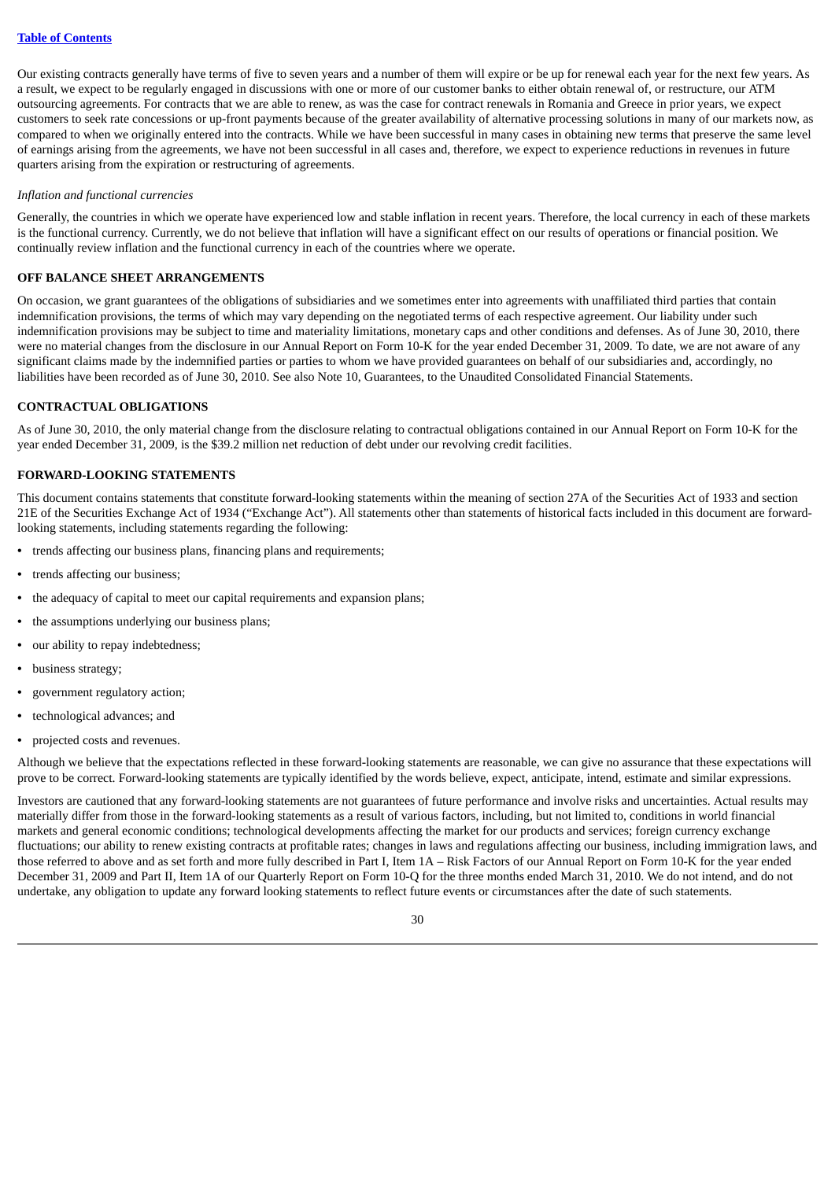Our existing contracts generally have terms of five to seven years and a number of them will expire or be up for renewal each year for the next few years. As a result, we expect to be regularly engaged in discussions with one or more of our customer banks to either obtain renewal of, or restructure, our ATM outsourcing agreements. For contracts that we are able to renew, as was the case for contract renewals in Romania and Greece in prior years, we expect customers to seek rate concessions or up-front payments because of the greater availability of alternative processing solutions in many of our markets now, as compared to when we originally entered into the contracts. While we have been successful in many cases in obtaining new terms that preserve the same level of earnings arising from the agreements, we have not been successful in all cases and, therefore, we expect to experience reductions in revenues in future quarters arising from the expiration or restructuring of agreements.

*Inflation and functional currencies*

Generally, the countries in which we operate have experienced low and stable inflation in recent years. Therefore, the local currency in each of these markets is the functional currency. Currently, we do not believe that inflation will have a significant effect on our results of operations or financial position. We continually review inflation and the functional currency in each of the countries where we operate.

**OFF BALANCE SHEET ARRANGEMENTS**

On occasion, we grant guarantees of the obligations of subsidiaries and we sometimes enter into agreements with unaffiliated third parties that contain indemnification provisions, the terms of which may vary depending on the negotiated terms of each respective agreement. Our liability under such indemnification provisions may be subject to time and materiality limitations, monetary caps and other conditions and defenses. As of June 30, 2010, there were no material changes from the disclosure in our Annual Report on Form 10-K for the year ended December 31, 2009. To date, we are not aware of any significant claims made by the indemnified parties or parties to whom we have provided guarantees on behalf of our subsidiaries and, accordingly, no liabilities have been recorded as of June 30, 2010. See also Note 10, Guarantees, to the Unaudited Consolidated Financial Statements.

**CONTRACTUAL OBLIGATIONS**

As of June 30, 2010, the only material change from the disclosure relating to contractual obligations contained in our Annual Report on Form 10-K for the year ended December 31, 2009, is the $39.2 million net reduction of debt under our revolving credit facilities.

**FORWARD-LOOKING STATEMENTS**

This document contains statements that constitute forward-looking statements within the meaning of section 27A of the Securities Act of 1933 and section 21E of the Securities Exchange Act of 1934 ("Exchange Act"). All statements other than statements of historical facts included in this document are forward-looking statements, including statements regarding the following:

- trends affecting our business plans, financing plans and requirements;
- trends affecting our business;
- the adequacy of capital to meet our capital requirements and expansion plans;
- the assumptions underlying our business plans;
- our ability to repay indebtedness;
- business strategy;
- government regulatory action;
- technological advances; and
- projected costs and revenues.

Although we believe that the expectations reflected in these forward-looking statements are reasonable, we can give no assurance that these expectations will prove to be correct. Forward-looking statements are typically identified by the words believe, expect, anticipate, intend, estimate and similar expressions.

Investors are cautioned that any forward-looking statements are not guarantees of future performance and involve risks and uncertainties. Actual results may materially differ from those in the forward-looking statements as a result of various factors, including, but not limited to, conditions in world financial markets and general economic conditions; technological developments affecting the market for our products and services; foreign currency exchange fluctuations; our ability to renew existing contracts at profitable rates; changes in laws and regulations affecting our business, including immigration laws, and those referred to above and as set forth and more fully described in Part I, Item 1A – Risk Factors of our Annual Report on Form 10-K for the year ended December 31, 2009 and Part II, Item 1A of our Quarterly Report on Form 10-Q for the three months ended March 31, 2010. We do not intend, and do not undertake, any obligation to update any forward looking statements to reflect future events or circumstances after the date of such statements.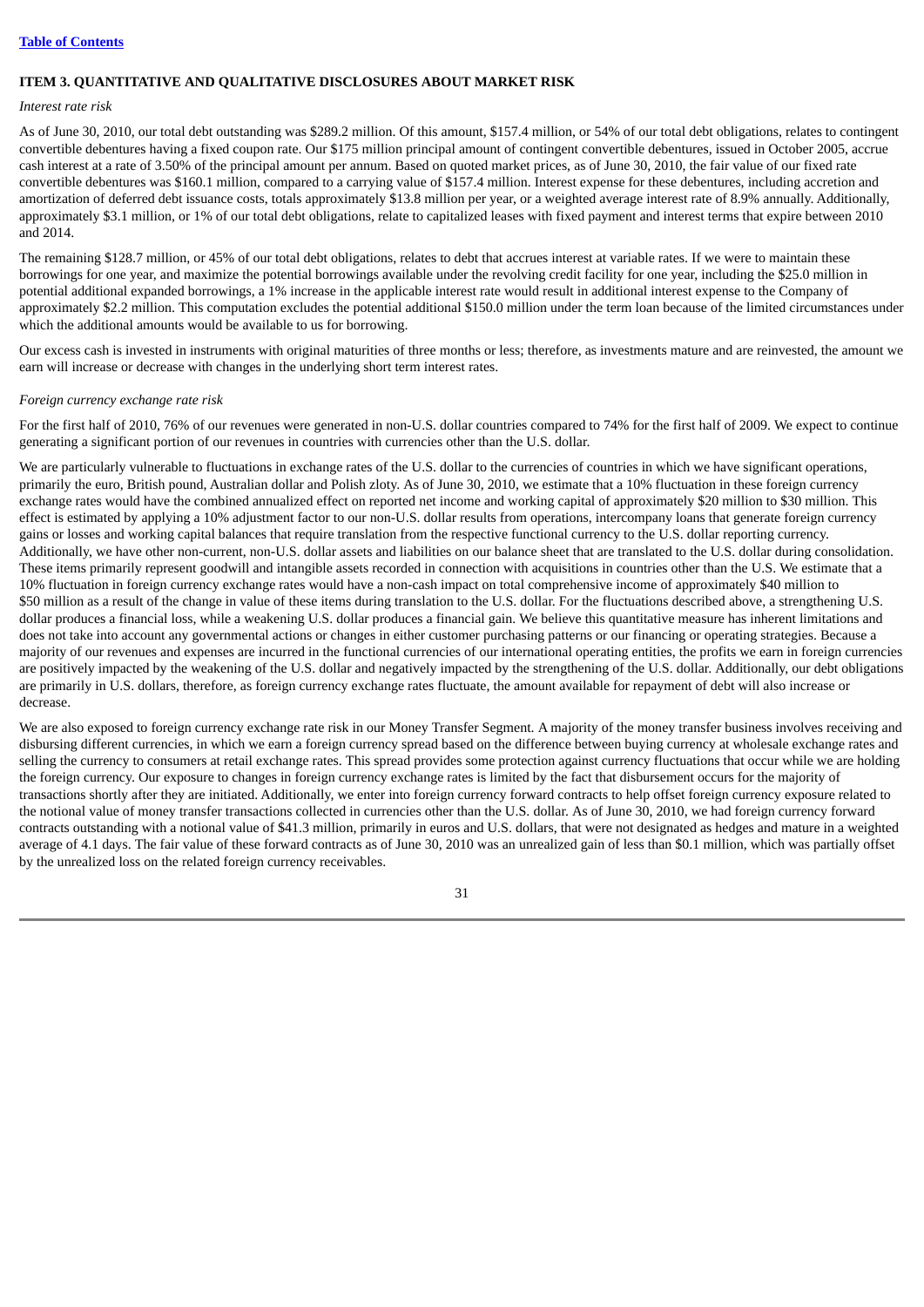**ITEM 3. QUANTITATIVE AND QUALITATIVE DISCLOSURES ABOUT MARKET RISK**

*Interest rate risk*

As of June 30, 2010, our total debt outstanding was $289.2 million. Of this amount, $157.4 million, or 54% of our total debt obligations, relates to contingent convertible debentures having a fixed coupon rate. Our $175 million principal amount of contingent convertible debentures, issued in October 2005, accrue cash interest at a rate of 3.50% of the principal amount per annum. Based on quoted market prices, as of June 30, 2010, the fair value of our fixed rate convertible debentures was $160.1 million, compared to a carrying value of $157.4 million. Interest expense for these debentures, including accretion and amortization of deferred debt issuance costs, totals approximately $13.8 million per year, or a weighted average interest rate of 8.9% annually. Additionally, approximately $3.1 million, or 1% of our total debt obligations, relate to capitalized leases with fixed payment and interest terms that expire between 2010 and 2014.

The remaining $128.7 million, or 45% of our total debt obligations, relates to debt that accrues interest at variable rates. If we were to maintain these borrowings for one year, and maximize the potential borrowings available under the revolving credit facility for one year, including the $25.0 million in potential additional expanded borrowings, a 1% increase in the applicable interest rate would result in additional interest expense to the Company of approximately $2.2 million. This computation excludes the potential additional $150.0 million under the term loan because of the limited circumstances under which the additional amounts would be available to us for borrowing.

Our excess cash is invested in instruments with original maturities of three months or less; therefore, as investments mature and are reinvested, the amount we earn will increase or decrease with changes in the underlying short term interest rates.

*Foreign currency exchange rate risk*

For the first half of 2010, 76% of our revenues were generated in non-U.S. dollar countries compared to 74% for the first half of 2009. We expect to continue generating a significant portion of our revenues in countries with currencies other than the U.S. dollar.

We are particularly vulnerable to fluctuations in exchange rates of the U.S. dollar to the currencies of countries in which we have significant operations, primarily the euro, British pound, Australian dollar and Polish zloty. As of June 30, 2010, we estimate that a 10% fluctuation in these foreign currency exchange rates would have the combined annualized effect on reported net income and working capital of approximately $20 million to $30 million. This effect is estimated by applying a 10% adjustment factor to our non-U.S. dollar results from operations, intercompany loans that generate foreign currency gains or losses and working capital balances that require translation from the respective functional currency to the U.S. dollar reporting currency. Additionally, we have other non-current, non-U.S. dollar assets and liabilities on our balance sheet that are translated to the U.S. dollar during consolidation. These items primarily represent goodwill and intangible assets recorded in connection with acquisitions in countries other than the U.S. We estimate that a 10% fluctuation in foreign currency exchange rates would have a non-cash impact on total comprehensive income of approximately $40 million to $50 million as a result of the change in value of these items during translation to the U.S. dollar. For the fluctuations described above, a strengthening U.S. dollar produces a financial loss, while a weakening U.S. dollar produces a financial gain. We believe this quantitative measure has inherent limitations and does not take into account any governmental actions or changes in either customer purchasing patterns or our financing or operating strategies. Because a majority of our revenues and expenses are incurred in the functional currencies of our international operating entities, the profits we earn in foreign currencies are positively impacted by the weakening of the U.S. dollar and negatively impacted by the strengthening of the U.S. dollar. Additionally, our debt obligations are primarily in U.S. dollars, therefore, as foreign currency exchange rates fluctuate, the amount available for repayment of debt will also increase or decrease.

We are also exposed to foreign currency exchange rate risk in our Money Transfer Segment. A majority of the money transfer business involves receiving and disbursing different currencies, in which we earn a foreign currency spread based on the difference between buying currency at wholesale exchange rates and selling the currency to consumers at retail exchange rates. This spread provides some protection against currency fluctuations that occur while we are holding the foreign currency. Our exposure to changes in foreign currency exchange rates is limited by the fact that disbursement occurs for the majority of transactions shortly after they are initiated. Additionally, we enter into foreign currency forward contracts to help offset foreign currency exposure related to the notional value of money transfer transactions collected in currencies other than the U.S. dollar. As of June 30, 2010, we had foreign currency forward contracts outstanding with a notional value of $41.3 million, primarily in euros and U.S. dollars, that were not designated as hedges and mature in a weighted average of 4.1 days. The fair value of these forward contracts as of June 30, 2010 was an unrealized gain of less than $0.1 million, which was partially offset by the unrealized loss on the related foreign currency receivables.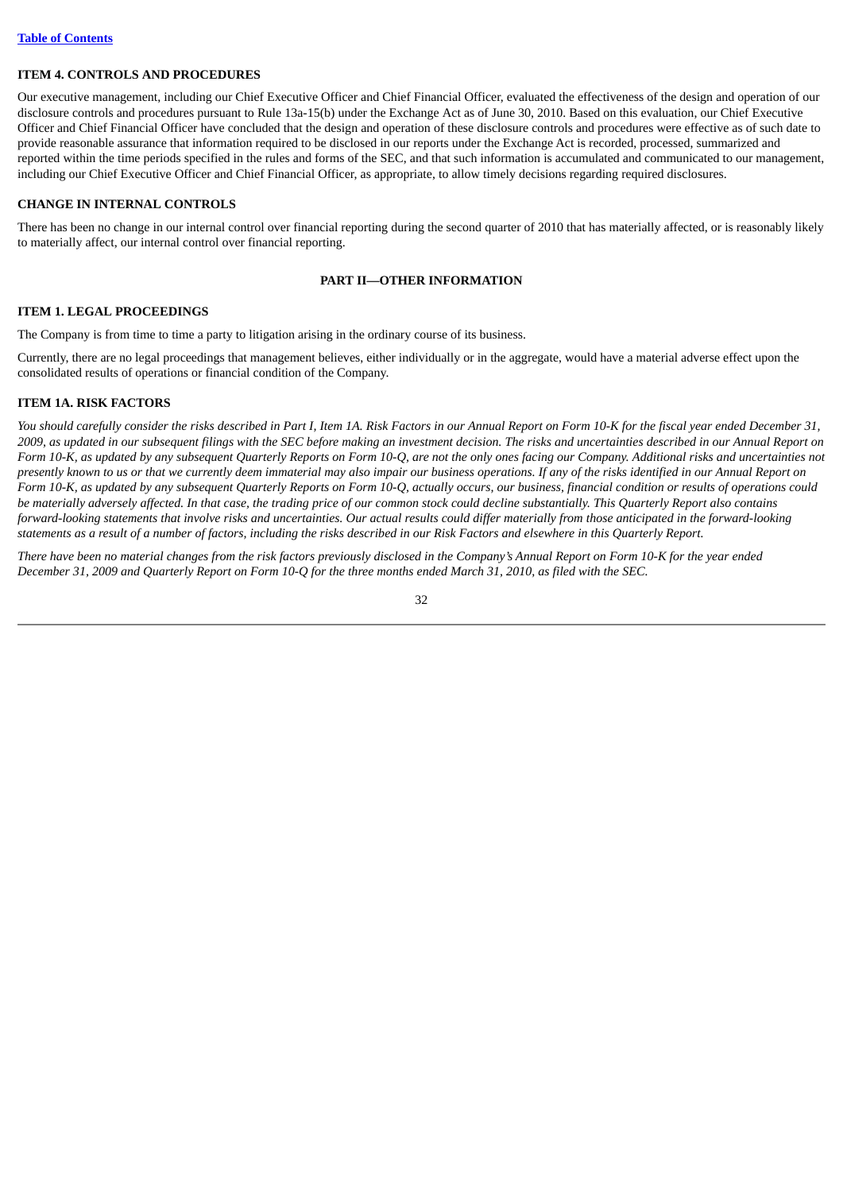## ITEM 4. CONTROLS AND PROCEDURES

Our executive management, including our Chief Executive Officer and Chief Financial Officer, evaluated the effectiveness of the design and operation of our disclosure controls and procedures pursuant to Rule 13a-15(b) under the Exchange Act as of June 30, 2010. Based on this evaluation, our Chief Executive Officer and Chief Financial Officer have concluded that the design and operation of these disclosure controls and procedures were effective as of such date to provide reasonable assurance that information required to be disclosed in our reports under the Exchange Act is recorded, processed, summarized and reported within the time periods specified in the rules and forms of the SEC, and that such information is accumulated and communicated to our management, including our Chief Executive Officer and Chief Financial Officer, as appropriate, to allow timely decisions regarding required disclosures.

## CHANGE IN INTERNAL CONTROLS

There has been no change in our internal control over financial reporting during the second quarter of 2010 that has materially affected, or is reasonably likely to materially affect, our internal control over financial reporting.

# PART II—OTHER INFORMATION

## ITEM 1. LEGAL PROCEEDINGS

The Company is from time to time a party to litigation arising in the ordinary course of its business.

Currently, there are no legal proceedings that management believes, either individually or in the aggregate, would have a material adverse effect upon the consolidated results of operations or financial condition of the Company.

## ITEM 1A. RISK FACTORS

*You should carefully consider the risks described in Part I, Item 1A. Risk Factors in our Annual Report on Form 10-K for the fiscal year ended December 31, 2009, as updated in our subsequent filings with the SEC before making an investment decision. The risks and uncertainties described in our Annual Report on Form 10-K, as updated by any subsequent Quarterly Reports on Form 10-Q, are not the only ones facing our Company. Additional risks and uncertainties not presently known to us or that we currently deem immaterial may also impair our business operations. If any of the risks identified in our Annual Report on Form 10-K, as updated by any subsequent Quarterly Reports on Form 10-Q, actually occurs, our business, financial condition or results of operations could be materially adversely affected. In that case, the trading price of our common stock could decline substantially. This Quarterly Report also contains forward-looking statements that involve risks and uncertainties. Our actual results could differ materially from those anticipated in the forward-looking statements as a result of a number of factors, including the risks described in our Risk Factors and elsewhere in this Quarterly Report.*

*There have been no material changes from the risk factors previously disclosed in the Company's Annual Report on Form 10-K for the year ended December 31, 2009 and Quarterly Report on Form 10-Q for the three months ended March 31, 2010, as filed with the SEC.*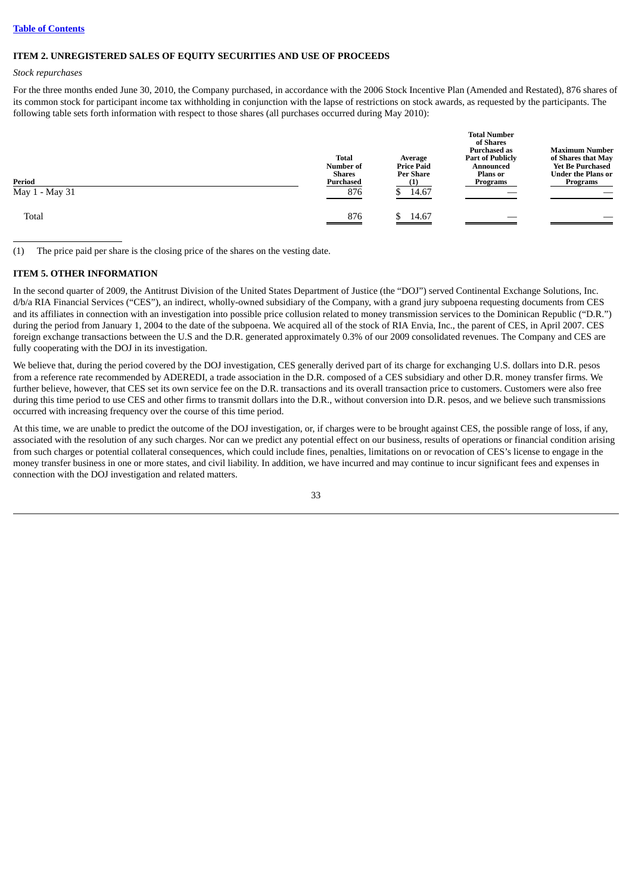[Table of Contents](#)

## ITEM 2. UNREGISTERED SALES OF EQUITY SECURITIES AND USE OF PROCEEDS

*Stock repurchases*

For the three months ended June 30, 2010, the Company purchased, in accordance with the 2006 Stock Incentive Plan (Amended and Restated), 876 shares of its common stock for participant income tax withholding in conjunction with the lapse of restrictions on stock awards, as requested by the participants. The following table sets forth information with respect to those shares (all purchases occurred during May 2010):

| Period | Total Number of Shares Purchased | Average Price Paid Per Share (1) | Total Number of Shares Purchased as Part of Publicly Announced Plans or Programs | Maximum Number of Shares that May Yet Be Purchased Under the Plans or Programs |
|---|---|---|---|---|
| May 1 - May 31 | 876 | $ 14.67 | — | — |
| Total | 876 | $ 14.67 | — | — |

(1) The price paid per share is the closing price of the shares on the vesting date.

## ITEM 5. OTHER INFORMATION

In the second quarter of 2009, the Antitrust Division of the United States Department of Justice (the "DOJ") served Continental Exchange Solutions, Inc. d/b/a RIA Financial Services ("CES"), an indirect, wholly-owned subsidiary of the Company, with a grand jury subpoena requesting documents from CES and its affiliates in connection with an investigation into possible price collusion related to money transmission services to the Dominican Republic ("D.R.") during the period from January 1, 2004 to the date of the subpoena. We acquired all of the stock of RIA Envia, Inc., the parent of CES, in April 2007. CES foreign exchange transactions between the U.S and the D.R. generated approximately 0.3% of our 2009 consolidated revenues. The Company and CES are fully cooperating with the DOJ in its investigation.

We believe that, during the period covered by the DOJ investigation, CES generally derived part of its charge for exchanging U.S. dollars into D.R. pesos from a reference rate recommended by ADEREDI, a trade association in the D.R. composed of a CES subsidiary and other D.R. money transfer firms. We further believe, however, that CES set its own service fee on the D.R. transactions and its overall transaction price to customers. Customers were also free during this time period to use CES and other firms to transmit dollars into the D.R., without conversion into D.R. pesos, and we believe such transmissions occurred with increasing frequency over the course of this time period.

At this time, we are unable to predict the outcome of the DOJ investigation, or, if charges were to be brought against CES, the possible range of loss, if any, associated with the resolution of any such charges. Nor can we predict any potential effect on our business, results of operations or financial condition arising from such charges or potential collateral consequences, which could include fines, penalties, limitations on or revocation of CES's license to engage in the money transfer business in one or more states, and civil liability. In addition, we have incurred and may continue to incur significant fees and expenses in connection with the DOJ investigation and related matters.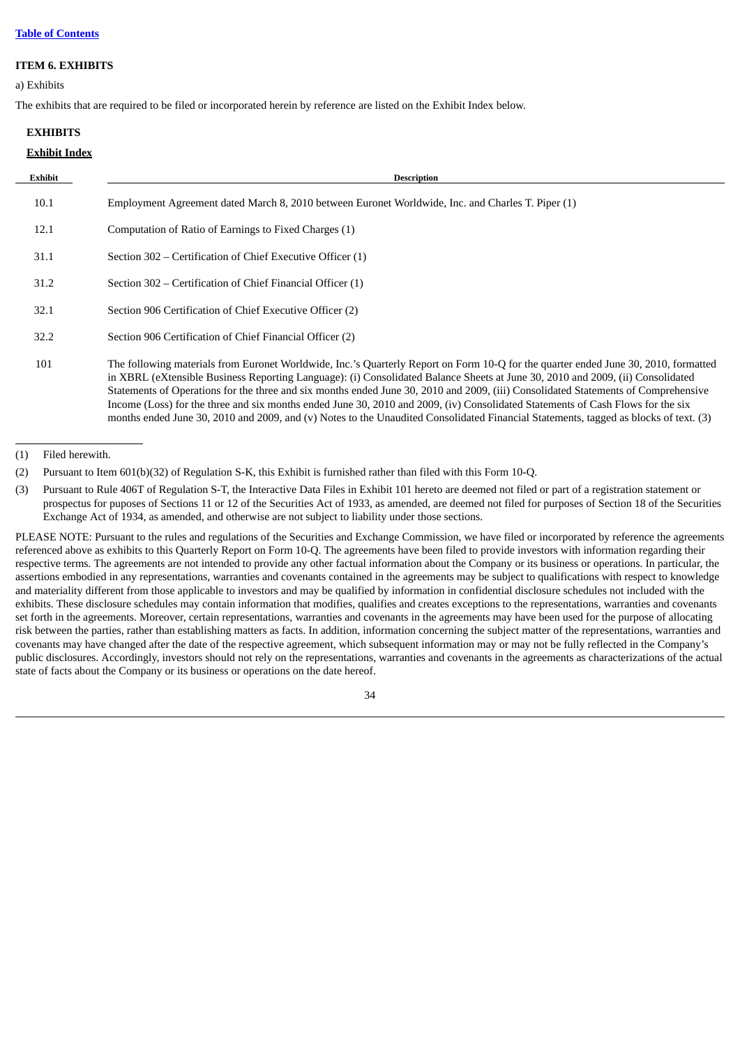[Table of Contents](#)

## ITEM 6. EXHIBITS

a) Exhibits

The exhibits that are required to be filed or incorporated herein by reference are listed on the Exhibit Index below.

### EXHIBITS

### Exhibit Index

| Exhibit | Description |
|---|---|
| 10.1 | Employment Agreement dated March 8, 2010 between Euronet Worldwide, Inc. and Charles T. Piper (1) |
| 12.1 | Computation of Ratio of Earnings to Fixed Charges (1) |
| 31.1 | Section 302 – Certification of Chief Executive Officer (1) |
| 31.2 | Section 302 – Certification of Chief Financial Officer (1) |
| 32.1 | Section 906 Certification of Chief Executive Officer (2) |
| 32.2 | Section 906 Certification of Chief Financial Officer (2) |
| 101 | The following materials from Euronet Worldwide, Inc.'s Quarterly Report on Form 10-Q for the quarter ended June 30, 2010, formatted in XBRL (eXtensible Business Reporting Language): (i) Consolidated Balance Sheets at June 30, 2010 and 2009, (ii) Consolidated Statements of Operations for the three and six months ended June 30, 2010 and 2009, (iii) Consolidated Statements of Comprehensive Income (Loss) for the three and six months ended June 30, 2010 and 2009, (iv) Consolidated Statements of Cash Flows for the six months ended June 30, 2010 and 2009, and (v) Notes to the Unaudited Consolidated Financial Statements, tagged as blocks of text. (3) |

(1) Filed herewith.

(2) Pursuant to Item 601(b)(32) of Regulation S-K, this Exhibit is furnished rather than filed with this Form 10-Q.

(3) Pursuant to Rule 406T of Regulation S-T, the Interactive Data Files in Exhibit 101 hereto are deemed not filed or part of a registration statement or prospectus for puposes of Sections 11 or 12 of the Securities Act of 1933, as amended, are deemed not filed for purposes of Section 18 of the Securities Exchange Act of 1934, as amended, and otherwise are not subject to liability under those sections.

PLEASE NOTE: Pursuant to the rules and regulations of the Securities and Exchange Commission, we have filed or incorporated by reference the agreements referenced above as exhibits to this Quarterly Report on Form 10-Q. The agreements have been filed to provide investors with information regarding their respective terms. The agreements are not intended to provide any other factual information about the Company or its business or operations. In particular, the assertions embodied in any representations, warranties and covenants contained in the agreements may be subject to qualifications with respect to knowledge and materiality different from those applicable to investors and may be qualified by information in confidential disclosure schedules not included with the exhibits. These disclosure schedules may contain information that modifies, qualifies and creates exceptions to the representations, warranties and covenants set forth in the agreements. Moreover, certain representations, warranties and covenants in the agreements may have been used for the purpose of allocating risk between the parties, rather than establishing matters as facts. In addition, information concerning the subject matter of the representations, warranties and covenants may have changed after the date of the respective agreement, which subsequent information may or may not be fully reflected in the Company's public disclosures. Accordingly, investors should not rely on the representations, warranties and covenants in the agreements as characterizations of the actual state of facts about the Company or its business or operations on the date hereof.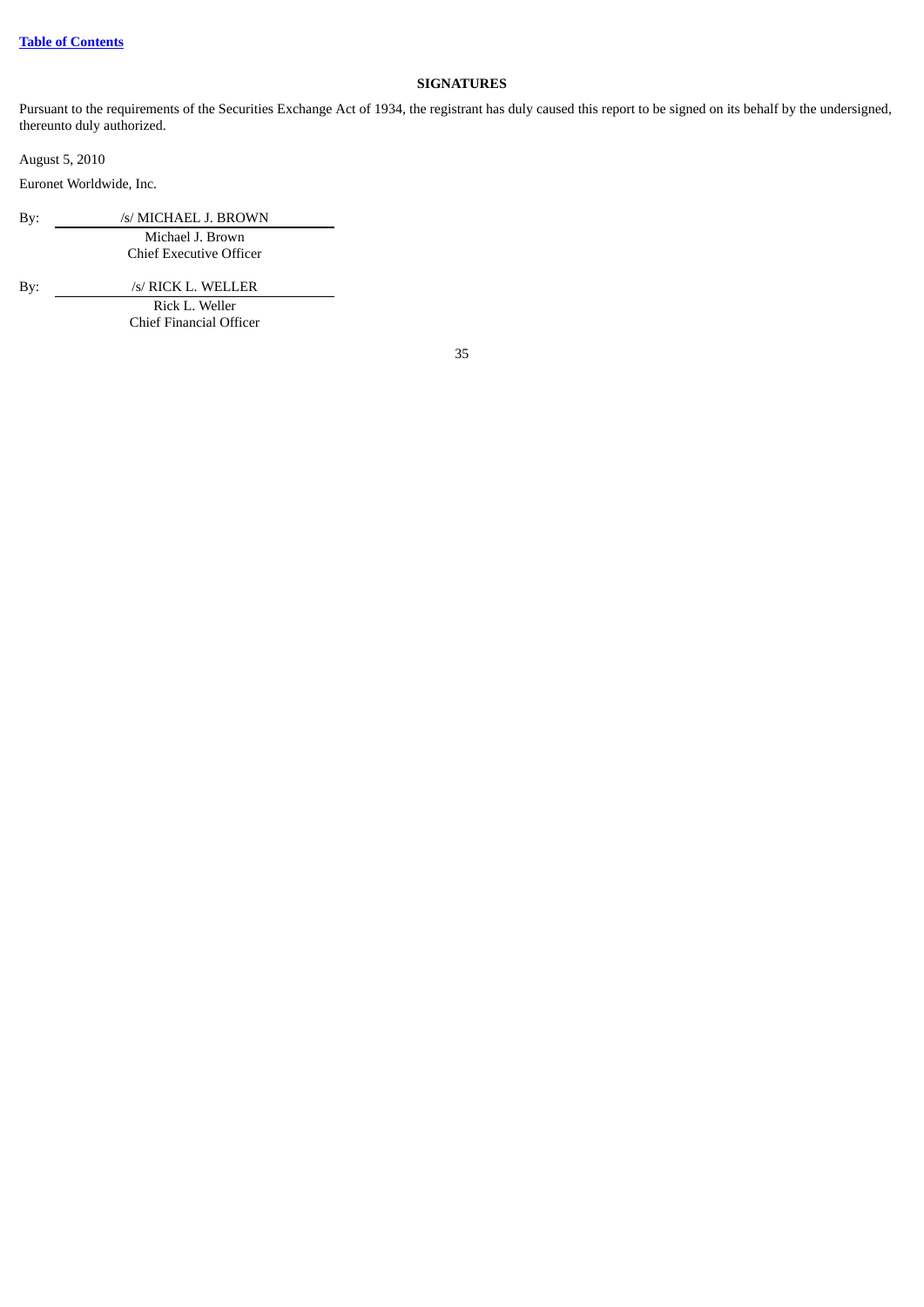## SIGNATURES

Pursuant to the requirements of the Securities Exchange Act of 1934, the registrant has duly caused this report to be signed on its behalf by the undersigned, thereunto duly authorized.

August 5, 2010

Euronet Worldwide, Inc.

By: /s/ MICHAEL J. BROWN
Michael J. Brown
Chief Executive Officer

By: /s/ RICK L. WELLER
Rick L. Weller
Chief Financial Officer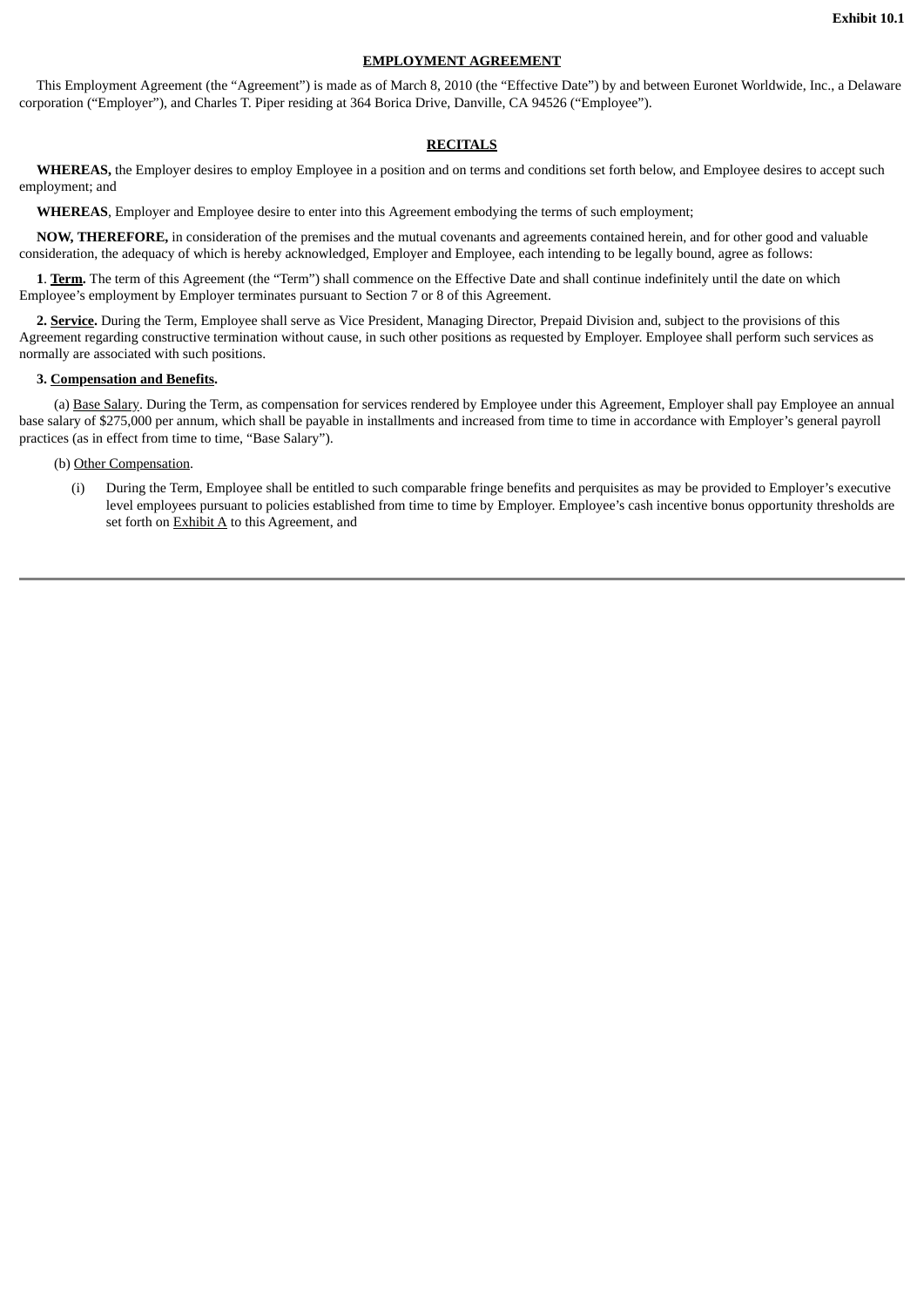**Exhibit 10.1**

**EMPLOYMENT AGREEMENT**

This Employment Agreement (the "Agreement") is made as of March 8, 2010 (the "Effective Date") by and between Euronet Worldwide, Inc., a Delaware corporation ("Employer"), and Charles T. Piper residing at 364 Borica Drive, Danville, CA 94526 ("Employee").

**RECITALS**

**WHEREAS,** the Employer desires to employ Employee in a position and on terms and conditions set forth below, and Employee desires to accept such employment; and

**WHEREAS**, Employer and Employee desire to enter into this Agreement embodying the terms of such employment;

**NOW, THEREFORE,** in consideration of the premises and the mutual covenants and agreements contained herein, and for other good and valuable consideration, the adequacy of which is hereby acknowledged, Employer and Employee, each intending to be legally bound, agree as follows:

**1**. **Term.** The term of this Agreement (the "Term") shall commence on the Effective Date and shall continue indefinitely until the date on which Employee's employment by Employer terminates pursuant to Section 7 or 8 of this Agreement.

**2. Service.** During the Term, Employee shall serve as Vice President, Managing Director, Prepaid Division and, subject to the provisions of this Agreement regarding constructive termination without cause, in such other positions as requested by Employer. Employee shall perform such services as normally are associated with such positions.

**3. Compensation and Benefits.**

(a) Base Salary. During the Term, as compensation for services rendered by Employee under this Agreement, Employer shall pay Employee an annual base salary of $275,000 per annum, which shall be payable in installments and increased from time to time in accordance with Employer's general payroll practices (as in effect from time to time, "Base Salary").

(b) Other Compensation.

(i) During the Term, Employee shall be entitled to such comparable fringe benefits and perquisites as may be provided to Employer's executive level employees pursuant to policies established from time to time by Employer. Employee's cash incentive bonus opportunity thresholds are set forth on Exhibit A to this Agreement, and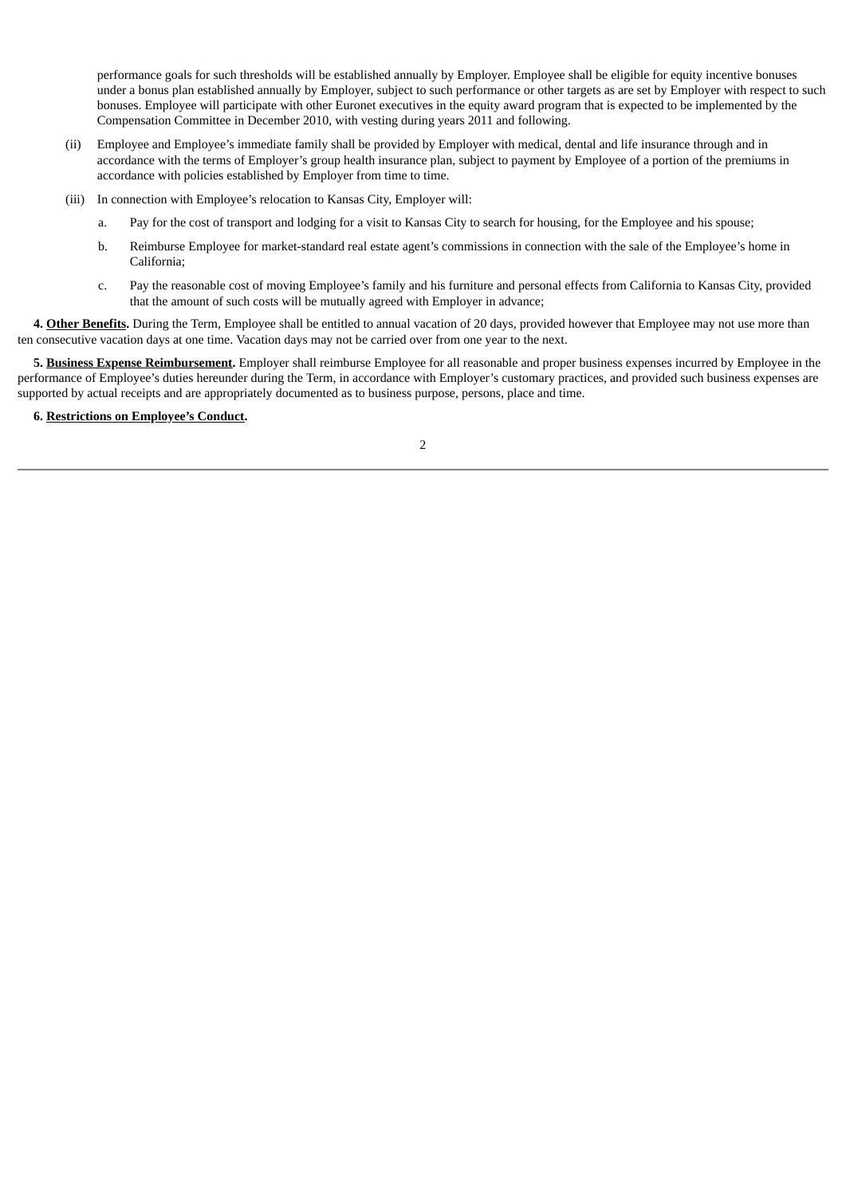performance goals for such thresholds will be established annually by Employer. Employee shall be eligible for equity incentive bonuses under a bonus plan established annually by Employer, subject to such performance or other targets as are set by Employer with respect to such bonuses. Employee will participate with other Euronet executives in the equity award program that is expected to be implemented by the Compensation Committee in December 2010, with vesting during years 2011 and following.

(ii) Employee and Employee's immediate family shall be provided by Employer with medical, dental and life insurance through and in accordance with the terms of Employer's group health insurance plan, subject to payment by Employee of a portion of the premiums in accordance with policies established by Employer from time to time.

(iii) In connection with Employee's relocation to Kansas City, Employer will:

a. Pay for the cost of transport and lodging for a visit to Kansas City to search for housing, for the Employee and his spouse;

b. Reimburse Employee for market-standard real estate agent's commissions in connection with the sale of the Employee's home in California;

c. Pay the reasonable cost of moving Employee's family and his furniture and personal effects from California to Kansas City, provided that the amount of such costs will be mutually agreed with Employer in advance;

**4. Other Benefits.** During the Term, Employee shall be entitled to annual vacation of 20 days, provided however that Employee may not use more than ten consecutive vacation days at one time. Vacation days may not be carried over from one year to the next.

**5. Business Expense Reimbursement.** Employer shall reimburse Employee for all reasonable and proper business expenses incurred by Employee in the performance of Employee's duties hereunder during the Term, in accordance with Employer's customary practices, and provided such business expenses are supported by actual receipts and are appropriately documented as to business purpose, persons, place and time.

**6. Restrictions on Employee's Conduct.**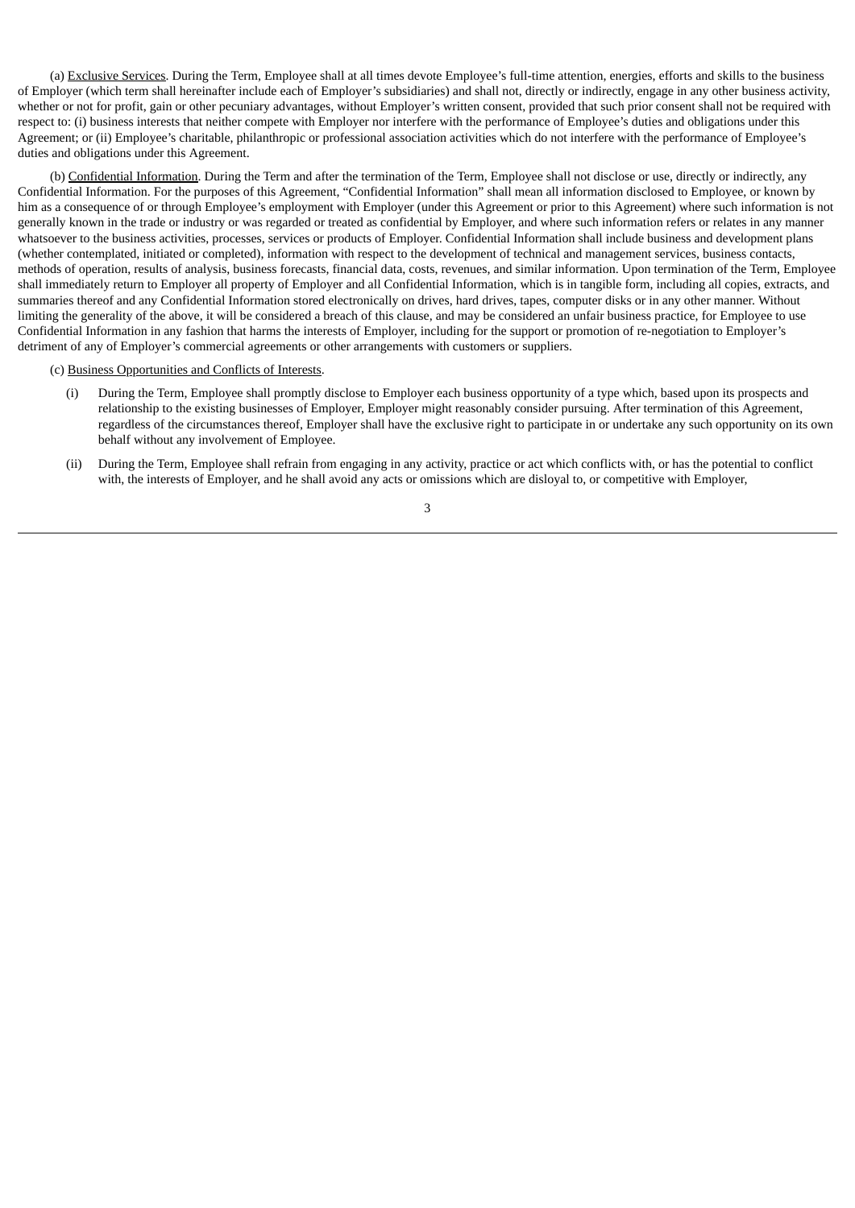(a) Exclusive Services. During the Term, Employee shall at all times devote Employee's full-time attention, energies, efforts and skills to the business of Employer (which term shall hereinafter include each of Employer's subsidiaries) and shall not, directly or indirectly, engage in any other business activity, whether or not for profit, gain or other pecuniary advantages, without Employer's written consent, provided that such prior consent shall not be required with respect to: (i) business interests that neither compete with Employer nor interfere with the performance of Employee's duties and obligations under this Agreement; or (ii) Employee's charitable, philanthropic or professional association activities which do not interfere with the performance of Employee's duties and obligations under this Agreement.

(b) Confidential Information. During the Term and after the termination of the Term, Employee shall not disclose or use, directly or indirectly, any Confidential Information. For the purposes of this Agreement, "Confidential Information" shall mean all information disclosed to Employee, or known by him as a consequence of or through Employee's employment with Employer (under this Agreement or prior to this Agreement) where such information is not generally known in the trade or industry or was regarded or treated as confidential by Employer, and where such information refers or relates in any manner whatsoever to the business activities, processes, services or products of Employer. Confidential Information shall include business and development plans (whether contemplated, initiated or completed), information with respect to the development of technical and management services, business contacts, methods of operation, results of analysis, business forecasts, financial data, costs, revenues, and similar information. Upon termination of the Term, Employee shall immediately return to Employer all property of Employer and all Confidential Information, which is in tangible form, including all copies, extracts, and summaries thereof and any Confidential Information stored electronically on drives, hard drives, tapes, computer disks or in any other manner. Without limiting the generality of the above, it will be considered a breach of this clause, and may be considered an unfair business practice, for Employee to use Confidential Information in any fashion that harms the interests of Employer, including for the support or promotion of re-negotiation to Employer's detriment of any of Employer's commercial agreements or other arrangements with customers or suppliers.

(c) Business Opportunities and Conflicts of Interests.

(i) During the Term, Employee shall promptly disclose to Employer each business opportunity of a type which, based upon its prospects and relationship to the existing businesses of Employer, Employer might reasonably consider pursuing. After termination of this Agreement, regardless of the circumstances thereof, Employer shall have the exclusive right to participate in or undertake any such opportunity on its own behalf without any involvement of Employee.

(ii) During the Term, Employee shall refrain from engaging in any activity, practice or act which conflicts with, or has the potential to conflict with, the interests of Employer, and he shall avoid any acts or omissions which are disloyal to, or competitive with Employer,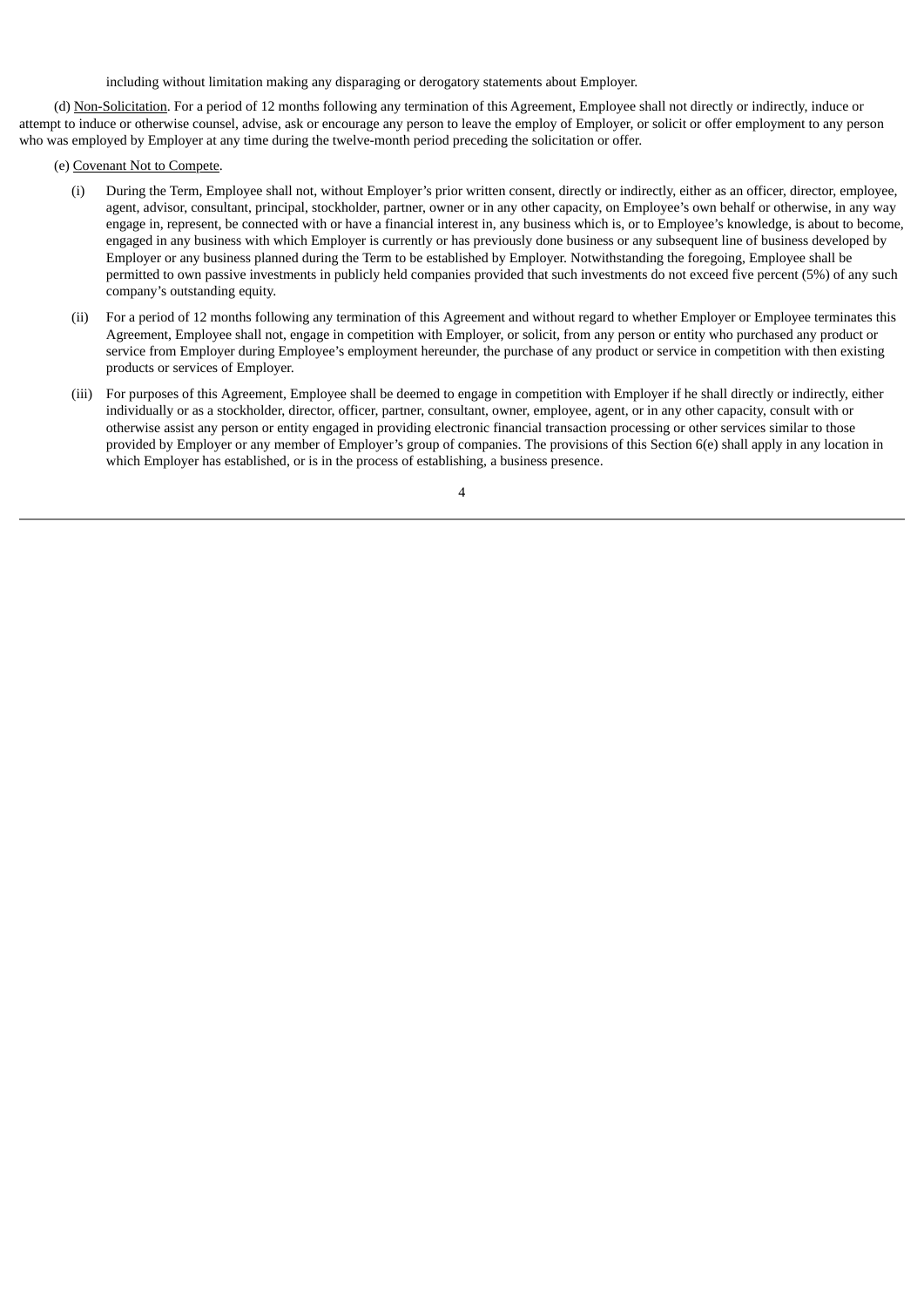including without limitation making any disparaging or derogatory statements about Employer.

(d) Non-Solicitation. For a period of 12 months following any termination of this Agreement, Employee shall not directly or indirectly, induce or attempt to induce or otherwise counsel, advise, ask or encourage any person to leave the employ of Employer, or solicit or offer employment to any person who was employed by Employer at any time during the twelve-month period preceding the solicitation or offer.

(e) Covenant Not to Compete.

(i) During the Term, Employee shall not, without Employer's prior written consent, directly or indirectly, either as an officer, director, employee, agent, advisor, consultant, principal, stockholder, partner, owner or in any other capacity, on Employee's own behalf or otherwise, in any way engage in, represent, be connected with or have a financial interest in, any business which is, or to Employee's knowledge, is about to become, engaged in any business with which Employer is currently or has previously done business or any subsequent line of business developed by Employer or any business planned during the Term to be established by Employer. Notwithstanding the foregoing, Employee shall be permitted to own passive investments in publicly held companies provided that such investments do not exceed five percent (5%) of any such company's outstanding equity.

(ii) For a period of 12 months following any termination of this Agreement and without regard to whether Employer or Employee terminates this Agreement, Employee shall not, engage in competition with Employer, or solicit, from any person or entity who purchased any product or service from Employer during Employee's employment hereunder, the purchase of any product or service in competition with then existing products or services of Employer.

(iii) For purposes of this Agreement, Employee shall be deemed to engage in competition with Employer if he shall directly or indirectly, either individually or as a stockholder, director, officer, partner, consultant, owner, employee, agent, or in any other capacity, consult with or otherwise assist any person or entity engaged in providing electronic financial transaction processing or other services similar to those provided by Employer or any member of Employer's group of companies. The provisions of this Section 6(e) shall apply in any location in which Employer has established, or is in the process of establishing, a business presence.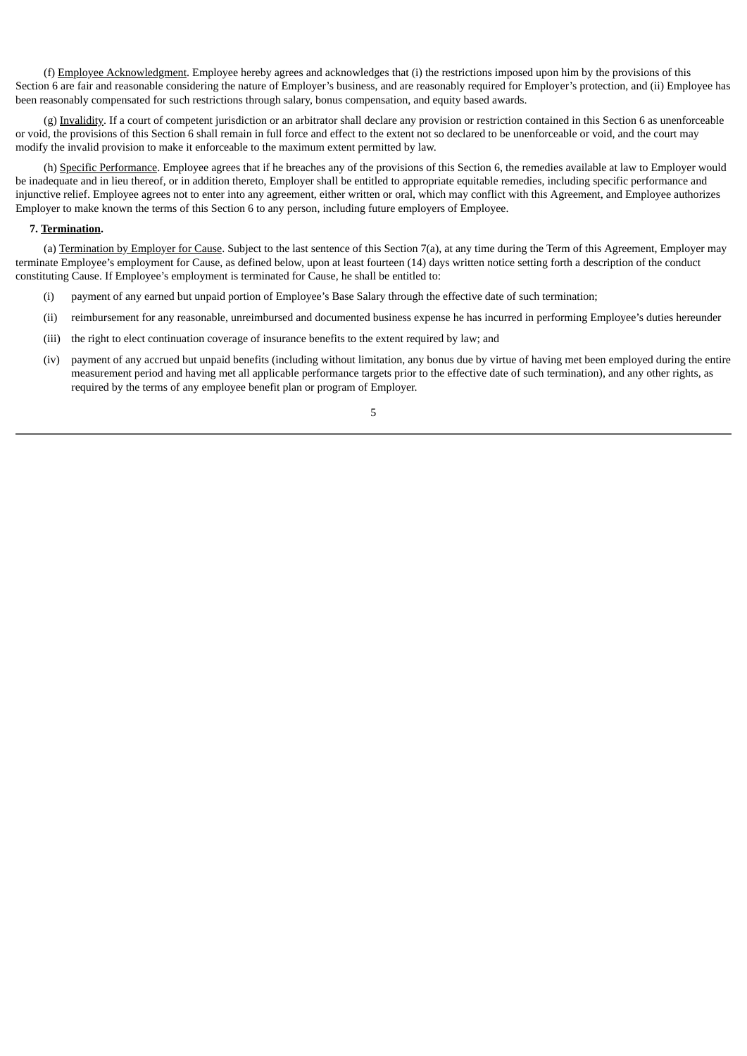(f) Employee Acknowledgment. Employee hereby agrees and acknowledges that (i) the restrictions imposed upon him by the provisions of this Section 6 are fair and reasonable considering the nature of Employer's business, and are reasonably required for Employer's protection, and (ii) Employee has been reasonably compensated for such restrictions through salary, bonus compensation, and equity based awards.

(g) Invalidity. If a court of competent jurisdiction or an arbitrator shall declare any provision or restriction contained in this Section 6 as unenforceable or void, the provisions of this Section 6 shall remain in full force and effect to the extent not so declared to be unenforceable or void, and the court may modify the invalid provision to make it enforceable to the maximum extent permitted by law.

(h) Specific Performance. Employee agrees that if he breaches any of the provisions of this Section 6, the remedies available at law to Employer would be inadequate and in lieu thereof, or in addition thereto, Employer shall be entitled to appropriate equitable remedies, including specific performance and injunctive relief. Employee agrees not to enter into any agreement, either written or oral, which may conflict with this Agreement, and Employee authorizes Employer to make known the terms of this Section 6 to any person, including future employers of Employee.

**7. Termination.**

(a) Termination by Employer for Cause. Subject to the last sentence of this Section 7(a), at any time during the Term of this Agreement, Employer may terminate Employee's employment for Cause, as defined below, upon at least fourteen (14) days written notice setting forth a description of the conduct constituting Cause. If Employee's employment is terminated for Cause, he shall be entitled to:

(i) payment of any earned but unpaid portion of Employee's Base Salary through the effective date of such termination;

(ii) reimbursement for any reasonable, unreimbursed and documented business expense he has incurred in performing Employee's duties hereunder

(iii) the right to elect continuation coverage of insurance benefits to the extent required by law; and

(iv) payment of any accrued but unpaid benefits (including without limitation, any bonus due by virtue of having met been employed during the entire measurement period and having met all applicable performance targets prior to the effective date of such termination), and any other rights, as required by the terms of any employee benefit plan or program of Employer.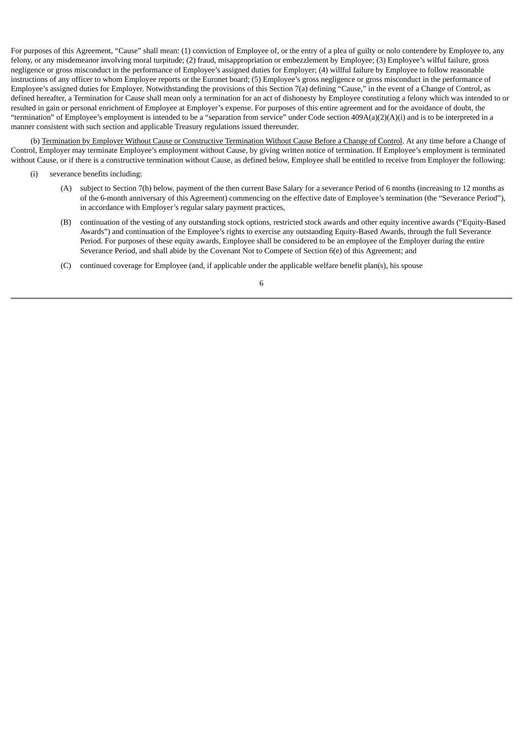For purposes of this Agreement, "Cause" shall mean: (1) conviction of Employee of, or the entry of a plea of guilty or nolo contendere by Employee to, any felony, or any misdemeanor involving moral turpitude; (2) fraud, misappropriation or embezzlement by Employee; (3) Employee's wilful failure, gross negligence or gross misconduct in the performance of Employee's assigned duties for Employer; (4) willful failure by Employee to follow reasonable instructions of any officer to whom Employee reports or the Euronet board; (5) Employee's gross negligence or gross misconduct in the performance of Employee's assigned duties for Employer. Notwithstanding the provisions of this Section 7(a) defining "Cause," in the event of a Change of Control, as defined hereafter, a Termination for Cause shall mean only a termination for an act of dishonesty by Employee constituting a felony which was intended to or resulted in gain or personal enrichment of Employee at Employer's expense. For purposes of this entire agreement and for the avoidance of doubt, the "termination" of Employee's employment is intended to be a "separation from service" under Code section 409A(a)(2)(A)(i) and is to be interpreted in a manner consistent with such section and applicable Treasury regulations issued thereunder.

(b) Termination by Employer Without Cause or Constructive Termination Without Cause Before a Change of Control. At any time before a Change of Control, Employer may terminate Employee's employment without Cause, by giving written notice of termination. If Employee's employment is terminated without Cause, or if there is a constructive termination without Cause, as defined below, Employee shall be entitled to receive from Employer the following:

(i) severance benefits including:

(A) subject to Section 7(h) below, payment of the then current Base Salary for a severance Period of 6 months (increasing to 12 months as of the 6-month anniversary of this Agreement) commencing on the effective date of Employee's termination (the "Severance Period"), in accordance with Employer's regular salary payment practices,

(B) continuation of the vesting of any outstanding stock options, restricted stock awards and other equity incentive awards ("Equity-Based Awards") and continuation of the Employee's rights to exercise any outstanding Equity-Based Awards, through the full Severance Period. For purposes of these equity awards, Employee shall be considered to be an employee of the Employer during the entire Severance Period, and shall abide by the Covenant Not to Compete of Section 6(e) of this Agreement; and

(C) continued coverage for Employee (and, if applicable under the applicable welfare benefit plan(s), his spouse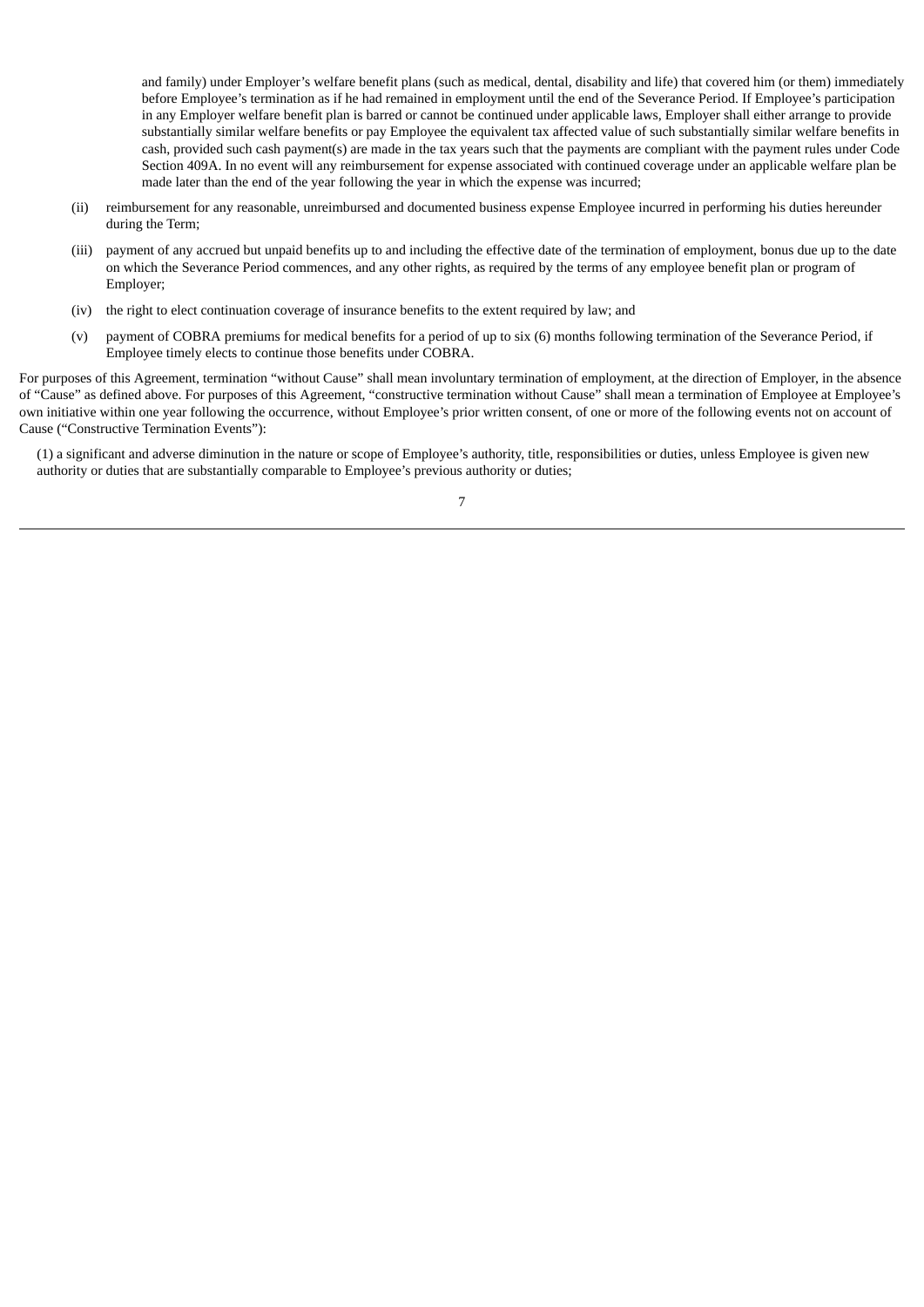and family) under Employer's welfare benefit plans (such as medical, dental, disability and life) that covered him (or them) immediately before Employee's termination as if he had remained in employment until the end of the Severance Period. If Employee's participation in any Employer welfare benefit plan is barred or cannot be continued under applicable laws, Employer shall either arrange to provide substantially similar welfare benefits or pay Employee the equivalent tax affected value of such substantially similar welfare benefits in cash, provided such cash payment(s) are made in the tax years such that the payments are compliant with the payment rules under Code Section 409A. In no event will any reimbursement for expense associated with continued coverage under an applicable welfare plan be made later than the end of the year following the year in which the expense was incurred;

(ii) reimbursement for any reasonable, unreimbursed and documented business expense Employee incurred in performing his duties hereunder during the Term;

(iii) payment of any accrued but unpaid benefits up to and including the effective date of the termination of employment, bonus due up to the date on which the Severance Period commences, and any other rights, as required by the terms of any employee benefit plan or program of Employer;

(iv) the right to elect continuation coverage of insurance benefits to the extent required by law; and

(v) payment of COBRA premiums for medical benefits for a period of up to six (6) months following termination of the Severance Period, if Employee timely elects to continue those benefits under COBRA.

For purposes of this Agreement, termination "without Cause" shall mean involuntary termination of employment, at the direction of Employer, in the absence of "Cause" as defined above. For purposes of this Agreement, "constructive termination without Cause" shall mean a termination of Employee at Employee's own initiative within one year following the occurrence, without Employee's prior written consent, of one or more of the following events not on account of Cause ("Constructive Termination Events"):

(1) a significant and adverse diminution in the nature or scope of Employee's authority, title, responsibilities or duties, unless Employee is given new authority or duties that are substantially comparable to Employee's previous authority or duties;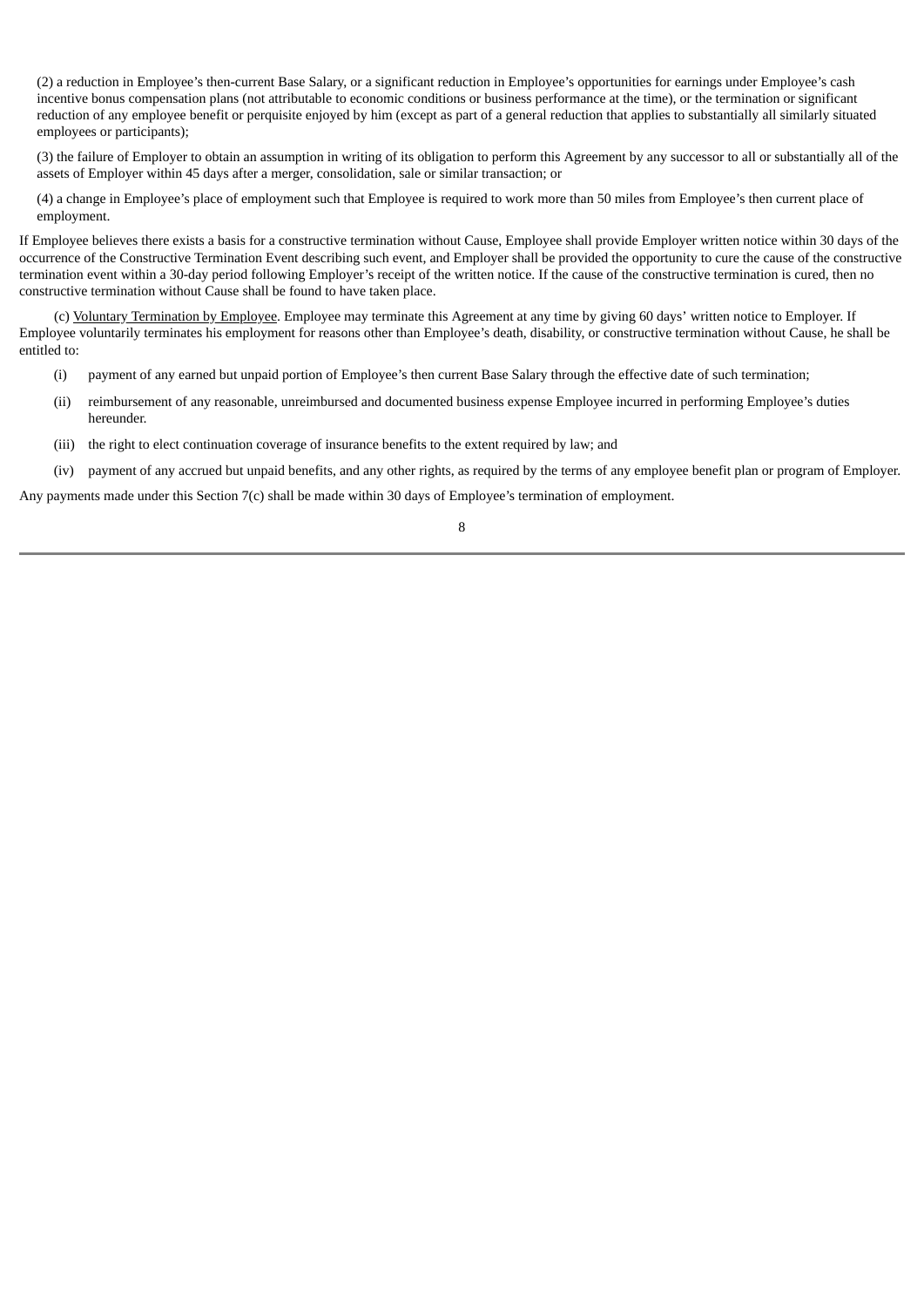(2) a reduction in Employee's then-current Base Salary, or a significant reduction in Employee's opportunities for earnings under Employee's cash incentive bonus compensation plans (not attributable to economic conditions or business performance at the time), or the termination or significant reduction of any employee benefit or perquisite enjoyed by him (except as part of a general reduction that applies to substantially all similarly situated employees or participants);

(3) the failure of Employer to obtain an assumption in writing of its obligation to perform this Agreement by any successor to all or substantially all of the assets of Employer within 45 days after a merger, consolidation, sale or similar transaction; or

(4) a change in Employee's place of employment such that Employee is required to work more than 50 miles from Employee's then current place of employment.

If Employee believes there exists a basis for a constructive termination without Cause, Employee shall provide Employer written notice within 30 days of the occurrence of the Constructive Termination Event describing such event, and Employer shall be provided the opportunity to cure the cause of the constructive termination event within a 30-day period following Employer's receipt of the written notice. If the cause of the constructive termination is cured, then no constructive termination without Cause shall be found to have taken place.

(c) Voluntary Termination by Employee. Employee may terminate this Agreement at any time by giving 60 days' written notice to Employer. If Employee voluntarily terminates his employment for reasons other than Employee's death, disability, or constructive termination without Cause, he shall be entitled to:

(i) payment of any earned but unpaid portion of Employee's then current Base Salary through the effective date of such termination;

(ii) reimbursement of any reasonable, unreimbursed and documented business expense Employee incurred in performing Employee's duties hereunder.

(iii) the right to elect continuation coverage of insurance benefits to the extent required by law; and

(iv) payment of any accrued but unpaid benefits, and any other rights, as required by the terms of any employee benefit plan or program of Employer.

Any payments made under this Section 7(c) shall be made within 30 days of Employee's termination of employment.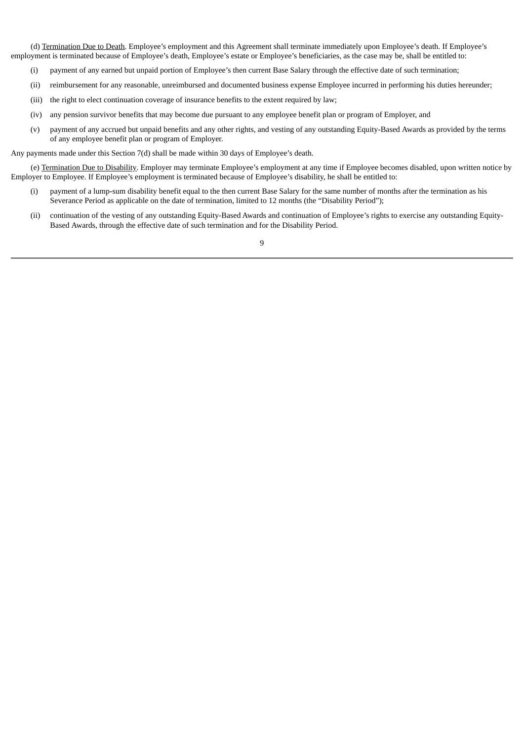(d) Termination Due to Death. Employee's employment and this Agreement shall terminate immediately upon Employee's death. If Employee's employment is terminated because of Employee's death, Employee's estate or Employee's beneficiaries, as the case may be, shall be entitled to:

(i) payment of any earned but unpaid portion of Employee's then current Base Salary through the effective date of such termination;

(ii) reimbursement for any reasonable, unreimbursed and documented business expense Employee incurred in performing his duties hereunder;

(iii) the right to elect continuation coverage of insurance benefits to the extent required by law;

(iv) any pension survivor benefits that may become due pursuant to any employee benefit plan or program of Employer, and

(v) payment of any accrued but unpaid benefits and any other rights, and vesting of any outstanding Equity-Based Awards as provided by the terms of any employee benefit plan or program of Employer.

Any payments made under this Section 7(d) shall be made within 30 days of Employee's death.

(e) Termination Due to Disability. Employer may terminate Employee's employment at any time if Employee becomes disabled, upon written notice by Employer to Employee. If Employee's employment is terminated because of Employee's disability, he shall be entitled to:

(i) payment of a lump-sum disability benefit equal to the then current Base Salary for the same number of months after the termination as his Severance Period as applicable on the date of termination, limited to 12 months (the "Disability Period");

(ii) continuation of the vesting of any outstanding Equity-Based Awards and continuation of Employee's rights to exercise any outstanding Equity-Based Awards, through the effective date of such termination and for the Disability Period.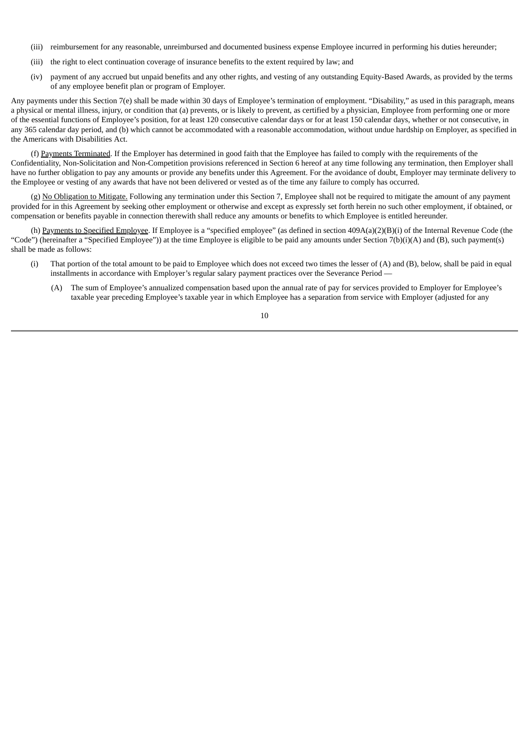(iii) reimbursement for any reasonable, unreimbursed and documented business expense Employee incurred in performing his duties hereunder;

(iii) the right to elect continuation coverage of insurance benefits to the extent required by law; and

(iv) payment of any accrued but unpaid benefits and any other rights, and vesting of any outstanding Equity-Based Awards, as provided by the terms of any employee benefit plan or program of Employer.

Any payments under this Section 7(e) shall be made within 30 days of Employee's termination of employment. "Disability," as used in this paragraph, means a physical or mental illness, injury, or condition that (a) prevents, or is likely to prevent, as certified by a physician, Employee from performing one or more of the essential functions of Employee's position, for at least 120 consecutive calendar days or for at least 150 calendar days, whether or not consecutive, in any 365 calendar day period, and (b) which cannot be accommodated with a reasonable accommodation, without undue hardship on Employer, as specified in the Americans with Disabilities Act.

(f) Payments Terminated. If the Employer has determined in good faith that the Employee has failed to comply with the requirements of the Confidentiality, Non-Solicitation and Non-Competition provisions referenced in Section 6 hereof at any time following any termination, then Employer shall have no further obligation to pay any amounts or provide any benefits under this Agreement. For the avoidance of doubt, Employer may terminate delivery to the Employee or vesting of any awards that have not been delivered or vested as of the time any failure to comply has occurred.

(g) No Obligation to Mitigate. Following any termination under this Section 7, Employee shall not be required to mitigate the amount of any payment provided for in this Agreement by seeking other employment or otherwise and except as expressly set forth herein no such other employment, if obtained, or compensation or benefits payable in connection therewith shall reduce any amounts or benefits to which Employee is entitled hereunder.

(h) Payments to Specified Employee. If Employee is a "specified employee" (as defined in section 409A(a)(2)(B)(i) of the Internal Revenue Code (the "Code") (hereinafter a "Specified Employee")) at the time Employee is eligible to be paid any amounts under Section 7(b)(i)(A) and (B), such payment(s) shall be made as follows:

(i) That portion of the total amount to be paid to Employee which does not exceed two times the lesser of (A) and (B), below, shall be paid in equal installments in accordance with Employer's regular salary payment practices over the Severance Period —

(A) The sum of Employee's annualized compensation based upon the annual rate of pay for services provided to Employer for Employee's taxable year preceding Employee's taxable year in which Employee has a separation from service with Employer (adjusted for any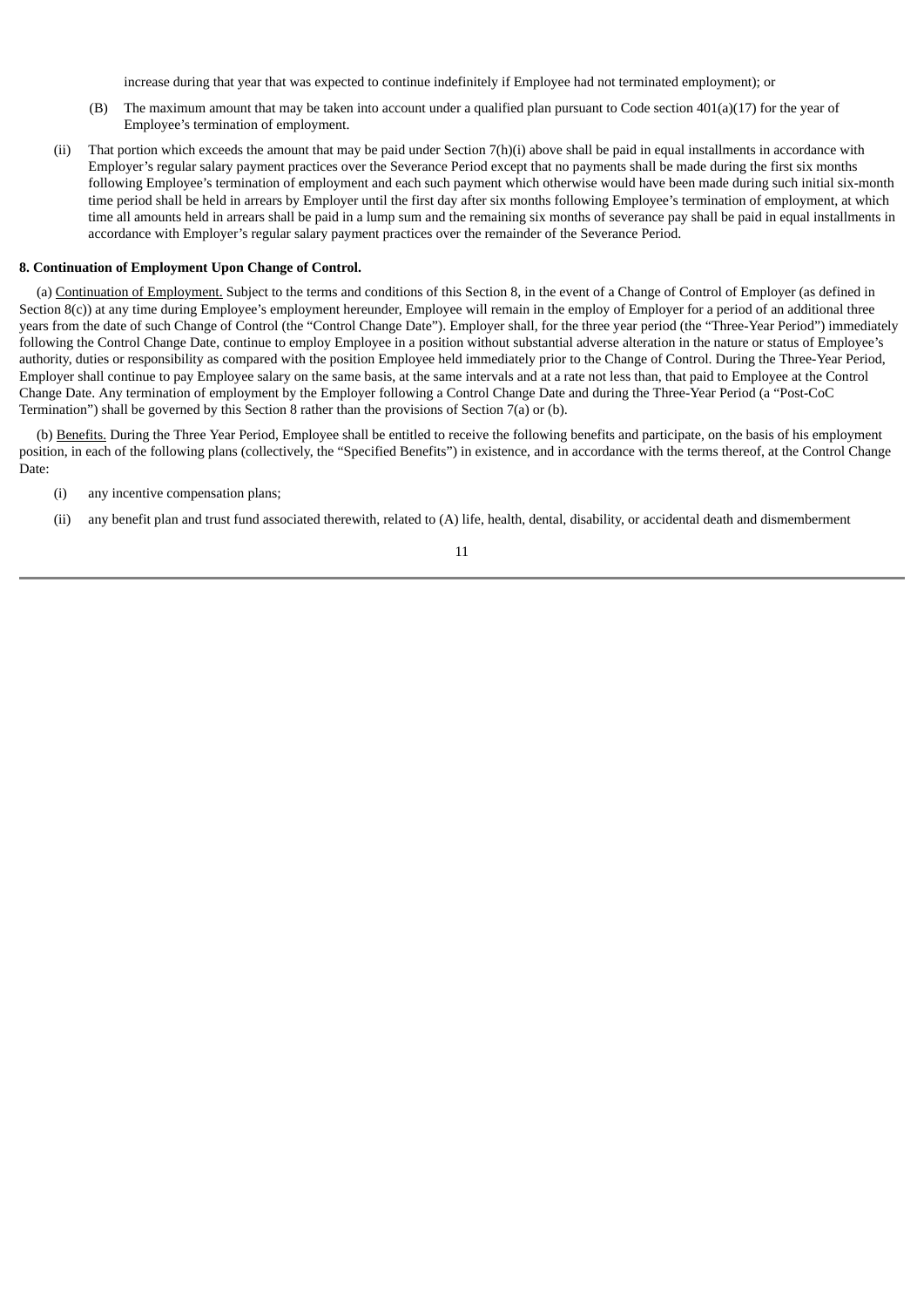increase during that year that was expected to continue indefinitely if Employee had not terminated employment); or

(B) The maximum amount that may be taken into account under a qualified plan pursuant to Code section 401(a)(17) for the year of Employee's termination of employment.

(ii) That portion which exceeds the amount that may be paid under Section 7(h)(i) above shall be paid in equal installments in accordance with Employer's regular salary payment practices over the Severance Period except that no payments shall be made during the first six months following Employee's termination of employment and each such payment which otherwise would have been made during such initial six-month time period shall be held in arrears by Employer until the first day after six months following Employee's termination of employment, at which time all amounts held in arrears shall be paid in a lump sum and the remaining six months of severance pay shall be paid in equal installments in accordance with Employer's regular salary payment practices over the remainder of the Severance Period.

**8. Continuation of Employment Upon Change of Control.**

(a) Continuation of Employment. Subject to the terms and conditions of this Section 8, in the event of a Change of Control of Employer (as defined in Section 8(c)) at any time during Employee's employment hereunder, Employee will remain in the employ of Employer for a period of an additional three years from the date of such Change of Control (the "Control Change Date"). Employer shall, for the three year period (the "Three-Year Period") immediately following the Control Change Date, continue to employ Employee in a position without substantial adverse alteration in the nature or status of Employee's authority, duties or responsibility as compared with the position Employee held immediately prior to the Change of Control. During the Three-Year Period, Employer shall continue to pay Employee salary on the same basis, at the same intervals and at a rate not less than, that paid to Employee at the Control Change Date. Any termination of employment by the Employer following a Control Change Date and during the Three-Year Period (a "Post-CoC Termination") shall be governed by this Section 8 rather than the provisions of Section 7(a) or (b).

(b) Benefits. During the Three Year Period, Employee shall be entitled to receive the following benefits and participate, on the basis of his employment position, in each of the following plans (collectively, the "Specified Benefits") in existence, and in accordance with the terms thereof, at the Control Change Date:

(i) any incentive compensation plans;

(ii) any benefit plan and trust fund associated therewith, related to (A) life, health, dental, disability, or accidental death and dismemberment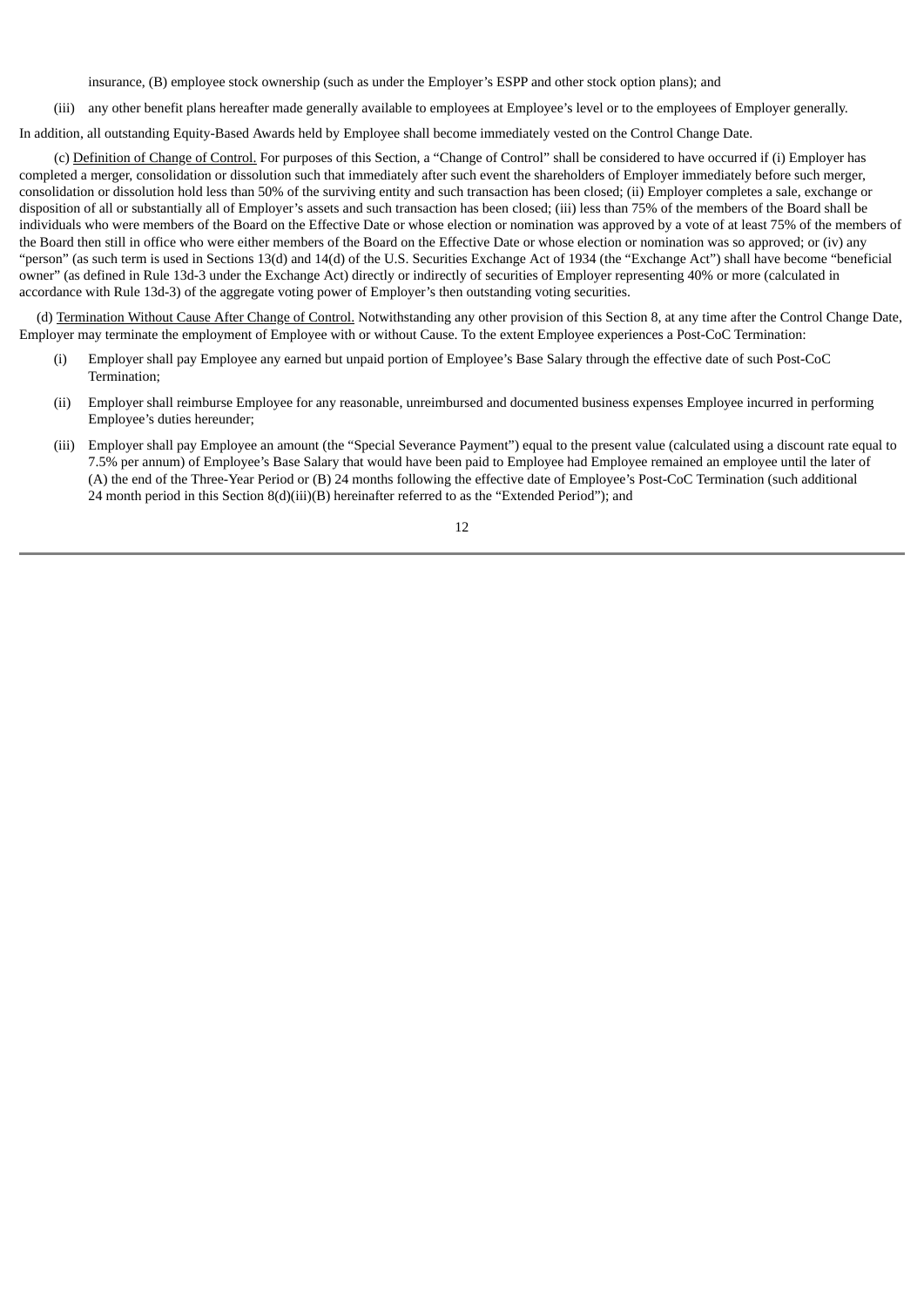insurance, (B) employee stock ownership (such as under the Employer's ESPP and other stock option plans); and

(iii) any other benefit plans hereafter made generally available to employees at Employee's level or to the employees of Employer generally.

In addition, all outstanding Equity-Based Awards held by Employee shall become immediately vested on the Control Change Date.

(c) Definition of Change of Control. For purposes of this Section, a "Change of Control" shall be considered to have occurred if (i) Employer has completed a merger, consolidation or dissolution such that immediately after such event the shareholders of Employer immediately before such merger, consolidation or dissolution hold less than 50% of the surviving entity and such transaction has been closed; (ii) Employer completes a sale, exchange or disposition of all or substantially all of Employer's assets and such transaction has been closed; (iii) less than 75% of the members of the Board shall be individuals who were members of the Board on the Effective Date or whose election or nomination was approved by a vote of at least 75% of the members of the Board then still in office who were either members of the Board on the Effective Date or whose election or nomination was so approved; or (iv) any "person" (as such term is used in Sections 13(d) and 14(d) of the U.S. Securities Exchange Act of 1934 (the "Exchange Act") shall have become "beneficial owner" (as defined in Rule 13d-3 under the Exchange Act) directly or indirectly of securities of Employer representing 40% or more (calculated in accordance with Rule 13d-3) of the aggregate voting power of Employer's then outstanding voting securities.

(d) Termination Without Cause After Change of Control. Notwithstanding any other provision of this Section 8, at any time after the Control Change Date, Employer may terminate the employment of Employee with or without Cause. To the extent Employee experiences a Post-CoC Termination:

(i) Employer shall pay Employee any earned but unpaid portion of Employee's Base Salary through the effective date of such Post-CoC Termination;

(ii) Employer shall reimburse Employee for any reasonable, unreimbursed and documented business expenses Employee incurred in performing Employee's duties hereunder;

(iii) Employer shall pay Employee an amount (the "Special Severance Payment") equal to the present value (calculated using a discount rate equal to 7.5% per annum) of Employee's Base Salary that would have been paid to Employee had Employee remained an employee until the later of (A) the end of the Three-Year Period or (B) 24 months following the effective date of Employee's Post-CoC Termination (such additional 24 month period in this Section 8(d)(iii)(B) hereinafter referred to as the "Extended Period"); and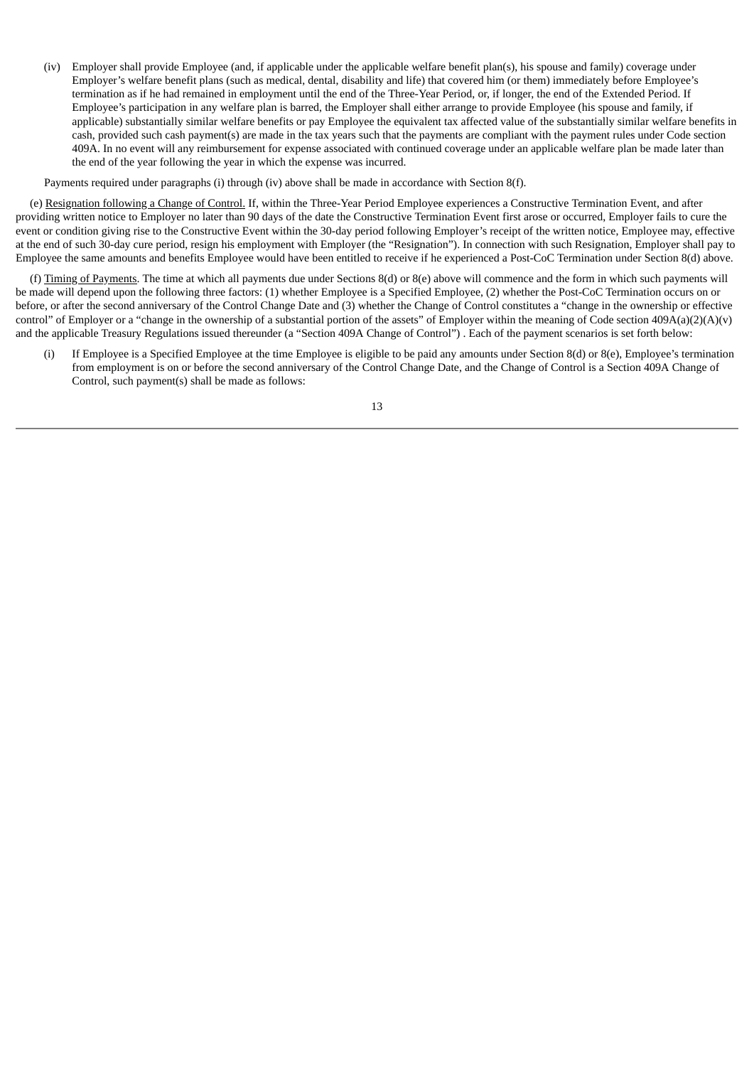(iv) Employer shall provide Employee (and, if applicable under the applicable welfare benefit plan(s), his spouse and family) coverage under Employer's welfare benefit plans (such as medical, dental, disability and life) that covered him (or them) immediately before Employee's termination as if he had remained in employment until the end of the Three-Year Period, or, if longer, the end of the Extended Period. If Employee's participation in any welfare plan is barred, the Employer shall either arrange to provide Employee (his spouse and family, if applicable) substantially similar welfare benefits or pay Employee the equivalent tax affected value of the substantially similar welfare benefits in cash, provided such cash payment(s) are made in the tax years such that the payments are compliant with the payment rules under Code section 409A. In no event will any reimbursement for expense associated with continued coverage under an applicable welfare plan be made later than the end of the year following the year in which the expense was incurred.

Payments required under paragraphs (i) through (iv) above shall be made in accordance with Section 8(f).

(e) Resignation following a Change of Control. If, within the Three-Year Period Employee experiences a Constructive Termination Event, and after providing written notice to Employer no later than 90 days of the date the Constructive Termination Event first arose or occurred, Employer fails to cure the event or condition giving rise to the Constructive Event within the 30-day period following Employer's receipt of the written notice, Employee may, effective at the end of such 30-day cure period, resign his employment with Employer (the "Resignation"). In connection with such Resignation, Employer shall pay to Employee the same amounts and benefits Employee would have been entitled to receive if he experienced a Post-CoC Termination under Section 8(d) above.

(f) Timing of Payments. The time at which all payments due under Sections 8(d) or 8(e) above will commence and the form in which such payments will be made will depend upon the following three factors: (1) whether Employee is a Specified Employee, (2) whether the Post-CoC Termination occurs on or before, or after the second anniversary of the Control Change Date and (3) whether the Change of Control constitutes a "change in the ownership or effective control" of Employer or a "change in the ownership of a substantial portion of the assets" of Employer within the meaning of Code section 409A(a)(2)(A)(v) and the applicable Treasury Regulations issued thereunder (a "Section 409A Change of Control") . Each of the payment scenarios is set forth below:

(i) If Employee is a Specified Employee at the time Employee is eligible to be paid any amounts under Section 8(d) or 8(e), Employee's termination from employment is on or before the second anniversary of the Control Change Date, and the Change of Control is a Section 409A Change of Control, such payment(s) shall be made as follows: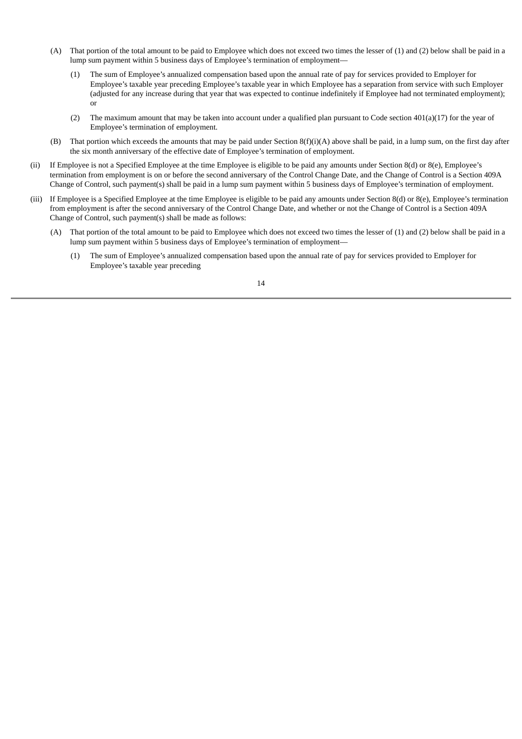(A) That portion of the total amount to be paid to Employee which does not exceed two times the lesser of (1) and (2) below shall be paid in a lump sum payment within 5 business days of Employee's termination of employment—

(1) The sum of Employee's annualized compensation based upon the annual rate of pay for services provided to Employer for Employee's taxable year preceding Employee's taxable year in which Employee has a separation from service with such Employer (adjusted for any increase during that year that was expected to continue indefinitely if Employee had not terminated employment); or

(2) The maximum amount that may be taken into account under a qualified plan pursuant to Code section 401(a)(17) for the year of Employee's termination of employment.

(B) That portion which exceeds the amounts that may be paid under Section 8(f)(i)(A) above shall be paid, in a lump sum, on the first day after the six month anniversary of the effective date of Employee's termination of employment.

(ii) If Employee is not a Specified Employee at the time Employee is eligible to be paid any amounts under Section 8(d) or 8(e), Employee's termination from employment is on or before the second anniversary of the Control Change Date, and the Change of Control is a Section 409A Change of Control, such payment(s) shall be paid in a lump sum payment within 5 business days of Employee's termination of employment.

(iii) If Employee is a Specified Employee at the time Employee is eligible to be paid any amounts under Section 8(d) or 8(e), Employee's termination from employment is after the second anniversary of the Control Change Date, and whether or not the Change of Control is a Section 409A Change of Control, such payment(s) shall be made as follows:

(A) That portion of the total amount to be paid to Employee which does not exceed two times the lesser of (1) and (2) below shall be paid in a lump sum payment within 5 business days of Employee's termination of employment—

(1) The sum of Employee's annualized compensation based upon the annual rate of pay for services provided to Employer for Employee's taxable year preceding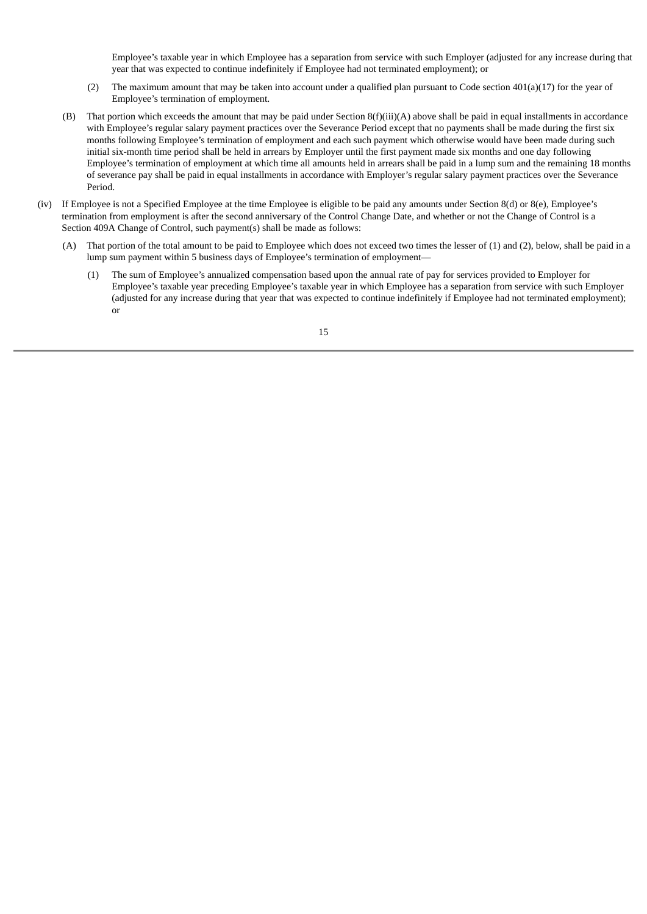Employee's taxable year in which Employee has a separation from service with such Employer (adjusted for any increase during that year that was expected to continue indefinitely if Employee had not terminated employment); or

(2) The maximum amount that may be taken into account under a qualified plan pursuant to Code section 401(a)(17) for the year of Employee's termination of employment.

(B) That portion which exceeds the amount that may be paid under Section 8(f)(iii)(A) above shall be paid in equal installments in accordance with Employee's regular salary payment practices over the Severance Period except that no payments shall be made during the first six months following Employee's termination of employment and each such payment which otherwise would have been made during such initial six-month time period shall be held in arrears by Employer until the first payment made six months and one day following Employee's termination of employment at which time all amounts held in arrears shall be paid in a lump sum and the remaining 18 months of severance pay shall be paid in equal installments in accordance with Employer's regular salary payment practices over the Severance Period.

(iv) If Employee is not a Specified Employee at the time Employee is eligible to be paid any amounts under Section 8(d) or 8(e), Employee's termination from employment is after the second anniversary of the Control Change Date, and whether or not the Change of Control is a Section 409A Change of Control, such payment(s) shall be made as follows:

(A) That portion of the total amount to be paid to Employee which does not exceed two times the lesser of (1) and (2), below, shall be paid in a lump sum payment within 5 business days of Employee's termination of employment—

(1) The sum of Employee's annualized compensation based upon the annual rate of pay for services provided to Employer for Employee's taxable year preceding Employee's taxable year in which Employee has a separation from service with such Employer (adjusted for any increase during that year that was expected to continue indefinitely if Employee had not terminated employment); or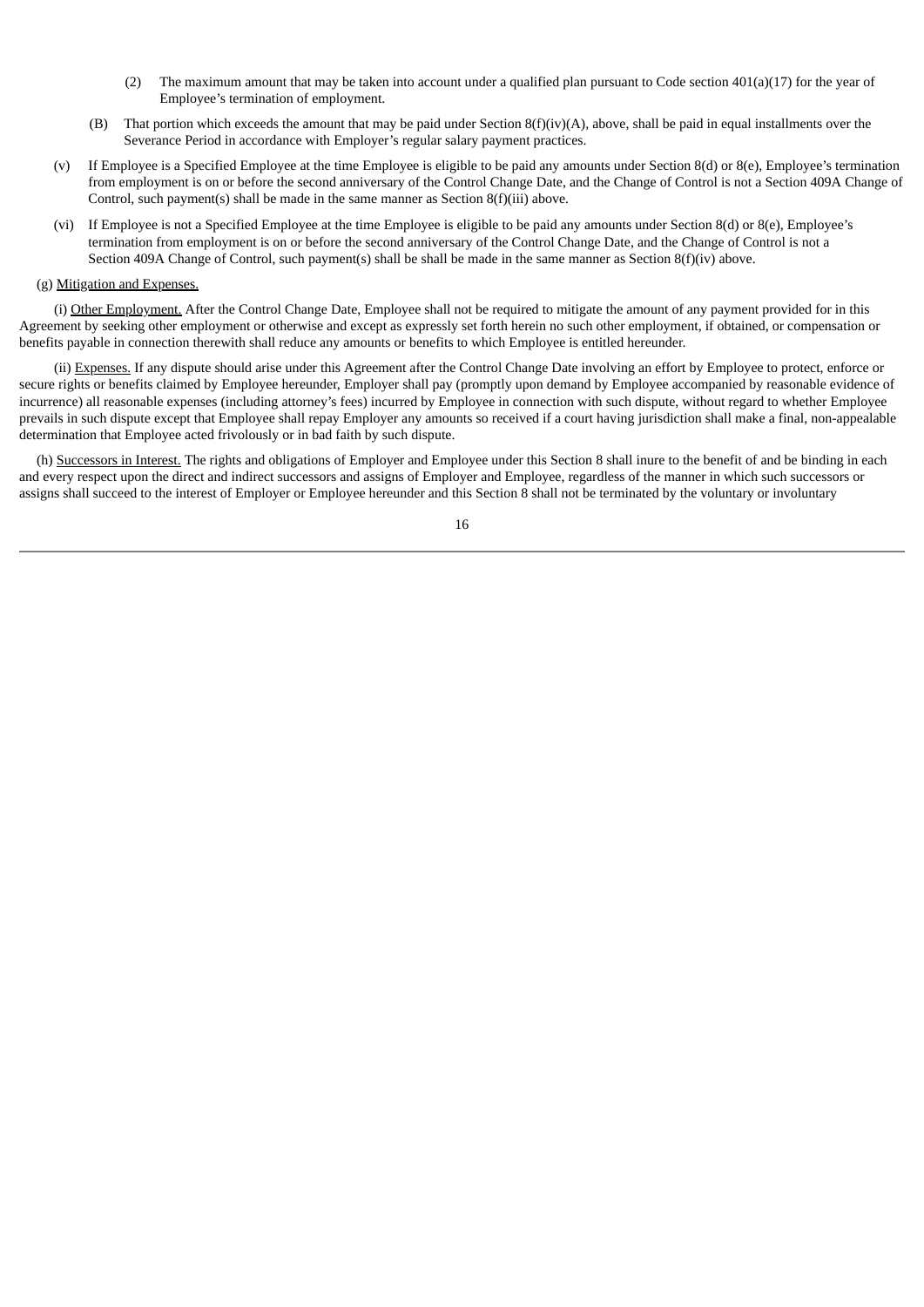(2) The maximum amount that may be taken into account under a qualified plan pursuant to Code section 401(a)(17) for the year of Employee's termination of employment.

(B) That portion which exceeds the amount that may be paid under Section 8(f)(iv)(A), above, shall be paid in equal installments over the Severance Period in accordance with Employer's regular salary payment practices.

(v) If Employee is a Specified Employee at the time Employee is eligible to be paid any amounts under Section 8(d) or 8(e), Employee's termination from employment is on or before the second anniversary of the Control Change Date, and the Change of Control is not a Section 409A Change of Control, such payment(s) shall be made in the same manner as Section 8(f)(iii) above.

(vi) If Employee is not a Specified Employee at the time Employee is eligible to be paid any amounts under Section 8(d) or 8(e), Employee's termination from employment is on or before the second anniversary of the Control Change Date, and the Change of Control is not a Section 409A Change of Control, such payment(s) shall be shall be made in the same manner as Section 8(f)(iv) above.

(g) Mitigation and Expenses.

(i) Other Employment. After the Control Change Date, Employee shall not be required to mitigate the amount of any payment provided for in this Agreement by seeking other employment or otherwise and except as expressly set forth herein no such other employment, if obtained, or compensation or benefits payable in connection therewith shall reduce any amounts or benefits to which Employee is entitled hereunder.

(ii) Expenses. If any dispute should arise under this Agreement after the Control Change Date involving an effort by Employee to protect, enforce or secure rights or benefits claimed by Employee hereunder, Employer shall pay (promptly upon demand by Employee accompanied by reasonable evidence of incurrence) all reasonable expenses (including attorney's fees) incurred by Employee in connection with such dispute, without regard to whether Employee prevails in such dispute except that Employee shall repay Employer any amounts so received if a court having jurisdiction shall make a final, non-appealable determination that Employee acted frivolously or in bad faith by such dispute.

(h) Successors in Interest. The rights and obligations of Employer and Employee under this Section 8 shall inure to the benefit of and be binding in each and every respect upon the direct and indirect successors and assigns of Employer and Employee, regardless of the manner in which such successors or assigns shall succeed to the interest of Employer or Employee hereunder and this Section 8 shall not be terminated by the voluntary or involuntary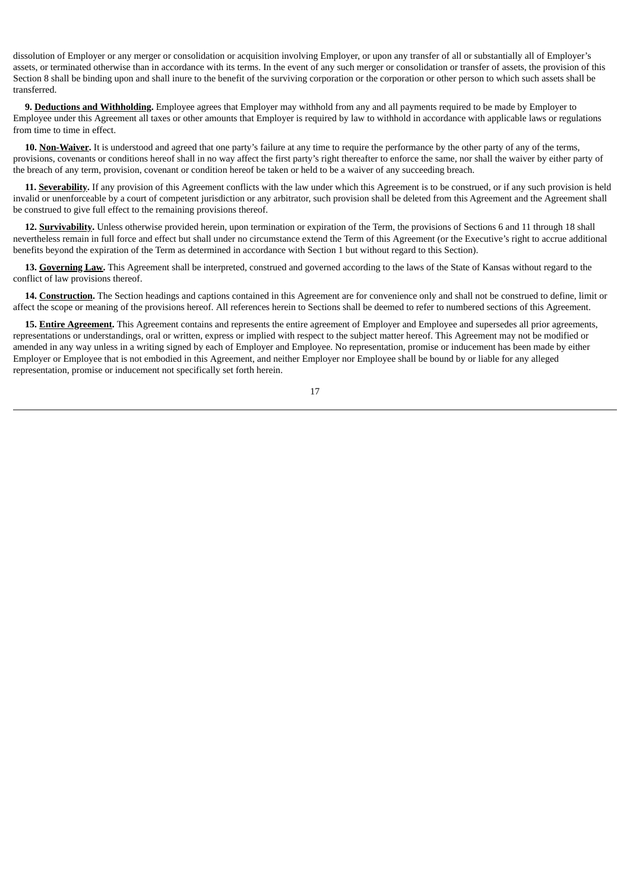dissolution of Employer or any merger or consolidation or acquisition involving Employer, or upon any transfer of all or substantially all of Employer's assets, or terminated otherwise than in accordance with its terms. In the event of any such merger or consolidation or transfer of assets, the provision of this Section 8 shall be binding upon and shall inure to the benefit of the surviving corporation or the corporation or other person to which such assets shall be transferred.

**9. Deductions and Withholding.** Employee agrees that Employer may withhold from any and all payments required to be made by Employer to Employee under this Agreement all taxes or other amounts that Employer is required by law to withhold in accordance with applicable laws or regulations from time to time in effect.

**10. Non-Waiver.** It is understood and agreed that one party's failure at any time to require the performance by the other party of any of the terms, provisions, covenants or conditions hereof shall in no way affect the first party's right thereafter to enforce the same, nor shall the waiver by either party of the breach of any term, provision, covenant or condition hereof be taken or held to be a waiver of any succeeding breach.

**11. Severability.** If any provision of this Agreement conflicts with the law under which this Agreement is to be construed, or if any such provision is held invalid or unenforceable by a court of competent jurisdiction or any arbitrator, such provision shall be deleted from this Agreement and the Agreement shall be construed to give full effect to the remaining provisions thereof.

**12. Survivability.** Unless otherwise provided herein, upon termination or expiration of the Term, the provisions of Sections 6 and 11 through 18 shall nevertheless remain in full force and effect but shall under no circumstance extend the Term of this Agreement (or the Executive's right to accrue additional benefits beyond the expiration of the Term as determined in accordance with Section 1 but without regard to this Section).

**13. Governing Law.** This Agreement shall be interpreted, construed and governed according to the laws of the State of Kansas without regard to the conflict of law provisions thereof.

**14. Construction.** The Section headings and captions contained in this Agreement are for convenience only and shall not be construed to define, limit or affect the scope or meaning of the provisions hereof. All references herein to Sections shall be deemed to refer to numbered sections of this Agreement.

**15. Entire Agreement.** This Agreement contains and represents the entire agreement of Employer and Employee and supersedes all prior agreements, representations or understandings, oral or written, express or implied with respect to the subject matter hereof. This Agreement may not be modified or amended in any way unless in a writing signed by each of Employer and Employee. No representation, promise or inducement has been made by either Employer or Employee that is not embodied in this Agreement, and neither Employer nor Employee shall be bound by or liable for any alleged representation, promise or inducement not specifically set forth herein.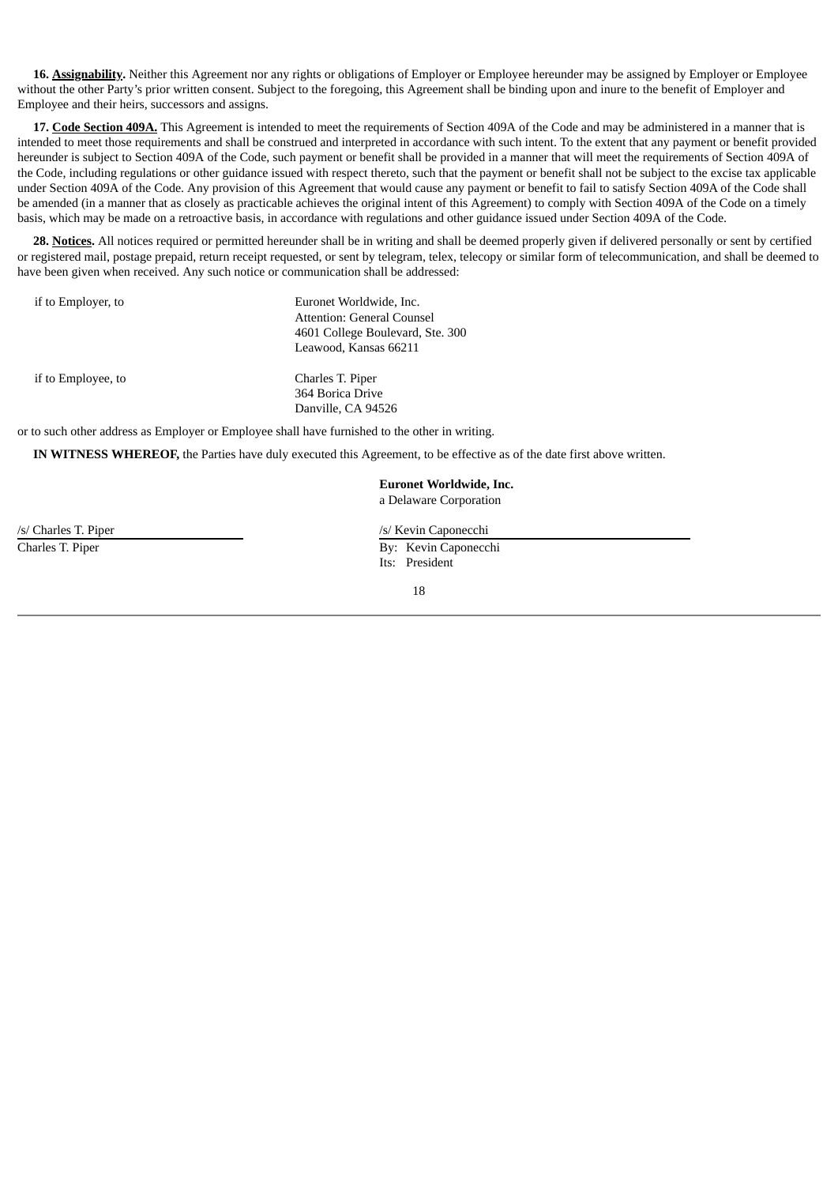**16. Assignability.** Neither this Agreement nor any rights or obligations of Employer or Employee hereunder may be assigned by Employer or Employee without the other Party's prior written consent. Subject to the foregoing, this Agreement shall be binding upon and inure to the benefit of Employer and Employee and their heirs, successors and assigns.

**17. Code Section 409A.** This Agreement is intended to meet the requirements of Section 409A of the Code and may be administered in a manner that is intended to meet those requirements and shall be construed and interpreted in accordance with such intent. To the extent that any payment or benefit provided hereunder is subject to Section 409A of the Code, such payment or benefit shall be provided in a manner that will meet the requirements of Section 409A of the Code, including regulations or other guidance issued with respect thereto, such that the payment or benefit shall not be subject to the excise tax applicable under Section 409A of the Code. Any provision of this Agreement that would cause any payment or benefit to fail to satisfy Section 409A of the Code shall be amended (in a manner that as closely as practicable achieves the original intent of this Agreement) to comply with Section 409A of the Code on a timely basis, which may be made on a retroactive basis, in accordance with regulations and other guidance issued under Section 409A of the Code.

**28. Notices.** All notices required or permitted hereunder shall be in writing and shall be deemed properly given if delivered personally or sent by certified or registered mail, postage prepaid, return receipt requested, or sent by telegram, telex, telecopy or similar form of telecommunication, and shall be deemed to have been given when received. Any such notice or communication shall be addressed:

if to Employer, to

Euronet Worldwide, Inc.
Attention: General Counsel
4601 College Boulevard, Ste. 300
Leawood, Kansas 66211

if to Employee, to

Charles T. Piper
364 Borica Drive
Danville, CA 94526

or to such other address as Employer or Employee shall have furnished to the other in writing.

**IN WITNESS WHEREOF,** the Parties have duly executed this Agreement, to be effective as of the date first above written.

**Euronet Worldwide, Inc.**
a Delaware Corporation

/s/ Charles T. Piper
Charles T. Piper

/s/ Kevin Caponecchi
By: Kevin Caponecchi
Its: President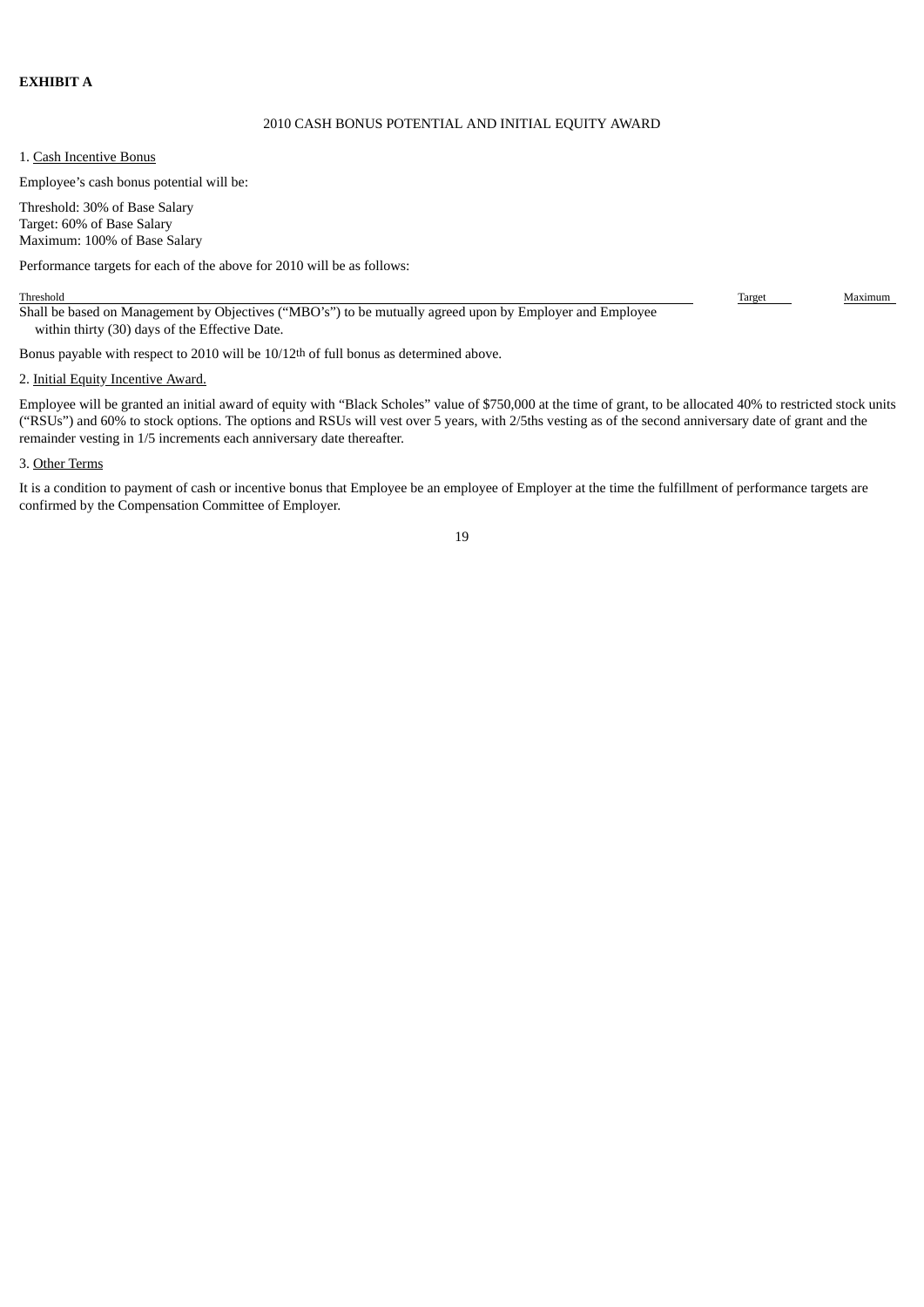**EXHIBIT A**

2010 CASH BONUS POTENTIAL AND INITIAL EQUITY AWARD

1. Cash Incentive Bonus

Employee's cash bonus potential will be:

Threshold: 30% of Base Salary
Target: 60% of Base Salary
Maximum: 100% of Base Salary

Performance targets for each of the above for 2010 will be as follows:

| Threshold | Target | Maximum |
| --- | --- | --- |
| Shall be based on Management by Objectives ("MBO's") to be mutually agreed upon by Employer and Employee within thirty (30) days of the Effective Date. | | |

Bonus payable with respect to 2010 will be 10/12th of full bonus as determined above.

2. Initial Equity Incentive Award.

Employee will be granted an initial award of equity with "Black Scholes" value of $750,000 at the time of grant, to be allocated 40% to restricted stock units ("RSUs") and 60% to stock options. The options and RSUs will vest over 5 years, with 2/5ths vesting as of the second anniversary date of grant and the remainder vesting in 1/5 increments each anniversary date thereafter.

3. Other Terms

It is a condition to payment of cash or incentive bonus that Employee be an employee of Employer at the time the fulfillment of performance targets are confirmed by the Compensation Committee of Employer.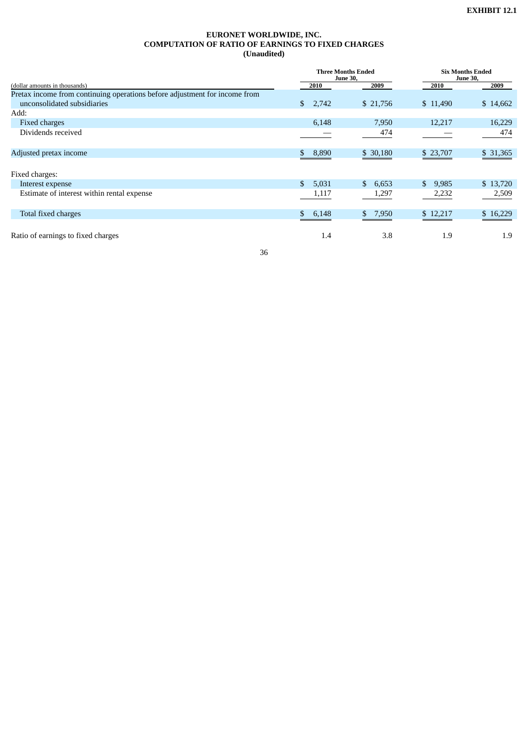**EXHIBIT 12.1**

# EURONET WORLDWIDE, INC.
## COMPUTATION OF RATIO OF EARNINGS TO FIXED CHARGES
### (Unaudited)

| (dollar amounts in thousands) | Three Months Ended June 30, 2010 | Three Months Ended June 30, 2009 | Six Months Ended June 30, 2010 | Six Months Ended June 30, 2009 |
|---|---|---|---|---|
| Pretax income from continuing operations before adjustment for income from unconsolidated subsidiaries | $ 2,742 | $ 21,756 | $ 11,490 | $ 14,662 |
| Add: | | | | |
| Fixed charges | 6,148 | 7,950 | 12,217 | 16,229 |
| Dividends received | — | 474 | — | 474 |
| Adjusted pretax income | $ 8,890 | $ 30,180 | $ 23,707 | $ 31,365 |
| Fixed charges: | | | | |
| Interest expense | $ 5,031 | $ 6,653 | $ 9,985 | $ 13,720 |
| Estimate of interest within rental expense | 1,117 | 1,297 | 2,232 | 2,509 |
| Total fixed charges | $ 6,148 | $ 7,950 | $ 12,217 | $ 16,229 |
| Ratio of earnings to fixed charges | 1.4 | 3.8 | 1.9 | 1.9 |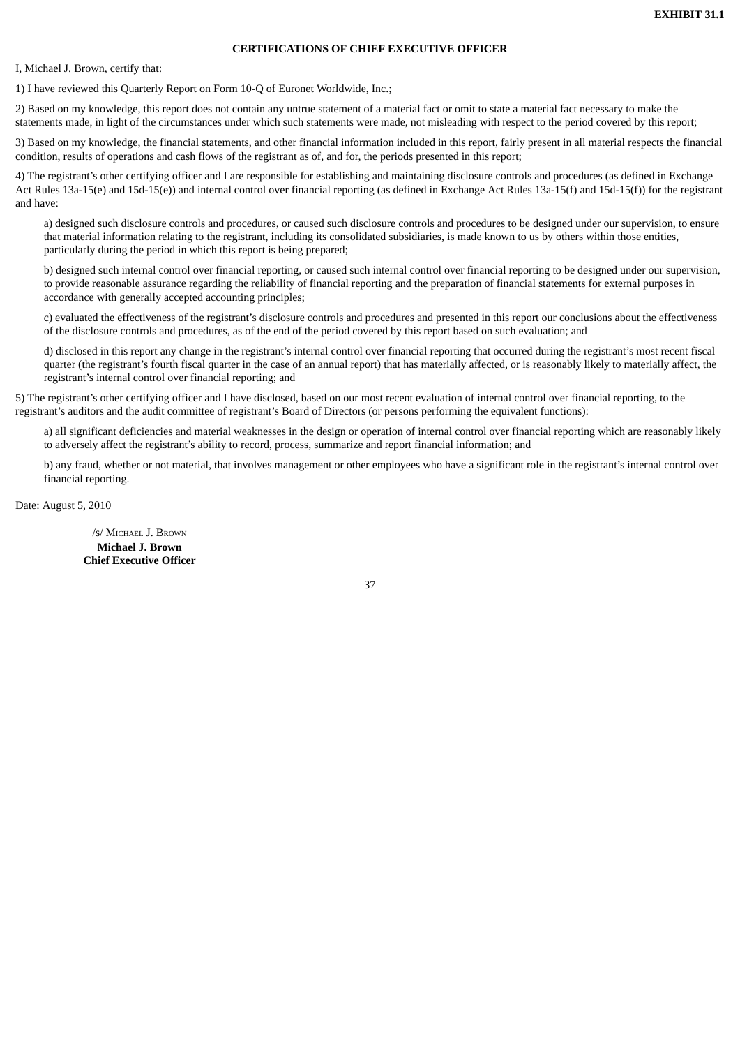**EXHIBIT 31.1**

**CERTIFICATIONS OF CHIEF EXECUTIVE OFFICER**

I, Michael J. Brown, certify that:

1) I have reviewed this Quarterly Report on Form 10-Q of Euronet Worldwide, Inc.;

2) Based on my knowledge, this report does not contain any untrue statement of a material fact or omit to state a material fact necessary to make the statements made, in light of the circumstances under which such statements were made, not misleading with respect to the period covered by this report;

3) Based on my knowledge, the financial statements, and other financial information included in this report, fairly present in all material respects the financial condition, results of operations and cash flows of the registrant as of, and for, the periods presented in this report;

4) The registrant's other certifying officer and I are responsible for establishing and maintaining disclosure controls and procedures (as defined in Exchange Act Rules 13a-15(e) and 15d-15(e)) and internal control over financial reporting (as defined in Exchange Act Rules 13a-15(f) and 15d-15(f)) for the registrant and have:

a) designed such disclosure controls and procedures, or caused such disclosure controls and procedures to be designed under our supervision, to ensure that material information relating to the registrant, including its consolidated subsidiaries, is made known to us by others within those entities, particularly during the period in which this report is being prepared;

b) designed such internal control over financial reporting, or caused such internal control over financial reporting to be designed under our supervision, to provide reasonable assurance regarding the reliability of financial reporting and the preparation of financial statements for external purposes in accordance with generally accepted accounting principles;

c) evaluated the effectiveness of the registrant's disclosure controls and procedures and presented in this report our conclusions about the effectiveness of the disclosure controls and procedures, as of the end of the period covered by this report based on such evaluation; and

d) disclosed in this report any change in the registrant's internal control over financial reporting that occurred during the registrant's most recent fiscal quarter (the registrant's fourth fiscal quarter in the case of an annual report) that has materially affected, or is reasonably likely to materially affect, the registrant's internal control over financial reporting; and

5) The registrant's other certifying officer and I have disclosed, based on our most recent evaluation of internal control over financial reporting, to the registrant's auditors and the audit committee of registrant's Board of Directors (or persons performing the equivalent functions):

a) all significant deficiencies and material weaknesses in the design or operation of internal control over financial reporting which are reasonably likely to adversely affect the registrant's ability to record, process, summarize and report financial information; and

b) any fraud, whether or not material, that involves management or other employees who have a significant role in the registrant's internal control over financial reporting.

Date: August 5, 2010

/s/ Michael J. Brown

**Michael J. Brown**
**Chief Executive Officer**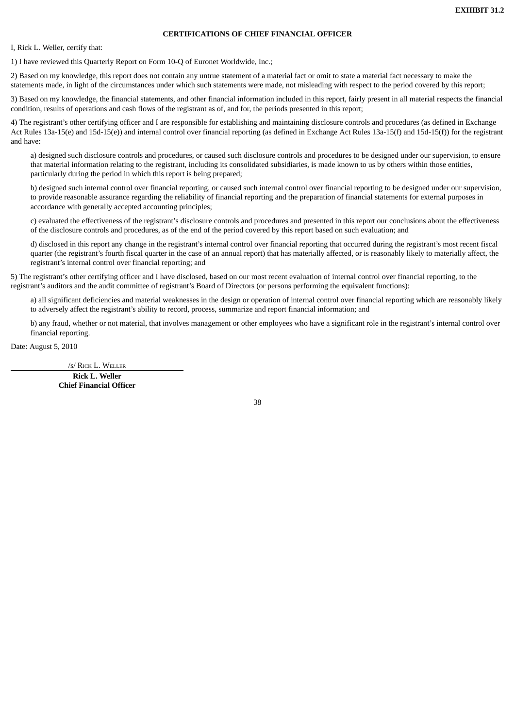**EXHIBIT 31.2**

**CERTIFICATIONS OF CHIEF FINANCIAL OFFICER**

I, Rick L. Weller, certify that:

1) I have reviewed this Quarterly Report on Form 10-Q of Euronet Worldwide, Inc.;

2) Based on my knowledge, this report does not contain any untrue statement of a material fact or omit to state a material fact necessary to make the statements made, in light of the circumstances under which such statements were made, not misleading with respect to the period covered by this report;

3) Based on my knowledge, the financial statements, and other financial information included in this report, fairly present in all material respects the financial condition, results of operations and cash flows of the registrant as of, and for, the periods presented in this report;

4) The registrant's other certifying officer and I are responsible for establishing and maintaining disclosure controls and procedures (as defined in Exchange Act Rules 13a-15(e) and 15d-15(e)) and internal control over financial reporting (as defined in Exchange Act Rules 13a-15(f) and 15d-15(f)) for the registrant and have:

a) designed such disclosure controls and procedures, or caused such disclosure controls and procedures to be designed under our supervision, to ensure that material information relating to the registrant, including its consolidated subsidiaries, is made known to us by others within those entities, particularly during the period in which this report is being prepared;

b) designed such internal control over financial reporting, or caused such internal control over financial reporting to be designed under our supervision, to provide reasonable assurance regarding the reliability of financial reporting and the preparation of financial statements for external purposes in accordance with generally accepted accounting principles;

c) evaluated the effectiveness of the registrant's disclosure controls and procedures and presented in this report our conclusions about the effectiveness of the disclosure controls and procedures, as of the end of the period covered by this report based on such evaluation; and

d) disclosed in this report any change in the registrant's internal control over financial reporting that occurred during the registrant's most recent fiscal quarter (the registrant's fourth fiscal quarter in the case of an annual report) that has materially affected, or is reasonably likely to materially affect, the registrant's internal control over financial reporting; and

5) The registrant's other certifying officer and I have disclosed, based on our most recent evaluation of internal control over financial reporting, to the registrant's auditors and the audit committee of registrant's Board of Directors (or persons performing the equivalent functions):

a) all significant deficiencies and material weaknesses in the design or operation of internal control over financial reporting which are reasonably likely to adversely affect the registrant's ability to record, process, summarize and report financial information; and

b) any fraud, whether or not material, that involves management or other employees who have a significant role in the registrant's internal control over financial reporting.

Date: August 5, 2010

/s/ RICK L. WELLER

**Rick L. Weller**
**Chief Financial Officer**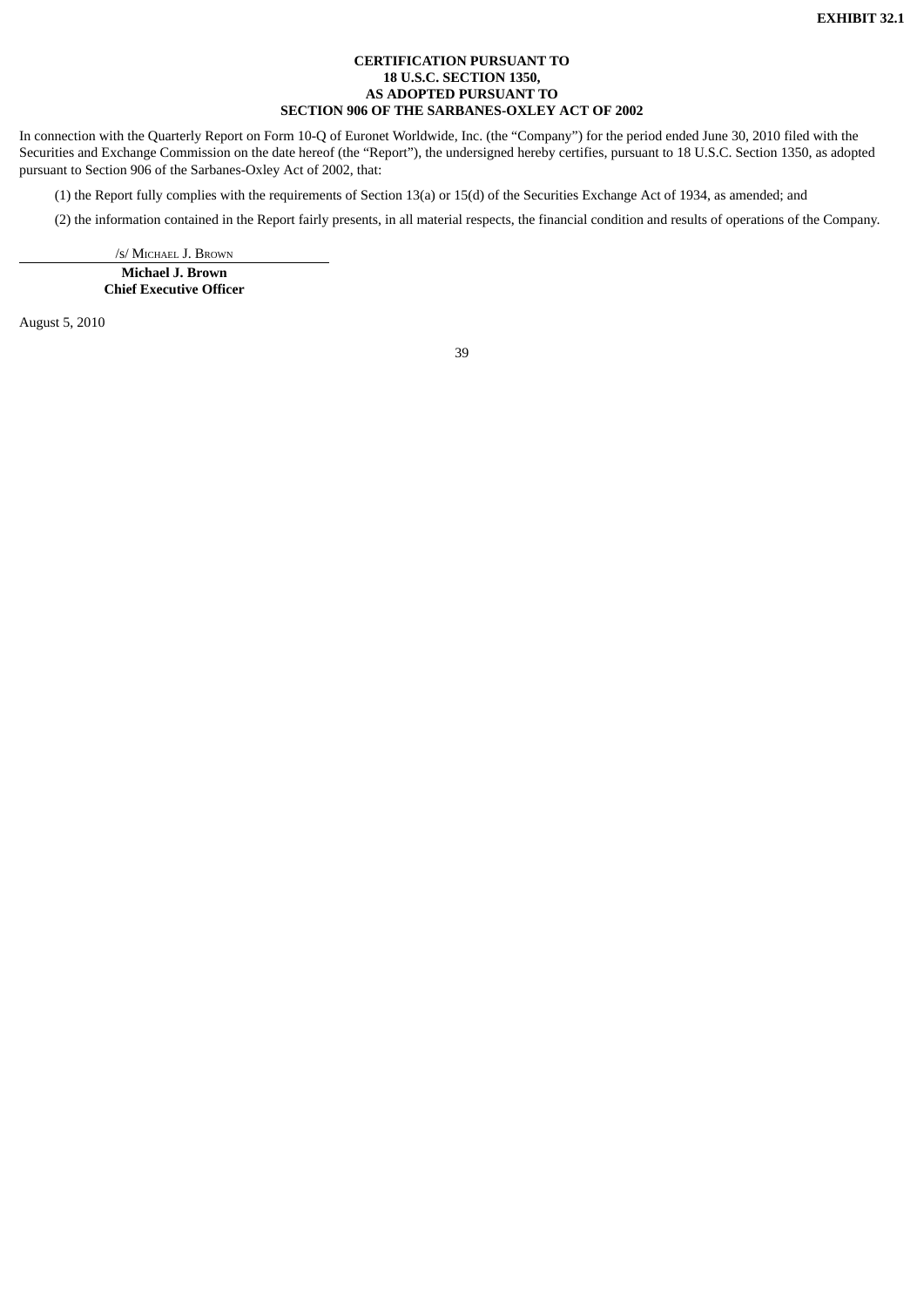**EXHIBIT 32.1**

**CERTIFICATION PURSUANT TO**
**18 U.S.C. SECTION 1350,**
**AS ADOPTED PURSUANT TO**
**SECTION 906 OF THE SARBANES-OXLEY ACT OF 2002**

In connection with the Quarterly Report on Form 10-Q of Euronet Worldwide, Inc. (the "Company") for the period ended June 30, 2010 filed with the Securities and Exchange Commission on the date hereof (the "Report"), the undersigned hereby certifies, pursuant to 18 U.S.C. Section 1350, as adopted pursuant to Section 906 of the Sarbanes-Oxley Act of 2002, that:

(1) the Report fully complies with the requirements of Section 13(a) or 15(d) of the Securities Exchange Act of 1934, as amended; and

(2) the information contained in the Report fairly presents, in all material respects, the financial condition and results of operations of the Company.

/s/ Michael J. Brown

**Michael J. Brown**
**Chief Executive Officer**

August 5, 2010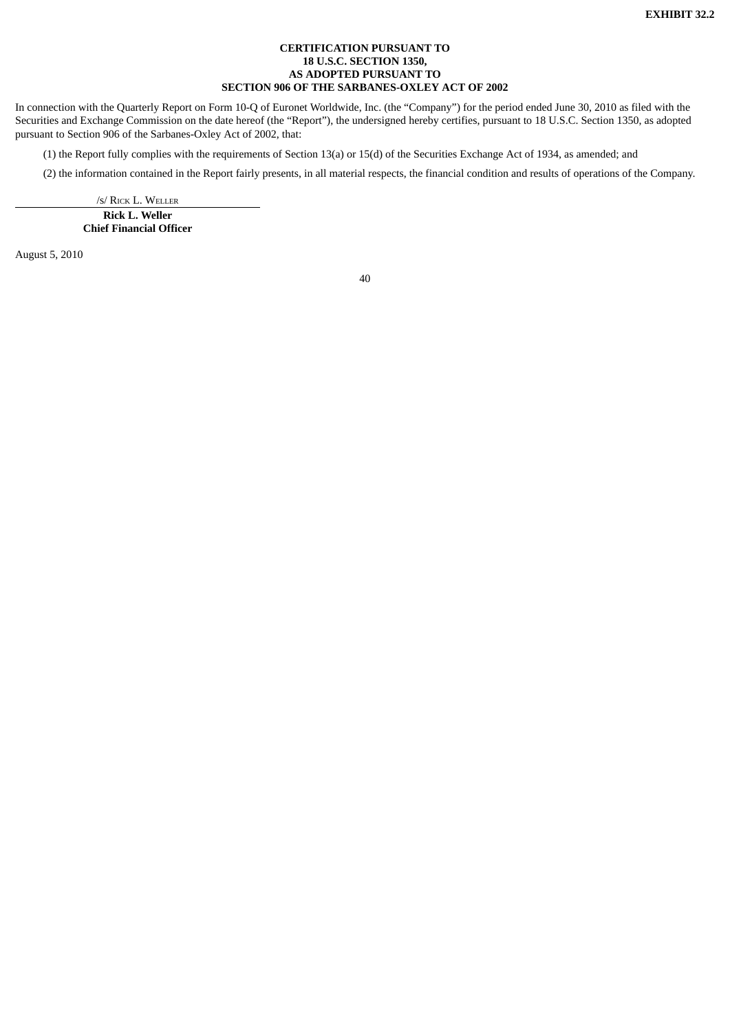**EXHIBIT 32.2**

**CERTIFICATION PURSUANT TO**
**18 U.S.C. SECTION 1350,**
**AS ADOPTED PURSUANT TO**
**SECTION 906 OF THE SARBANES-OXLEY ACT OF 2002**

In connection with the Quarterly Report on Form 10-Q of Euronet Worldwide, Inc. (the “Company”) for the period ended June 30, 2010 as filed with the Securities and Exchange Commission on the date hereof (the “Report”), the undersigned hereby certifies, pursuant to 18 U.S.C. Section 1350, as adopted pursuant to Section 906 of the Sarbanes-Oxley Act of 2002, that:

(1) the Report fully complies with the requirements of Section 13(a) or 15(d) of the Securities Exchange Act of 1934, as amended; and

(2) the information contained in the Report fairly presents, in all material respects, the financial condition and results of operations of the Company.

/s/ RICK L. WELLER

**Rick L. Weller**
**Chief Financial Officer**

August 5, 2010